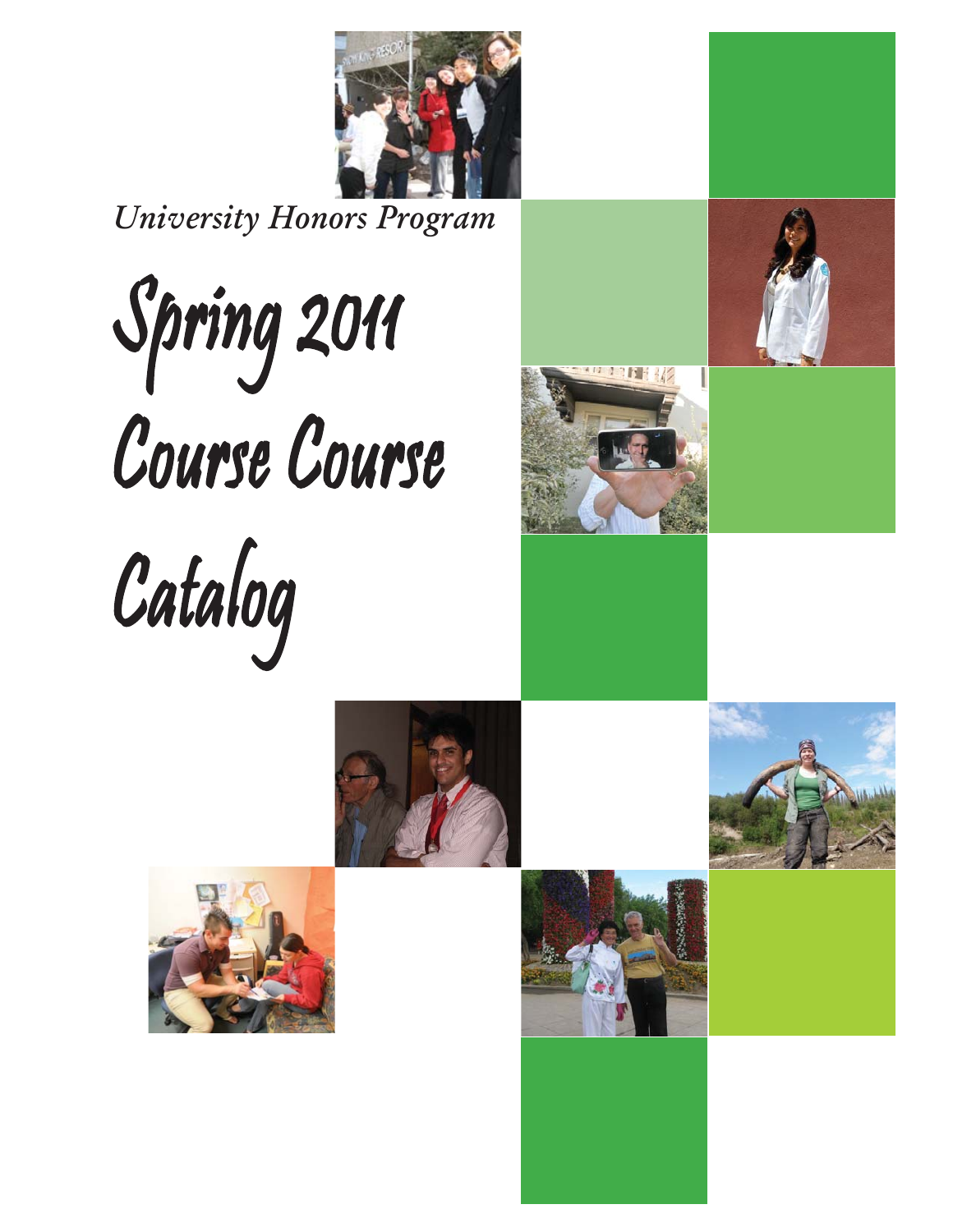*University Honors Program*

# Spring 2011 Course Course Catalog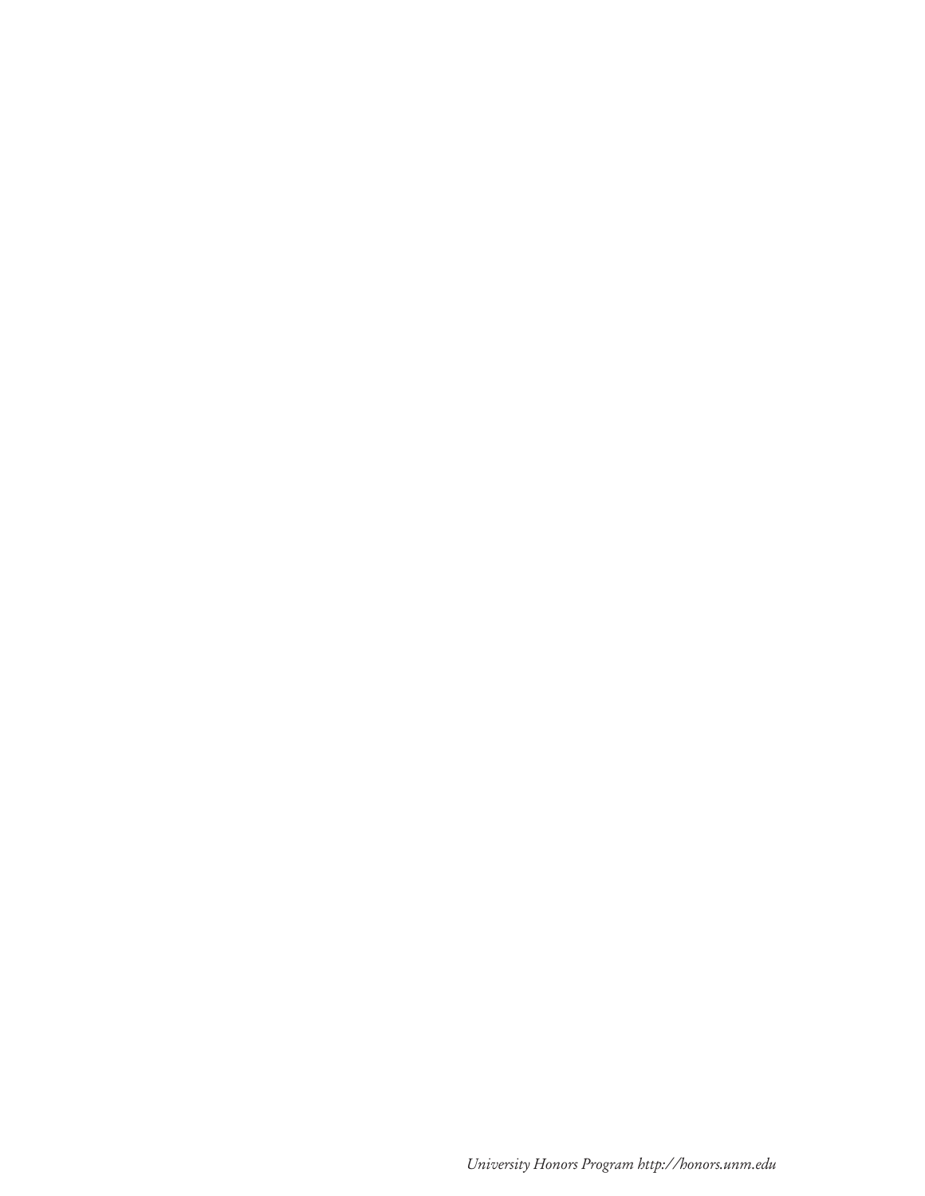*University Honors Program http://honors.unm.edu*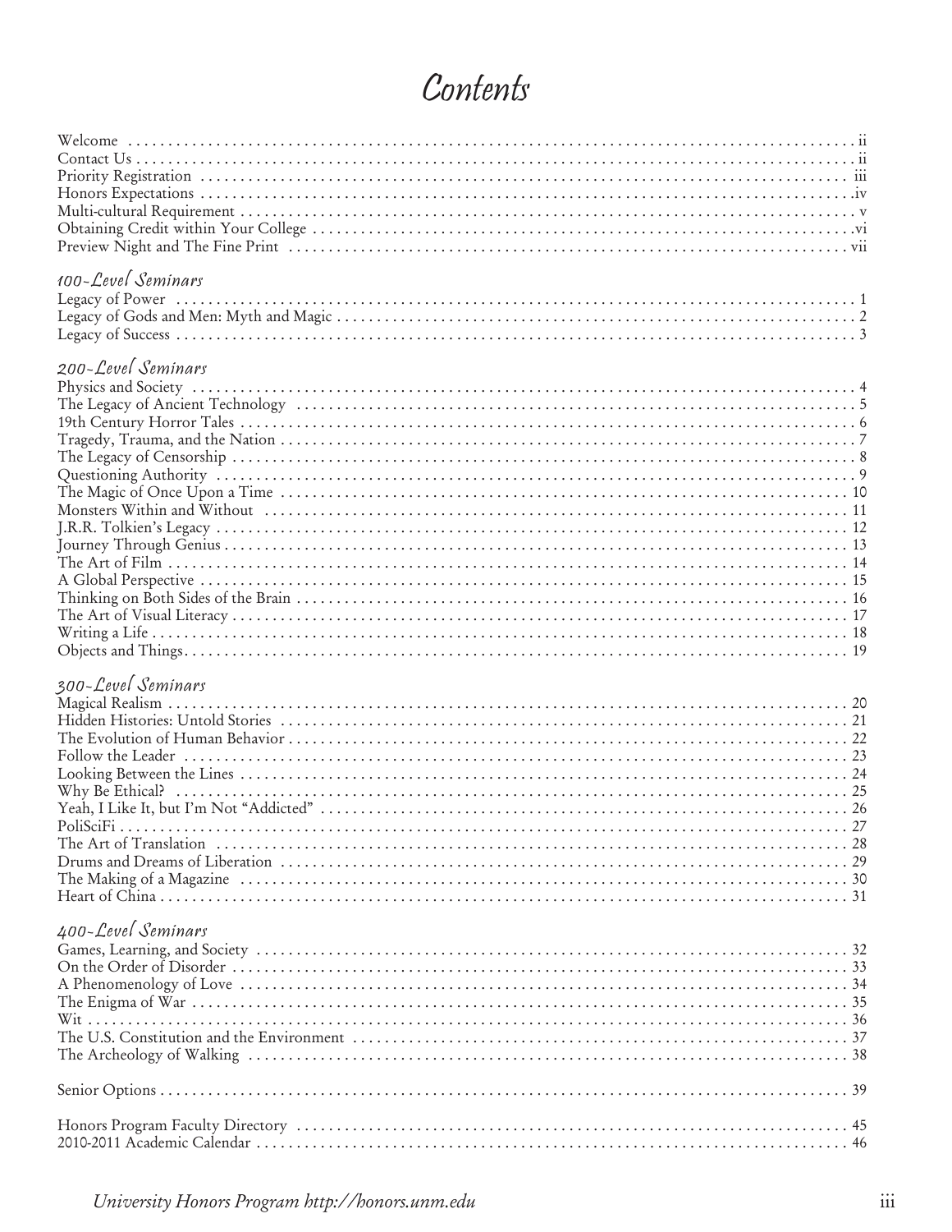# Contents

Welcome . . . . . . . . . . . . . . . . . . . . . . . . . . . . . . . . . . . . . . . . . . . . . . . . . . . . . . . . . . . . . . . . . . . . . . . . . . . . . . ii
Contact Us . . . . . . . . . . . . . . . . . . . . . . . . . . . . . . . . . . . . . . . . . . . . . . . . . . . . . . . . . . . . . . . . . . . . . . . . . . . . . . ii
Priority Registration . . . . . . . . . . . . . . . . . . . . . . . . . . . . . . . . . . . . . . . . . . . . . . . . . . . . . . . . . . . . . . . . . . . . . . iii
Honors Expectations . . . . . . . . . . . . . . . . . . . . . . . . . . . . . . . . . . . . . . . . . . . . . . . . . . . . . . . . . . . . . . . . . . . . . . .iv
Multi-cultural Requirement . . . . . . . . . . . . . . . . . . . . . . . . . . . . . . . . . . . . . . . . . . . . . . . . . . . . . . . . . . . . . . . . . . v
Obtaining Credit within Your College . . . . . . . . . . . . . . . . . . . . . . . . . . . . . . . . . . . . . . . . . . . . . . . . . . . . . . . . . .vi
Preview Night and The Fine Print . . . . . . . . . . . . . . . . . . . . . . . . . . . . . . . . . . . . . . . . . . . . . . . . . . . . . . . . . . . vii

## 100-Level Seminars

Legacy of Power . . . . . . . . . . . . . . . . . . . . . . . . . . . . . . . . . . . . . . . . . . . . . . . . . . . . . . . . . . . . . . . . . . . . . . . . 1
Legacy of Gods and Men: Myth and Magic . . . . . . . . . . . . . . . . . . . . . . . . . . . . . . . . . . . . . . . . . . . . . . . . . . . . . 2
Legacy of Success . . . . . . . . . . . . . . . . . . . . . . . . . . . . . . . . . . . . . . . . . . . . . . . . . . . . . . . . . . . . . . . . . . . . . . . 3

## 200-Level Seminars

Physics and Society . . . . . . . . . . . . . . . . . . . . . . . . . . . . . . . . . . . . . . . . . . . . . . . . . . . . . . . . . . . . . . . . . . . . . 4
The Legacy of Ancient Technology . . . . . . . . . . . . . . . . . . . . . . . . . . . . . . . . . . . . . . . . . . . . . . . . . . . . . . . . . . 5
19th Century Horror Tales . . . . . . . . . . . . . . . . . . . . . . . . . . . . . . . . . . . . . . . . . . . . . . . . . . . . . . . . . . . . . . . . 6
Tragedy, Trauma, and the Nation . . . . . . . . . . . . . . . . . . . . . . . . . . . . . . . . . . . . . . . . . . . . . . . . . . . . . . . . . . . 7
The Legacy of Censorship . . . . . . . . . . . . . . . . . . . . . . . . . . . . . . . . . . . . . . . . . . . . . . . . . . . . . . . . . . . . . . . . 8
Questioning Authority . . . . . . . . . . . . . . . . . . . . . . . . . . . . . . . . . . . . . . . . . . . . . . . . . . . . . . . . . . . . . . . . . . . 9
The Magic of Once Upon a Time . . . . . . . . . . . . . . . . . . . . . . . . . . . . . . . . . . . . . . . . . . . . . . . . . . . . . . . . . . 10
Monsters Within and Without . . . . . . . . . . . . . . . . . . . . . . . . . . . . . . . . . . . . . . . . . . . . . . . . . . . . . . . . . . . . 11
J.R.R. Tolkien's Legacy . . . . . . . . . . . . . . . . . . . . . . . . . . . . . . . . . . . . . . . . . . . . . . . . . . . . . . . . . . . . . . . . . 12
Journey Through Genius . . . . . . . . . . . . . . . . . . . . . . . . . . . . . . . . . . . . . . . . . . . . . . . . . . . . . . . . . . . . . . . . . 13
The Art of Film . . . . . . . . . . . . . . . . . . . . . . . . . . . . . . . . . . . . . . . . . . . . . . . . . . . . . . . . . . . . . . . . . . . . . . . 14
A Global Perspective . . . . . . . . . . . . . . . . . . . . . . . . . . . . . . . . . . . . . . . . . . . . . . . . . . . . . . . . . . . . . . . . . . . 15
Thinking on Both Sides of the Brain . . . . . . . . . . . . . . . . . . . . . . . . . . . . . . . . . . . . . . . . . . . . . . . . . . . . . . . . 16
The Art of Visual Literacy . . . . . . . . . . . . . . . . . . . . . . . . . . . . . . . . . . . . . . . . . . . . . . . . . . . . . . . . . . . . . . . 17
Writing a Life . . . . . . . . . . . . . . . . . . . . . . . . . . . . . . . . . . . . . . . . . . . . . . . . . . . . . . . . . . . . . . . . . . . . . . . . 18
Objects and Things . . . . . . . . . . . . . . . . . . . . . . . . . . . . . . . . . . . . . . . . . . . . . . . . . . . . . . . . . . . . . . . . . . . . 19

## 300-Level Seminars

Magical Realism . . . . . . . . . . . . . . . . . . . . . . . . . . . . . . . . . . . . . . . . . . . . . . . . . . . . . . . . . . . . . . . . . . . . . . 20
Hidden Histories: Untold Stories . . . . . . . . . . . . . . . . . . . . . . . . . . . . . . . . . . . . . . . . . . . . . . . . . . . . . . . . . . 21
The Evolution of Human Behavior . . . . . . . . . . . . . . . . . . . . . . . . . . . . . . . . . . . . . . . . . . . . . . . . . . . . . . . . . 22
Follow the Leader . . . . . . . . . . . . . . . . . . . . . . . . . . . . . . . . . . . . . . . . . . . . . . . . . . . . . . . . . . . . . . . . . . . . . 23
Looking Between the Lines . . . . . . . . . . . . . . . . . . . . . . . . . . . . . . . . . . . . . . . . . . . . . . . . . . . . . . . . . . . . . . 24
Why Be Ethical? . . . . . . . . . . . . . . . . . . . . . . . . . . . . . . . . . . . . . . . . . . . . . . . . . . . . . . . . . . . . . . . . . . . . . . 25
Yeah, I Like It, but I'm Not "Addicted" . . . . . . . . . . . . . . . . . . . . . . . . . . . . . . . . . . . . . . . . . . . . . . . . . . . . . 26
PoliSciFi . . . . . . . . . . . . . . . . . . . . . . . . . . . . . . . . . . . . . . . . . . . . . . . . . . . . . . . . . . . . . . . . . . . . . . . . . . . . 27
The Art of Translation . . . . . . . . . . . . . . . . . . . . . . . . . . . . . . . . . . . . . . . . . . . . . . . . . . . . . . . . . . . . . . . . . . 28
Drums and Dreams of Liberation . . . . . . . . . . . . . . . . . . . . . . . . . . . . . . . . . . . . . . . . . . . . . . . . . . . . . . . . . . 29
The Making of a Magazine . . . . . . . . . . . . . . . . . . . . . . . . . . . . . . . . . . . . . . . . . . . . . . . . . . . . . . . . . . . . . . 30
Heart of China . . . . . . . . . . . . . . . . . . . . . . . . . . . . . . . . . . . . . . . . . . . . . . . . . . . . . . . . . . . . . . . . . . . . . . . 31

## 400-Level Seminars

Games, Learning, and Society . . . . . . . . . . . . . . . . . . . . . . . . . . . . . . . . . . . . . . . . . . . . . . . . . . . . . . . . . . . 32
On the Order of Disorder . . . . . . . . . . . . . . . . . . . . . . . . . . . . . . . . . . . . . . . . . . . . . . . . . . . . . . . . . . . . . . . . 33
A Phenomenology of Love . . . . . . . . . . . . . . . . . . . . . . . . . . . . . . . . . . . . . . . . . . . . . . . . . . . . . . . . . . . . . . . 34
The Enigma of War . . . . . . . . . . . . . . . . . . . . . . . . . . . . . . . . . . . . . . . . . . . . . . . . . . . . . . . . . . . . . . . . . . . . 35
Wit . . . . . . . . . . . . . . . . . . . . . . . . . . . . . . . . . . . . . . . . . . . . . . . . . . . . . . . . . . . . . . . . . . . . . . . . . . . . . . . . 36
The U.S. Constitution and the Environment . . . . . . . . . . . . . . . . . . . . . . . . . . . . . . . . . . . . . . . . . . . . . . . . . . 37
The Archeology of Walking . . . . . . . . . . . . . . . . . . . . . . . . . . . . . . . . . . . . . . . . . . . . . . . . . . . . . . . . . . . . . . 38

Senior Options . . . . . . . . . . . . . . . . . . . . . . . . . . . . . . . . . . . . . . . . . . . . . . . . . . . . . . . . . . . . . . . . . . . . . . . 39

Honors Program Faculty Directory . . . . . . . . . . . . . . . . . . . . . . . . . . . . . . . . . . . . . . . . . . . . . . . . . . . . . . . . 45
2010-2011 Academic Calendar . . . . . . . . . . . . . . . . . . . . . . . . . . . . . . . . . . . . . . . . . . . . . . . . . . . . . . . . . . . 46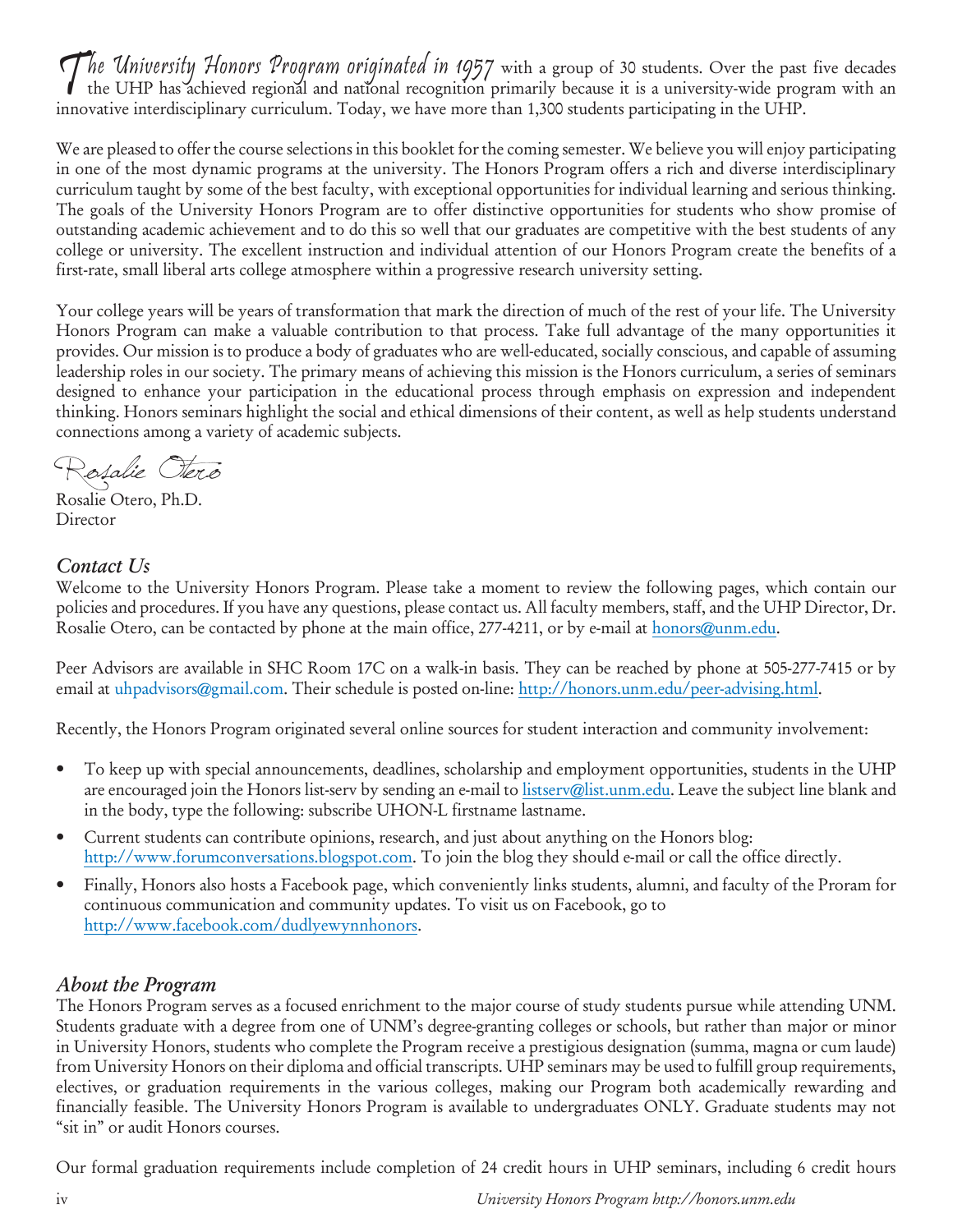*The University Honors Program originated in 1957* with a group of 30 students. Over the past five decades the UHP has achieved regional and national recognition primarily because it is a university-wide program with an innovative interdisciplinary curriculum. Today, we have more than 1,300 students participating in the UHP.

We are pleased to offer the course selections in this booklet for the coming semester. We believe you will enjoy participating in one of the most dynamic programs at the university. The Honors Program offers a rich and diverse interdisciplinary curriculum taught by some of the best faculty, with exceptional opportunities for individual learning and serious thinking. The goals of the University Honors Program are to offer distinctive opportunities for students who show promise of outstanding academic achievement and to do this so well that our graduates are competitive with the best students of any college or university. The excellent instruction and individual attention of our Honors Program create the benefits of a first-rate, small liberal arts college atmosphere within a progressive research university setting.

Your college years will be years of transformation that mark the direction of much of the rest of your life. The University Honors Program can make a valuable contribution to that process. Take full advantage of the many opportunities it provides. Our mission is to produce a body of graduates who are well-educated, socially conscious, and capable of assuming leadership roles in our society. The primary means of achieving this mission is the Honors curriculum, a series of seminars designed to enhance your participation in the educational process through emphasis on expression and independent thinking. Honors seminars highlight the social and ethical dimensions of their content, as well as help students understand connections among a variety of academic subjects.

*Rosalie Otero*

Rosalie Otero, Ph.D.
Director

## *Contact Us*

Welcome to the University Honors Program. Please take a moment to review the following pages, which contain our policies and procedures. If you have any questions, please contact us. All faculty members, staff, and the UHP Director, Dr. Rosalie Otero, can be contacted by phone at the main office, 277-4211, or by e-mail at honors@unm.edu.

Peer Advisors are available in SHC Room 17C on a walk-in basis. They can be reached by phone at 505-277-7415 or by email at uhpadvisors@gmail.com. Their schedule is posted on-line: http://honors.unm.edu/peer-advising.html.

Recently, the Honors Program originated several online sources for student interaction and community involvement:

- To keep up with special announcements, deadlines, scholarship and employment opportunities, students in the UHP are encouraged join the Honors list-serv by sending an e-mail to listserv@list.unm.edu. Leave the subject line blank and in the body, type the following: subscribe UHON-L firstname lastname.
- Current students can contribute opinions, research, and just about anything on the Honors blog: http://www.forumconversations.blogspot.com. To join the blog they should e-mail or call the office directly.
- Finally, Honors also hosts a Facebook page, which conveniently links students, alumni, and faculty of the Proram for continuous communication and community updates. To visit us on Facebook, go to http://www.facebook.com/dudlyewynnhonors.

## *About the Program*

The Honors Program serves as a focused enrichment to the major course of study students pursue while attending UNM. Students graduate with a degree from one of UNM's degree-granting colleges or schools, but rather than major or minor in University Honors, students who complete the Program receive a prestigious designation (summa, magna or cum laude) from University Honors on their diploma and official transcripts. UHP seminars may be used to fulfill group requirements, electives, or graduation requirements in the various colleges, making our Program both academically rewarding and financially feasible. The University Honors Program is available to undergraduates ONLY. Graduate students may not "sit in" or audit Honors courses.

Our formal graduation requirements include completion of 24 credit hours in UHP seminars, including 6 credit hours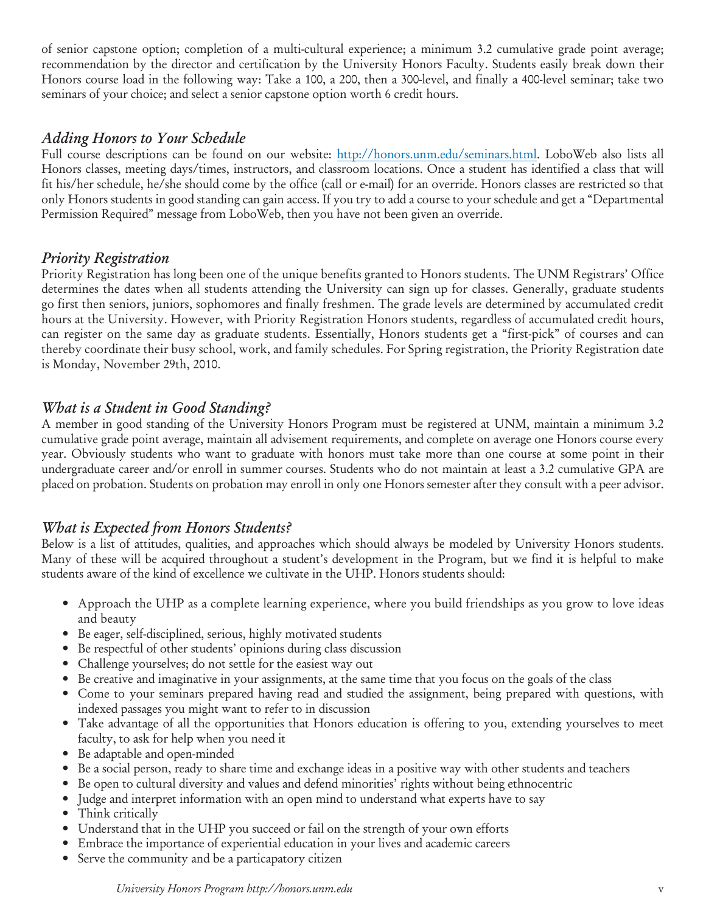of senior capstone option; completion of a multi-cultural experience; a minimum 3.2 cumulative grade point average; recommendation by the director and certification by the University Honors Faculty. Students easily break down their Honors course load in the following way: Take a 100, a 200, then a 300-level, and finally a 400-level seminar; take two seminars of your choice; and select a senior capstone option worth 6 credit hours.

### *Adding Honors to Your Schedule*

Full course descriptions can be found on our website: http://honors.unm.edu/seminars.html. LoboWeb also lists all Honors classes, meeting days/times, instructors, and classroom locations. Once a student has identified a class that will fit his/her schedule, he/she should come by the office (call or e-mail) for an override. Honors classes are restricted so that only Honors students in good standing can gain access. If you try to add a course to your schedule and get a "Departmental Permission Required" message from LoboWeb, then you have not been given an override.

### *Priority Registration*

Priority Registration has long been one of the unique benefits granted to Honors students. The UNM Registrars' Office determines the dates when all students attending the University can sign up for classes. Generally, graduate students go first then seniors, juniors, sophomores and finally freshmen. The grade levels are determined by accumulated credit hours at the University. However, with Priority Registration Honors students, regardless of accumulated credit hours, can register on the same day as graduate students. Essentially, Honors students get a "first-pick" of courses and can thereby coordinate their busy school, work, and family schedules. For Spring registration, the Priority Registration date is Monday, November 29th, 2010.

### *What is a Student in Good Standing?*

A member in good standing of the University Honors Program must be registered at UNM, maintain a minimum 3.2 cumulative grade point average, maintain all advisement requirements, and complete on average one Honors course every year. Obviously students who want to graduate with honors must take more than one course at some point in their undergraduate career and/or enroll in summer courses. Students who do not maintain at least a 3.2 cumulative GPA are placed on probation. Students on probation may enroll in only one Honors semester after they consult with a peer advisor.

### *What is Expected from Honors Students?*

Below is a list of attitudes, qualities, and approaches which should always be modeled by University Honors students. Many of these will be acquired throughout a student's development in the Program, but we find it is helpful to make students aware of the kind of excellence we cultivate in the UHP. Honors students should:

- Approach the UHP as a complete learning experience, where you build friendships as you grow to love ideas and beauty
- Be eager, self-disciplined, serious, highly motivated students
- Be respectful of other students' opinions during class discussion
- Challenge yourselves; do not settle for the easiest way out
- Be creative and imaginative in your assignments, at the same time that you focus on the goals of the class
- Come to your seminars prepared having read and studied the assignment, being prepared with questions, with indexed passages you might want to refer to in discussion
- Take advantage of all the opportunities that Honors education is offering to you, extending yourselves to meet faculty, to ask for help when you need it
- Be adaptable and open-minded
- Be a social person, ready to share time and exchange ideas in a positive way with other students and teachers
- Be open to cultural diversity and values and defend minorities' rights without being ethnocentric
- Judge and interpret information with an open mind to understand what experts have to say
- Think critically
- Understand that in the UHP you succeed or fail on the strength of your own efforts
- Embrace the importance of experiential education in your lives and academic careers
- Serve the community and be a particapatory citizen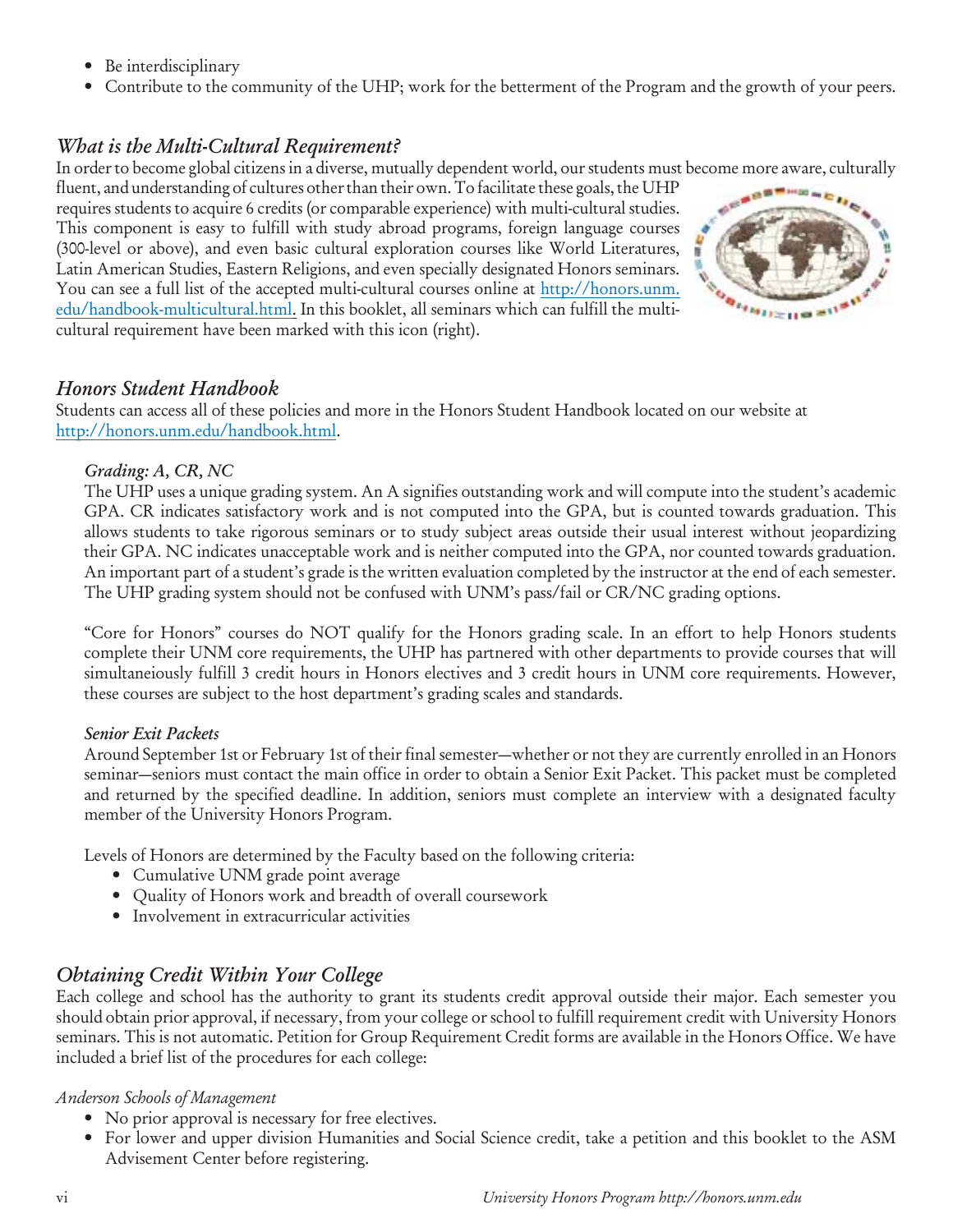- Be interdisciplinary
- Contribute to the community of the UHP; work for the betterment of the Program and the growth of your peers.

## *What is the Multi-Cultural Requirement?*

In order to become global citizens in a diverse, mutually dependent world, our students must become more aware, culturally fluent, and understanding of cultures other than their own. To facilitate these goals, the UHP requires students to acquire 6 credits (or comparable experience) with multi-cultural studies. This component is easy to fulfill with study abroad programs, foreign language courses (300-level or above), and even basic cultural exploration courses like World Literatures, Latin American Studies, Eastern Religions, and even specially designated Honors seminars. You can see a full list of the accepted multi-cultural courses online at http://honors.unm.edu/handbook-multicultural.html. In this booklet, all seminars which can fulfill the multi-cultural requirement have been marked with this icon (right).

## *Honors Student Handbook*

Students can access all of these policies and more in the Honors Student Handbook located on our website at http://honors.unm.edu/handbook.html.

### *Grading: A, CR, NC*

The UHP uses a unique grading system. An A signifies outstanding work and will compute into the student's academic GPA. CR indicates satisfactory work and is not computed into the GPA, but is counted towards graduation. This allows students to take rigorous seminars or to study subject areas outside their usual interest without jeopardizing their GPA. NC indicates unacceptable work and is neither computed into the GPA, nor counted towards graduation. An important part of a student's grade is the written evaluation completed by the instructor at the end of each semester. The UHP grading system should not be confused with UNM's pass/fail or CR/NC grading options.

"Core for Honors" courses do NOT qualify for the Honors grading scale. In an effort to help Honors students complete their UNM core requirements, the UHP has partnered with other departments to provide courses that will simultaneiously fulfill 3 credit hours in Honors electives and 3 credit hours in UNM core requirements. However, these courses are subject to the host department's grading scales and standards.

### *Senior Exit Packets*

Around September 1st or February 1st of their final semester—whether or not they are currently enrolled in an Honors seminar—seniors must contact the main office in order to obtain a Senior Exit Packet. This packet must be completed and returned by the specified deadline. In addition, seniors must complete an interview with a designated faculty member of the University Honors Program.

Levels of Honors are determined by the Faculty based on the following criteria:

- Cumulative UNM grade point average
- Quality of Honors work and breadth of overall coursework
- Involvement in extracurricular activities

## *Obtaining Credit Within Your College*

Each college and school has the authority to grant its students credit approval outside their major. Each semester you should obtain prior approval, if necessary, from your college or school to fulfill requirement credit with University Honors seminars. This is not automatic. Petition for Group Requirement Credit forms are available in the Honors Office. We have included a brief list of the procedures for each college:

*Anderson Schools of Management*

- No prior approval is necessary for free electives.
- For lower and upper division Humanities and Social Science credit, take a petition and this booklet to the ASM Advisement Center before registering.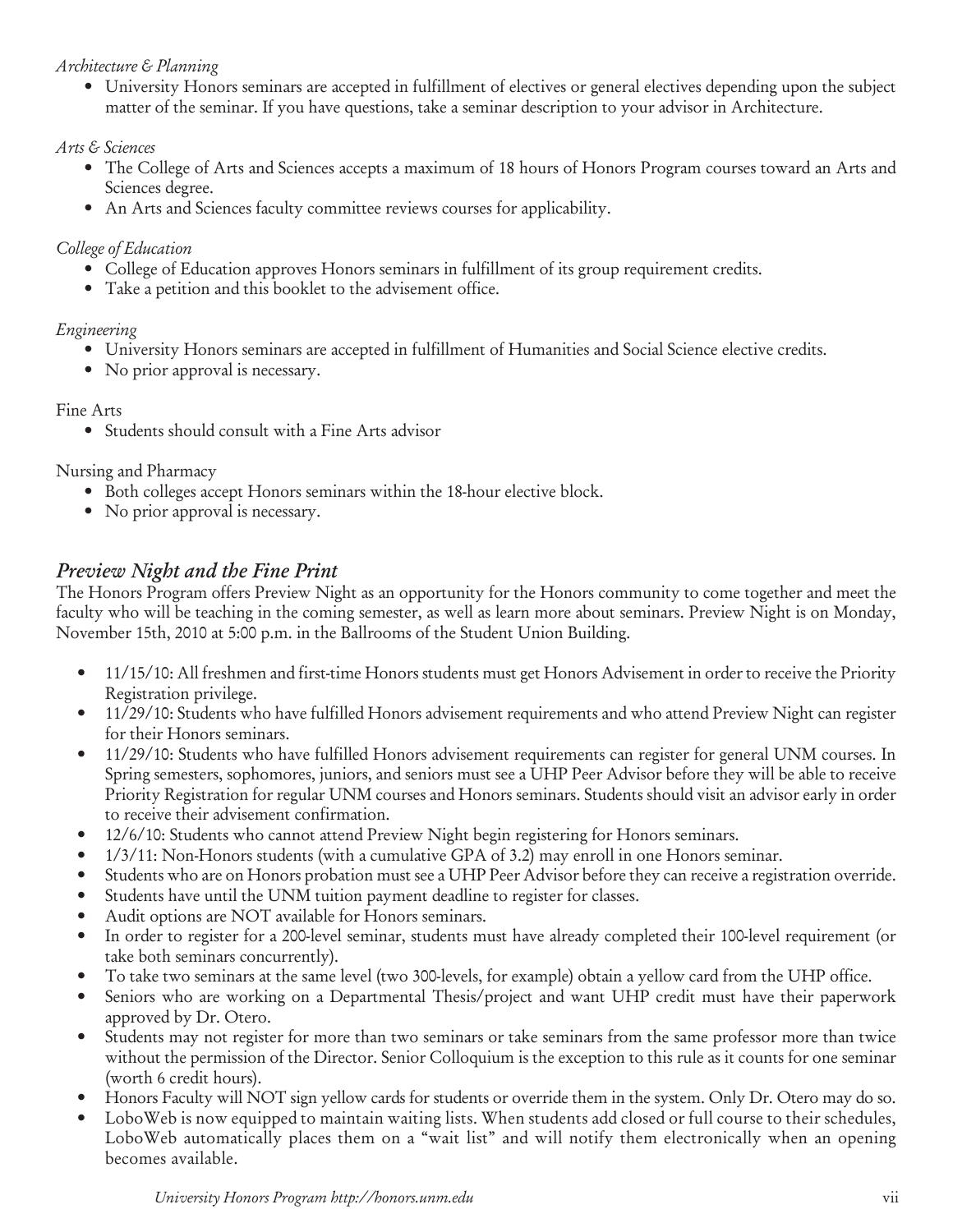*Architecture & Planning*

- University Honors seminars are accepted in fulfillment of electives or general electives depending upon the subject matter of the seminar. If you have questions, take a seminar description to your advisor in Architecture.

*Arts & Sciences*

- The College of Arts and Sciences accepts a maximum of 18 hours of Honors Program courses toward an Arts and Sciences degree.
- An Arts and Sciences faculty committee reviews courses for applicability.

*College of Education*

- College of Education approves Honors seminars in fulfillment of its group requirement credits.
- Take a petition and this booklet to the advisement office.

*Engineering*

- University Honors seminars are accepted in fulfillment of Humanities and Social Science elective credits.
- No prior approval is necessary.

Fine Arts

- Students should consult with a Fine Arts advisor

Nursing and Pharmacy

- Both colleges accept Honors seminars within the 18-hour elective block.
- No prior approval is necessary.

## *Preview Night and the Fine Print*

The Honors Program offers Preview Night as an opportunity for the Honors community to come together and meet the faculty who will be teaching in the coming semester, as well as learn more about seminars. Preview Night is on Monday, November 15th, 2010 at 5:00 p.m. in the Ballrooms of the Student Union Building.

- 11/15/10: All freshmen and first-time Honors students must get Honors Advisement in order to receive the Priority Registration privilege.
- 11/29/10: Students who have fulfilled Honors advisement requirements and who attend Preview Night can register for their Honors seminars.
- 11/29/10: Students who have fulfilled Honors advisement requirements can register for general UNM courses. In Spring semesters, sophomores, juniors, and seniors must see a UHP Peer Advisor before they will be able to receive Priority Registration for regular UNM courses and Honors seminars. Students should visit an advisor early in order to receive their advisement confirmation.
- 12/6/10: Students who cannot attend Preview Night begin registering for Honors seminars.
- 1/3/11: Non-Honors students (with a cumulative GPA of 3.2) may enroll in one Honors seminar.
- Students who are on Honors probation must see a UHP Peer Advisor before they can receive a registration override.
- Students have until the UNM tuition payment deadline to register for classes.
- Audit options are NOT available for Honors seminars.
- In order to register for a 200-level seminar, students must have already completed their 100-level requirement (or take both seminars concurrently).
- To take two seminars at the same level (two 300-levels, for example) obtain a yellow card from the UHP office.
- Seniors who are working on a Departmental Thesis/project and want UHP credit must have their paperwork approved by Dr. Otero.
- Students may not register for more than two seminars or take seminars from the same professor more than twice without the permission of the Director. Senior Colloquium is the exception to this rule as it counts for one seminar (worth 6 credit hours).
- Honors Faculty will NOT sign yellow cards for students or override them in the system. Only Dr. Otero may do so.
- LoboWeb is now equipped to maintain waiting lists. When students add closed or full course to their schedules, LoboWeb automatically places them on a "wait list" and will notify them electronically when an opening becomes available.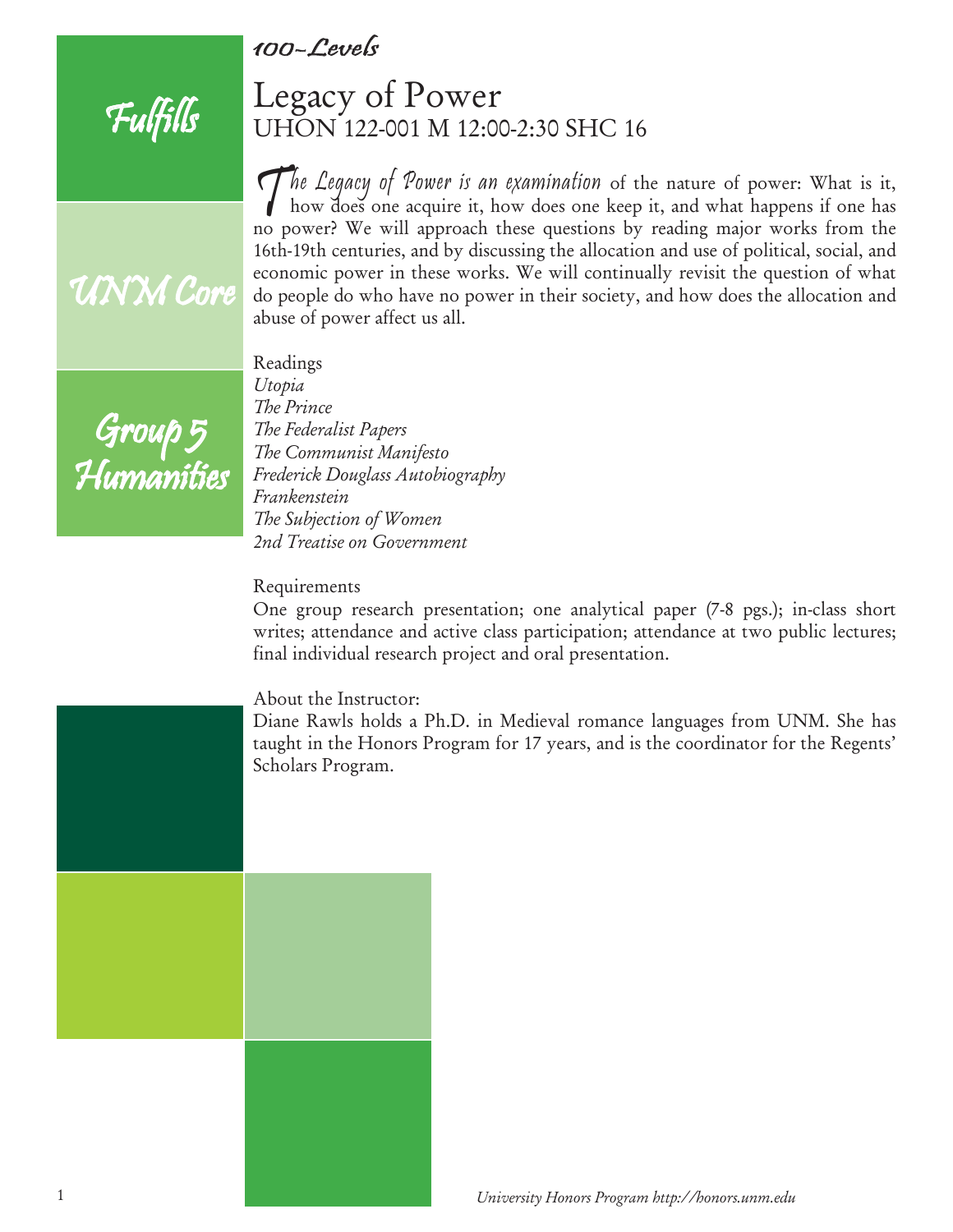*100-Levels*

Fulfills

UNM Core

Group 5 Humanities

# Legacy of Power

## UHON 122-001 M 12:00-2:30 SHC 16

*The Legacy of Power is an examination* of the nature of power: What is it, how does one acquire it, how does one keep it, and what happens if one has no power? We will approach these questions by reading major works from the 16th-19th centuries, and by discussing the allocation and use of political, social, and economic power in these works. We will continually revisit the question of what do people do who have no power in their society, and how does the allocation and abuse of power affect us all.

Readings

*Utopia*
*The Prince*
*The Federalist Papers*
*The Communist Manifesto*
*Frederick Douglass Autobiography*
*Frankenstein*
*The Subjection of Women*
*2nd Treatise on Government*

Requirements

One group research presentation; one analytical paper (7-8 pgs.); in-class short writes; attendance and active class participation; attendance at two public lectures; final individual research project and oral presentation.

About the Instructor:

Diane Rawls holds a Ph.D. in Medieval romance languages from UNM. She has taught in the Honors Program for 17 years, and is the coordinator for the Regents' Scholars Program.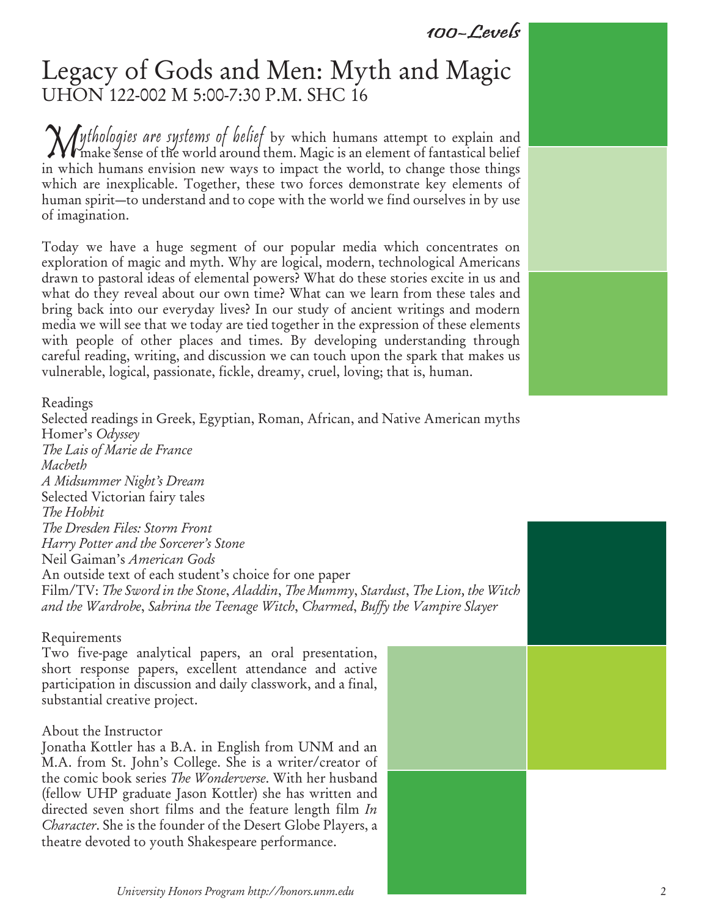# Legacy of Gods and Men: Myth and Magic

## UHON 122-002 M 5:00-7:30 P.M. SHC 16

*Mythologies are systems of belief* by which humans attempt to explain and make sense of the world around them. Magic is an element of fantastical belief in which humans envision new ways to impact the world, to change those things which are inexplicable. Together, these two forces demonstrate key elements of human spirit—to understand and to cope with the world we find ourselves in by use of imagination.

Today we have a huge segment of our popular media which concentrates on exploration of magic and myth. Why are logical, modern, technological Americans drawn to pastoral ideas of elemental powers? What do these stories excite in us and what do they reveal about our own time? What can we learn from these tales and bring back into our everyday lives? In our study of ancient writings and modern media we will see that we today are tied together in the expression of these elements with people of other places and times. By developing understanding through careful reading, writing, and discussion we can touch upon the spark that makes us vulnerable, logical, passionate, fickle, dreamy, cruel, loving; that is, human.

### Readings

Selected readings in Greek, Egyptian, Roman, African, and Native American myths
Homer's *Odyssey*
*The Lais of Marie de France*
*Macbeth*
*A Midsummer Night's Dream*
Selected Victorian fairy tales
*The Hobbit*
*The Dresden Files: Storm Front*
*Harry Potter and the Sorcerer's Stone*
Neil Gaiman's *American Gods*
An outside text of each student's choice for one paper
Film/TV: *The Sword in the Stone*, *Aladdin*, *The Mummy*, *Stardust*, *The Lion, the Witch and the Wardrobe*, *Sabrina the Teenage Witch*, *Charmed*, *Buffy the Vampire Slayer*

### Requirements

Two five-page analytical papers, an oral presentation, short response papers, excellent attendance and active participation in discussion and daily classwork, and a final, substantial creative project.

### About the Instructor

Jonatha Kottler has a B.A. in English from UNM and an M.A. from St. John's College. She is a writer/creator of the comic book series *The Wonderverse*. With her husband (fellow UHP graduate Jason Kottler) she has written and directed seven short films and the feature length film *In Character*. She is the founder of the Desert Globe Players, a theatre devoted to youth Shakespeare performance.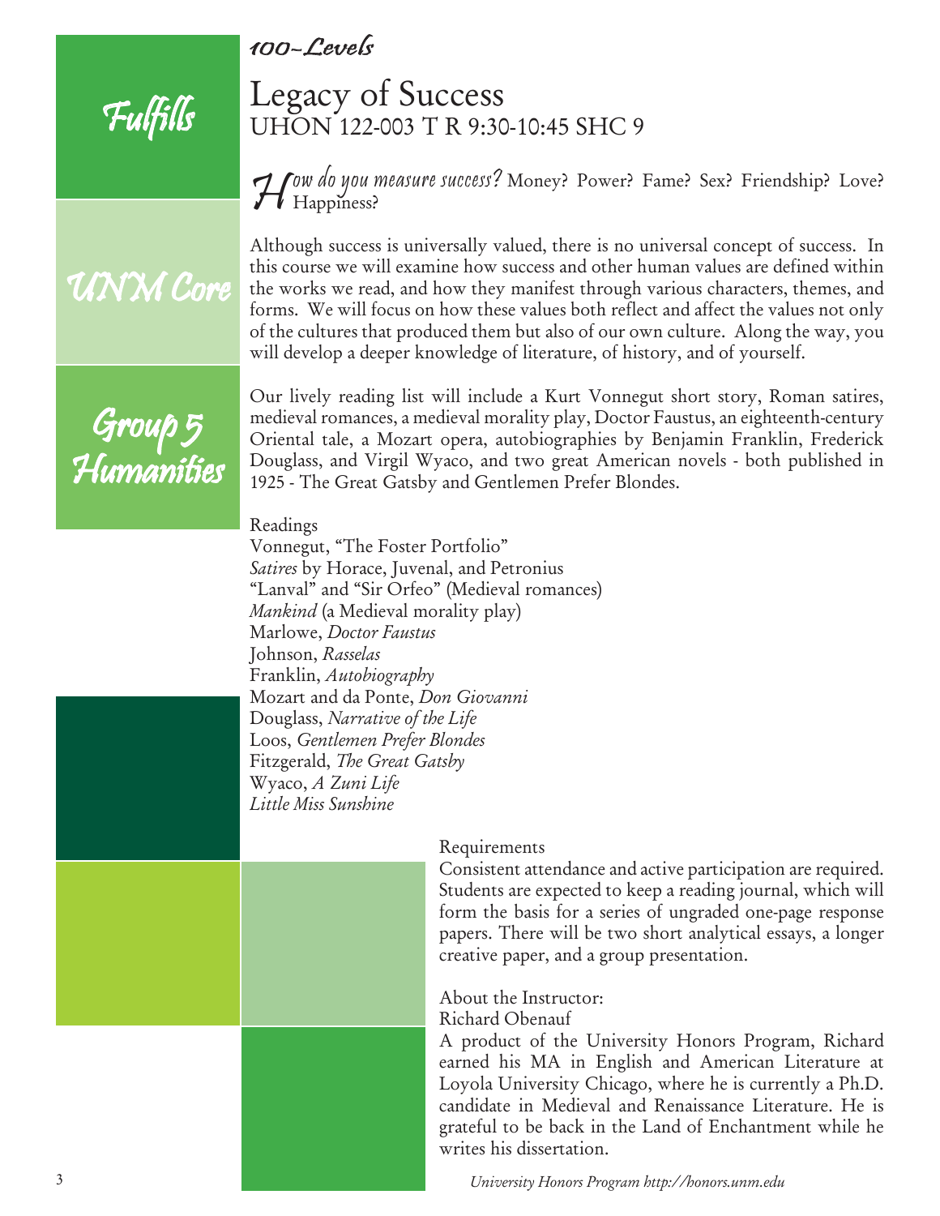*100-Levels*

Fulfills

UNM Core

Group 5 Humanities

# Legacy of Success

## UHON 122-003 T R 9:30-10:45 SHC 9

*How do you measure success?* Money? Power? Fame? Sex? Friendship? Love? Happiness?

Although success is universally valued, there is no universal concept of success. In this course we will examine how success and other human values are defined within the works we read, and how they manifest through various characters, themes, and forms. We will focus on how these values both reflect and affect the values not only of the cultures that produced them but also of our own culture. Along the way, you will develop a deeper knowledge of literature, of history, and of yourself.

Our lively reading list will include a Kurt Vonnegut short story, Roman satires, medieval romances, a medieval morality play, Doctor Faustus, an eighteenth-century Oriental tale, a Mozart opera, autobiographies by Benjamin Franklin, Frederick Douglass, and Virgil Wyaco, and two great American novels - both published in 1925 - The Great Gatsby and Gentlemen Prefer Blondes.

Readings

Vonnegut, "The Foster Portfolio"
*Satires* by Horace, Juvenal, and Petronius
"Lanval" and "Sir Orfeo" (Medieval romances)
*Mankind* (a Medieval morality play)
Marlowe, *Doctor Faustus*
Johnson, *Rasselas*
Franklin, *Autobiography*
Mozart and da Ponte, *Don Giovanni*
Douglass, *Narrative of the Life*
Loos, *Gentlemen Prefer Blondes*
Fitzgerald, *The Great Gatsby*
Wyaco, *A Zuni Life*
*Little Miss Sunshine*

Requirements

Consistent attendance and active participation are required. Students are expected to keep a reading journal, which will form the basis for a series of ungraded one-page response papers. There will be two short analytical essays, a longer creative paper, and a group presentation.

About the Instructor:
Richard Obenauf

A product of the University Honors Program, Richard earned his MA in English and American Literature at Loyola University Chicago, where he is currently a Ph.D. candidate in Medieval and Renaissance Literature. He is grateful to be back in the Land of Enchantment while he writes his dissertation.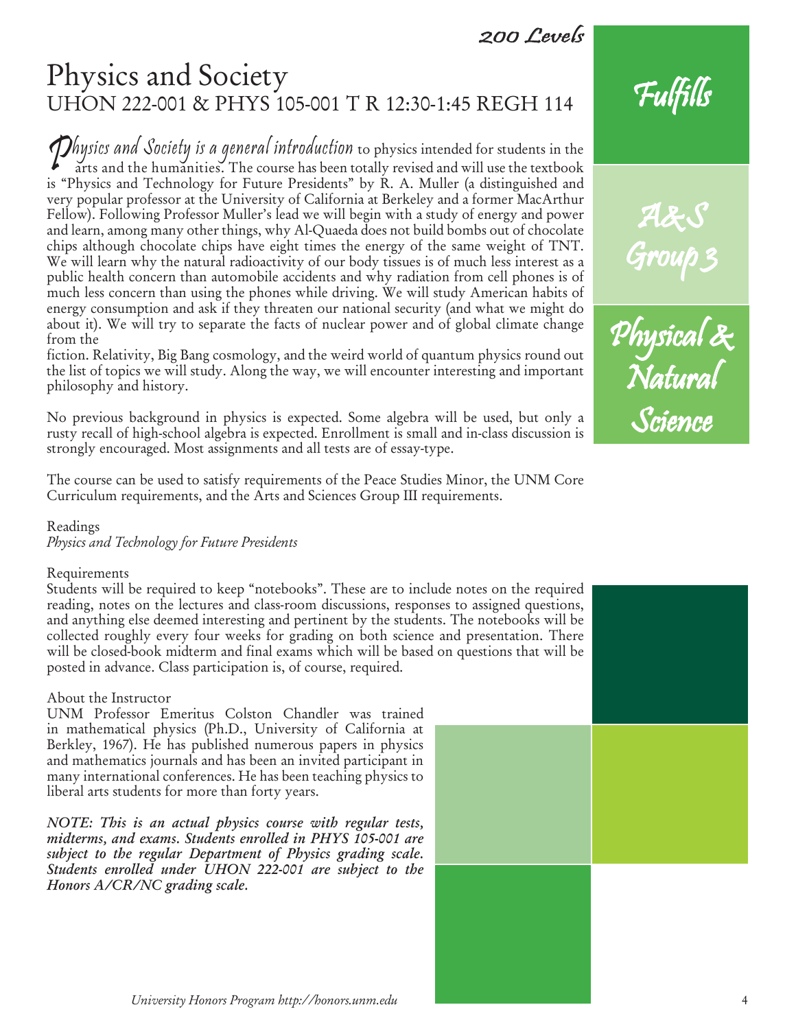# Physics and Society

## UHON 222-001 & PHYS 105-001 T R 12:30-1:45 REGH 114

*Physics and Society is a general introduction* to physics intended for students in the arts and the humanities. The course has been totally revised and will use the textbook is "Physics and Technology for Future Presidents" by R. A. Muller (a distinguished and very popular professor at the University of California at Berkeley and a former MacArthur Fellow). Following Professor Muller's lead we will begin with a study of energy and power and learn, among many other things, why Al-Quaeda does not build bombs out of chocolate chips although chocolate chips have eight times the energy of the same weight of TNT. We will learn why the natural radioactivity of our body tissues is of much less interest as a public health concern than automobile accidents and why radiation from cell phones is of much less concern than using the phones while driving. We will study American habits of energy consumption and ask if they threaten our national security (and what we might do about it). We will try to separate the facts of nuclear power and of global climate change from the fiction. Relativity, Big Bang cosmology, and the weird world of quantum physics round out the list of topics we will study. Along the way, we will encounter interesting and important philosophy and history.

No previous background in physics is expected. Some algebra will be used, but only a rusty recall of high-school algebra is expected. Enrollment is small and in-class discussion is strongly encouraged. Most assignments and all tests are of essay-type.

The course can be used to satisfy requirements of the Peace Studies Minor, the UNM Core Curriculum requirements, and the Arts and Sciences Group III requirements.

Fulfills

A&S Group 3

Physical & Natural Science

Readings

*Physics and Technology for Future Presidents*

Requirements

Students will be required to keep "notebooks". These are to include notes on the required reading, notes on the lectures and class-room discussions, responses to assigned questions, and anything else deemed interesting and pertinent by the students. The notebooks will be collected roughly every four weeks for grading on both science and presentation. There will be closed-book midterm and final exams which will be based on questions that will be posted in advance. Class participation is, of course, required.

About the Instructor

UNM Professor Emeritus Colston Chandler was trained in mathematical physics (Ph.D., University of California at Berkley, 1967). He has published numerous papers in physics and mathematics journals and has been an invited participant in many international conferences. He has been teaching physics to liberal arts students for more than forty years.

***NOTE: This is an actual physics course with regular tests, midterms, and exams. Students enrolled in PHYS 105-001 are subject to the regular Department of Physics grading scale. Students enrolled under UHON 222-001 are subject to the Honors A/CR/NC grading scale.***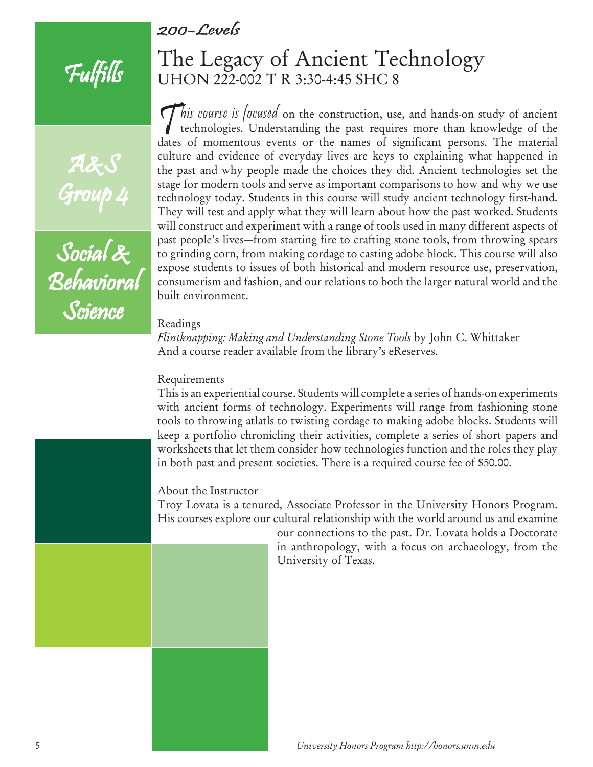*200-Levels*

# The Legacy of Ancient Technology

## UHON 222-002 T R 3:30-4:45 SHC 8

Fulfills

A&S Group 4

Social & Behavioral Science

*This course is focused* on the construction, use, and hands-on study of ancient technologies. Understanding the past requires more than knowledge of the dates of momentous events or the names of significant persons. The material culture and evidence of everyday lives are keys to explaining what happened in the past and why people made the choices they did. Ancient technologies set the stage for modern tools and serve as important comparisons to how and why we use technology today. Students in this course will study ancient technology first-hand. They will test and apply what they will learn about how the past worked. Students will construct and experiment with a range of tools used in many different aspects of past people's lives—from starting fire to crafting stone tools, from throwing spears to grinding corn, from making cordage to casting adobe block. This course will also expose students to issues of both historical and modern resource use, preservation, consumerism and fashion, and our relations to both the larger natural world and the built environment.

Readings

*Flintknapping: Making and Understanding Stone Tools* by John C. Whittaker
And a course reader available from the library's eReserves.

Requirements

This is an experiential course. Students will complete a series of hands-on experiments with ancient forms of technology. Experiments will range from fashioning stone tools to throwing atlatls to twisting cordage to making adobe blocks. Students will keep a portfolio chronicling their activities, complete a series of short papers and worksheets that let them consider how technologies function and the roles they play in both past and present societies. There is a required course fee of $50.00.

About the Instructor

Troy Lovata is a tenured, Associate Professor in the University Honors Program. His courses explore our cultural relationship with the world around us and examine our connections to the past. Dr. Lovata holds a Doctorate in anthropology, with a focus on archaeology, from the University of Texas.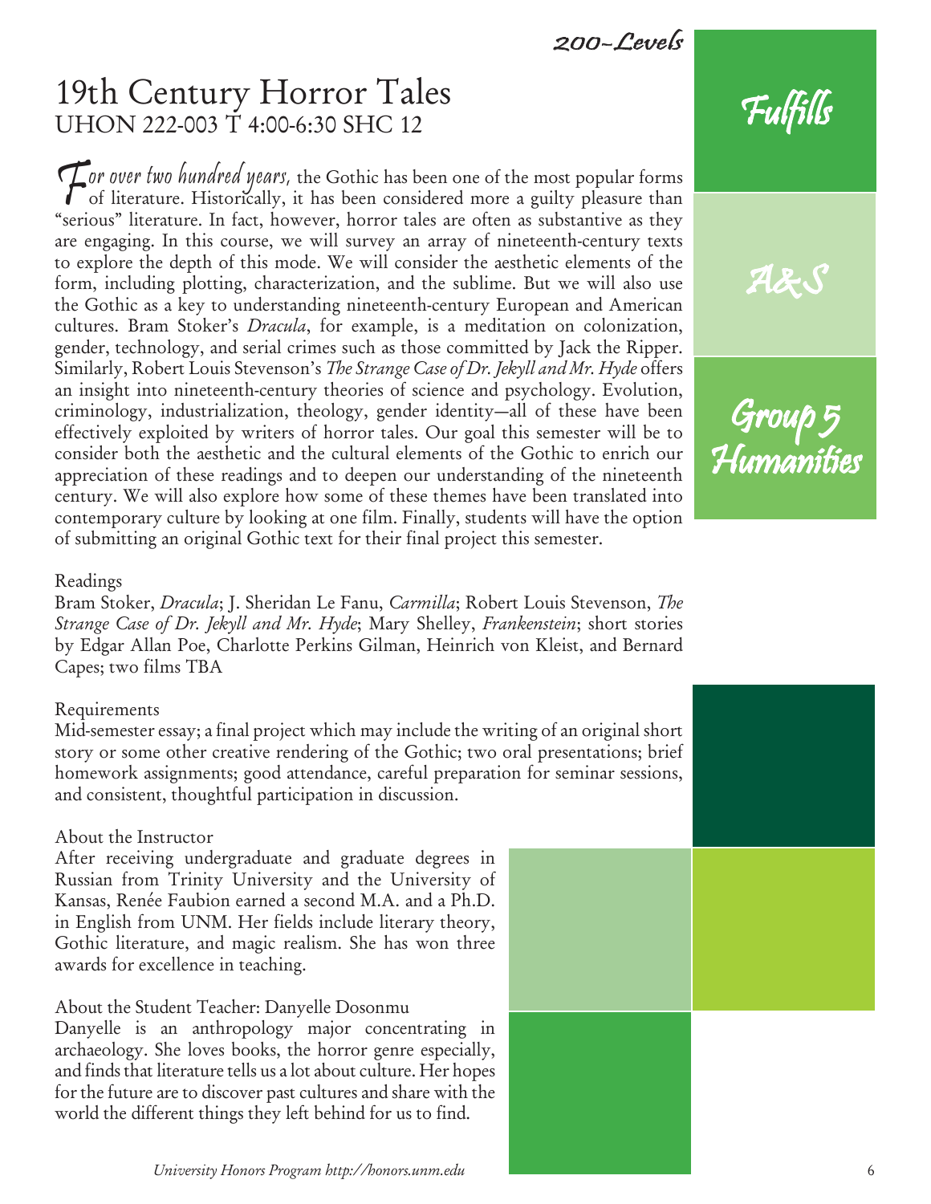200-Levels

# 19th Century Horror Tales

## UHON 222-003 T 4:00-6:30 SHC 12

Fulfills

A&S

Group 5 Humanities

*For over two hundred years,* the Gothic has been one of the most popular forms of literature. Historically, it has been considered more a guilty pleasure than "serious" literature. In fact, however, horror tales are often as substantive as they are engaging. In this course, we will survey an array of nineteenth-century texts to explore the depth of this mode. We will consider the aesthetic elements of the form, including plotting, characterization, and the sublime. But we will also use the Gothic as a key to understanding nineteenth-century European and American cultures. Bram Stoker's *Dracula*, for example, is a meditation on colonization, gender, technology, and serial crimes such as those committed by Jack the Ripper. Similarly, Robert Louis Stevenson's *The Strange Case of Dr. Jekyll and Mr. Hyde* offers an insight into nineteenth-century theories of science and psychology. Evolution, criminology, industrialization, theology, gender identity—all of these have been effectively exploited by writers of horror tales. Our goal this semester will be to consider both the aesthetic and the cultural elements of the Gothic to enrich our appreciation of these readings and to deepen our understanding of the nineteenth century. We will also explore how some of these themes have been translated into contemporary culture by looking at one film. Finally, students will have the option of submitting an original Gothic text for their final project this semester.

### Readings

Bram Stoker, *Dracula*; J. Sheridan Le Fanu, *Carmilla*; Robert Louis Stevenson, *The Strange Case of Dr. Jekyll and Mr. Hyde*; Mary Shelley, *Frankenstein*; short stories by Edgar Allan Poe, Charlotte Perkins Gilman, Heinrich von Kleist, and Bernard Capes; two films TBA

### Requirements

Mid-semester essay; a final project which may include the writing of an original short story or some other creative rendering of the Gothic; two oral presentations; brief homework assignments; good attendance, careful preparation for seminar sessions, and consistent, thoughtful participation in discussion.

### About the Instructor

After receiving undergraduate and graduate degrees in Russian from Trinity University and the University of Kansas, Renée Faubion earned a second M.A. and a Ph.D. in English from UNM. Her fields include literary theory, Gothic literature, and magic realism. She has won three awards for excellence in teaching.

### About the Student Teacher: Danyelle Dosonmu

Danyelle is an anthropology major concentrating in archaeology. She loves books, the horror genre especially, and finds that literature tells us a lot about culture. Her hopes for the future are to discover past cultures and share with the world the different things they left behind for us to find.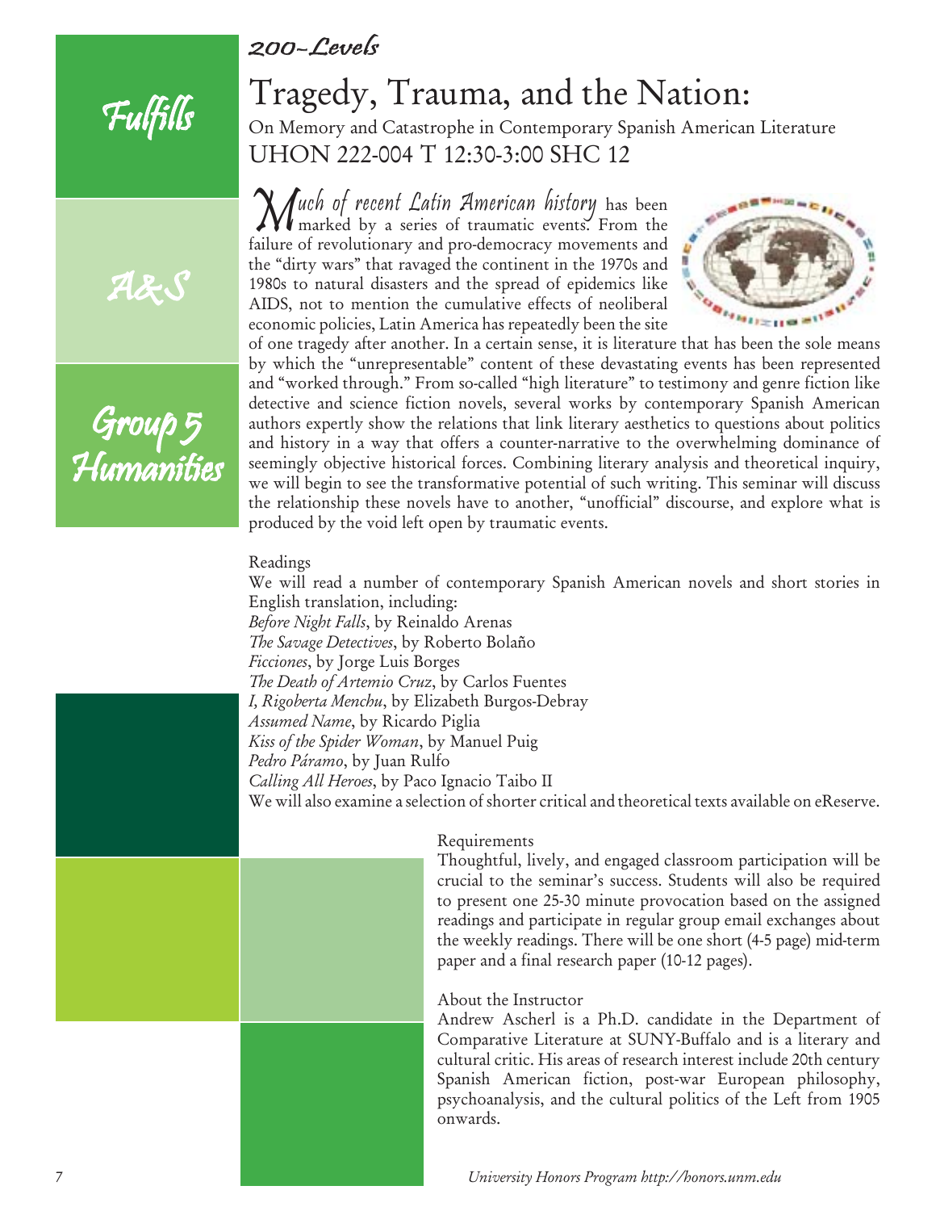*200-Levels*

Fulfills

A&S

Group 5 Humanities

# Tragedy, Trauma, and the Nation:

On Memory and Catastrophe in Contemporary Spanish American Literature

UHON 222-004 T 12:30-3:00 SHC 12

*Much of recent Latin American history* has been marked by a series of traumatic events. From the failure of revolutionary and pro-democracy movements and the "dirty wars" that ravaged the continent in the 1970s and 1980s to natural disasters and the spread of epidemics like AIDS, not to mention the cumulative effects of neoliberal economic policies, Latin America has repeatedly been the site of one tragedy after another. In a certain sense, it is literature that has been the sole means by which the "unrepresentable" content of these devastating events has been represented and "worked through." From so-called "high literature" to testimony and genre fiction like detective and science fiction novels, several works by contemporary Spanish American authors expertly show the relations that link literary aesthetics to questions about politics and history in a way that offers a counter-narrative to the overwhelming dominance of seemingly objective historical forces. Combining literary analysis and theoretical inquiry, we will begin to see the transformative potential of such writing. This seminar will discuss the relationship these novels have to another, "unofficial" discourse, and explore what is produced by the void left open by traumatic events.

Readings

We will read a number of contemporary Spanish American novels and short stories in English translation, including:

*Before Night Falls*, by Reinaldo Arenas
*The Savage Detectives*, by Roberto Bolaño
*Ficciones*, by Jorge Luis Borges
*The Death of Artemio Cruz*, by Carlos Fuentes
*I, Rigoberta Menchu*, by Elizabeth Burgos-Debray
*Assumed Name*, by Ricardo Piglia
*Kiss of the Spider Woman*, by Manuel Puig
*Pedro Páramo*, by Juan Rulfo
*Calling All Heroes*, by Paco Ignacio Taibo II

We will also examine a selection of shorter critical and theoretical texts available on eReserve.

Requirements

Thoughtful, lively, and engaged classroom participation will be crucial to the seminar's success. Students will also be required to present one 25-30 minute provocation based on the assigned readings and participate in regular group email exchanges about the weekly readings. There will be one short (4-5 page) mid-term paper and a final research paper (10-12 pages).

About the Instructor

Andrew Ascherl is a Ph.D. candidate in the Department of Comparative Literature at SUNY-Buffalo and is a literary and cultural critic. His areas of research interest include 20th century Spanish American fiction, post-war European philosophy, psychoanalysis, and the cultural politics of the Left from 1905 onwards.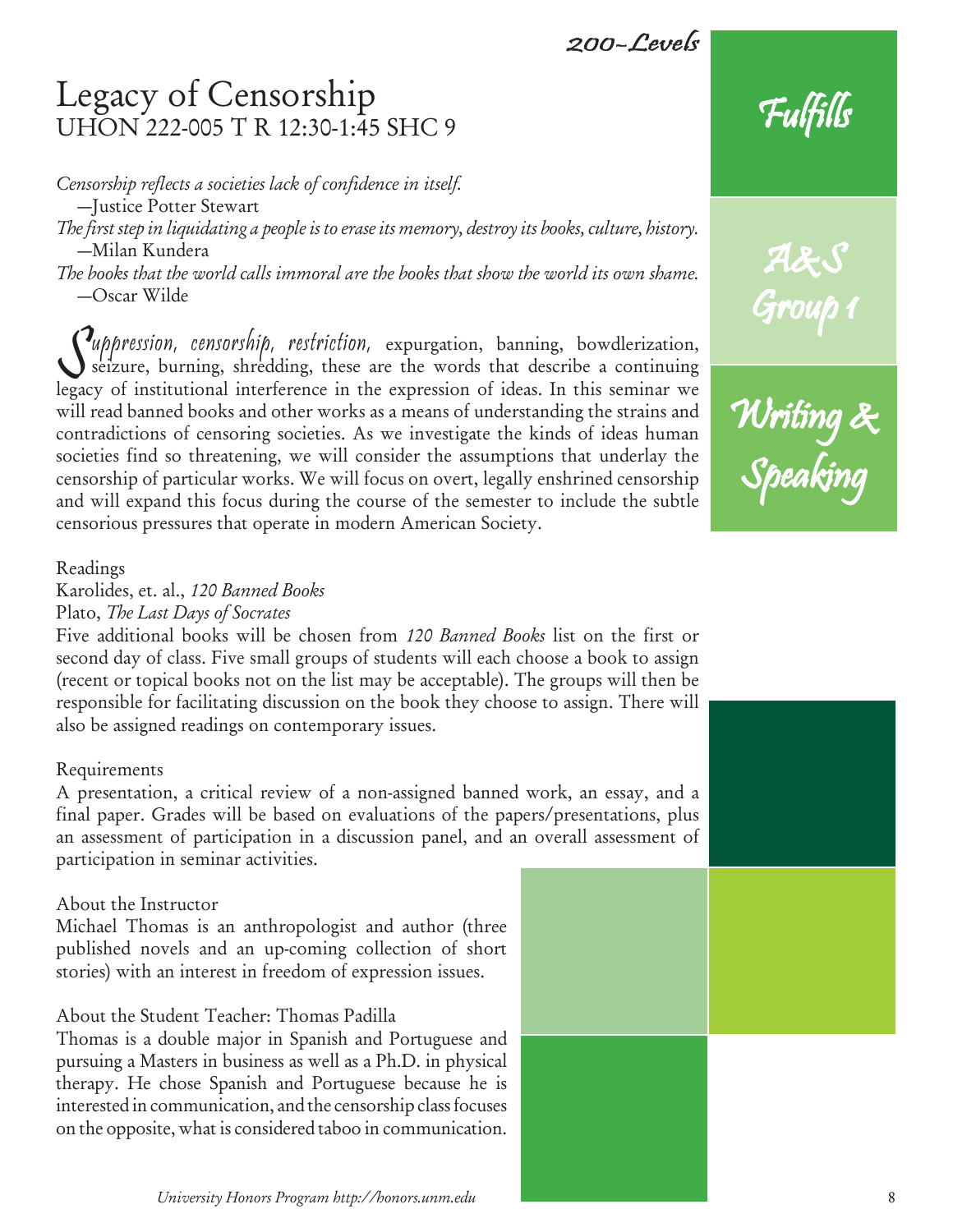# Legacy of Censorship

## UHON 222-005 T R 12:30-1:45 SHC 9

*Censorship reflects a societies lack of confidence in itself.*
—Justice Potter Stewart

*The first step in liquidating a people is to erase its memory, destroy its books, culture, history.*
—Milan Kundera

*The books that the world calls immoral are the books that show the world its own shame.*
—Oscar Wilde

Suppression, censorship, restriction, expurgation, banning, bowdlerization, seizure, burning, shredding, these are the words that describe a continuing legacy of institutional interference in the expression of ideas. In this seminar we will read banned books and other works as a means of understanding the strains and contradictions of censoring societies. As we investigate the kinds of ideas human societies find so threatening, we will consider the assumptions that underlay the censorship of particular works. We will focus on overt, legally enshrined censorship and will expand this focus during the course of the semester to include the subtle censorious pressures that operate in modern American Society.

Readings

Karolides, et. al., *120 Banned Books*

Plato, *The Last Days of Socrates*

Five additional books will be chosen from *120 Banned Books* list on the first or second day of class. Five small groups of students will each choose a book to assign (recent or topical books not on the list may be acceptable). The groups will then be responsible for facilitating discussion on the book they choose to assign. There will also be assigned readings on contemporary issues.

Requirements

A presentation, a critical review of a non-assigned banned work, an essay, and a final paper. Grades will be based on evaluations of the papers/presentations, plus an assessment of participation in a discussion panel, and an overall assessment of participation in seminar activities.

About the Instructor

Michael Thomas is an anthropologist and author (three published novels and an up-coming collection of short stories) with an interest in freedom of expression issues.

About the Student Teacher: Thomas Padilla

Thomas is a double major in Spanish and Portuguese and pursuing a Masters in business as well as a Ph.D. in physical therapy. He chose Spanish and Portuguese because he is interested in communication, and the censorship class focuses on the opposite, what is considered taboo in communication.

Fulfills

A&S Group 1

Writing & Speaking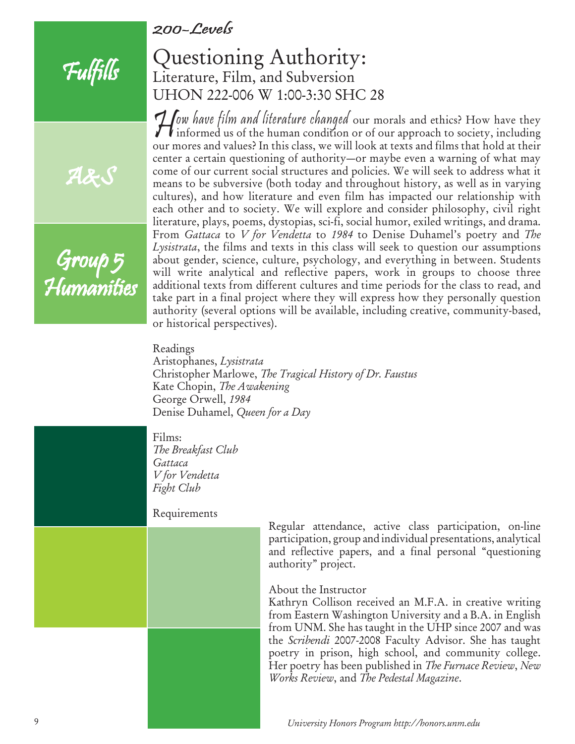*200-Levels*

Fulfills

A&S

Group 5 Humanities

# Questioning Authority:

## Literature, Film, and Subversion

## UHON 222-006 W 1:00-3:30 SHC 28

*How have film and literature changed* our morals and ethics? How have they informed us of the human condition or of our approach to society, including our mores and values? In this class, we will look at texts and films that hold at their center a certain questioning of authority—or maybe even a warning of what may come of our current social structures and policies. We will seek to address what it means to be subversive (both today and throughout history, as well as in varying cultures), and how literature and even film has impacted our relationship with each other and to society. We will explore and consider philosophy, civil right literature, plays, poems, dystopias, sci-fi, social humor, exiled writings, and drama. From *Gattaca* to *V for Vendetta* to *1984* to Denise Duhamel's poetry and *The Lysistrata*, the films and texts in this class will seek to question our assumptions about gender, science, culture, psychology, and everything in between. Students will write analytical and reflective papers, work in groups to choose three additional texts from different cultures and time periods for the class to read, and take part in a final project where they will express how they personally question authority (several options will be available, including creative, community-based, or historical perspectives).

Readings

Aristophanes, *Lysistrata*

Christopher Marlowe, *The Tragical History of Dr. Faustus*

Kate Chopin, *The Awakening*

George Orwell, *1984*

Denise Duhamel, *Queen for a Day*

Films:

*The Breakfast Club*

*Gattaca*

*V for Vendetta*

*Fight Club*

Requirements

Regular attendance, active class participation, on-line participation, group and individual presentations, analytical and reflective papers, and a final personal "questioning authority" project.

About the Instructor

Kathryn Collison received an M.F.A. in creative writing from Eastern Washington University and a B.A. in English from UNM. She has taught in the UHP since 2007 and was the *Scribendi* 2007-2008 Faculty Advisor. She has taught poetry in prison, high school, and community college. Her poetry has been published in *The Furnace Review*, *New Works Review*, and *The Pedestal Magazine*.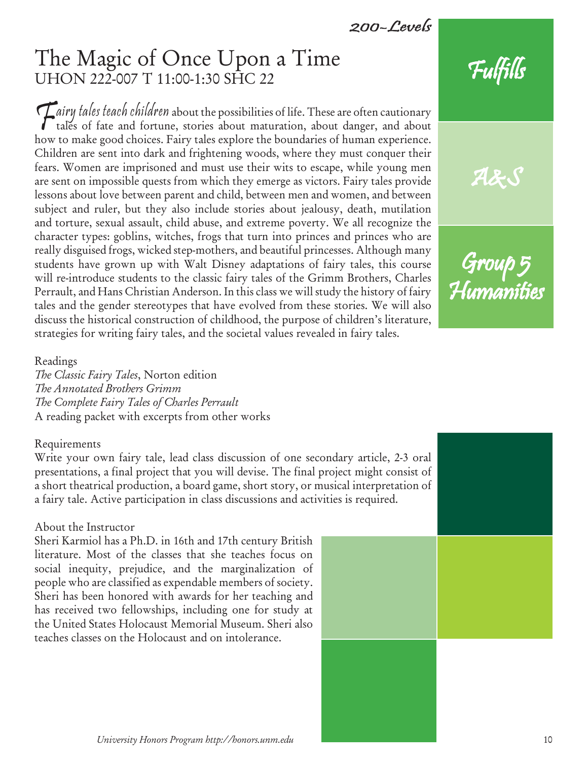200-Levels

# The Magic of Once Upon a Time

UHON 222-007 T 11:00-1:30 SHC 22

Fulfills

A&S

Group 5 Humanities

*Fairy tales teach children* about the possibilities of life. These are often cautionary tales of fate and fortune, stories about maturation, about danger, and about how to make good choices. Fairy tales explore the boundaries of human experience. Children are sent into dark and frightening woods, where they must conquer their fears. Women are imprisoned and must use their wits to escape, while young men are sent on impossible quests from which they emerge as victors. Fairy tales provide lessons about love between parent and child, between men and women, and between subject and ruler, but they also include stories about jealousy, death, mutilation and torture, sexual assault, child abuse, and extreme poverty. We all recognize the character types: goblins, witches, frogs that turn into princes and princes who are really disguised frogs, wicked step-mothers, and beautiful princesses. Although many students have grown up with Walt Disney adaptations of fairy tales, this course will re-introduce students to the classic fairy tales of the Grimm Brothers, Charles Perrault, and Hans Christian Anderson. In this class we will study the history of fairy tales and the gender stereotypes that have evolved from these stories. We will also discuss the historical construction of childhood, the purpose of children's literature, strategies for writing fairy tales, and the societal values revealed in fairy tales.

Readings

*The Classic Fairy Tales*, Norton edition
*The Annotated Brothers Grimm*
*The Complete Fairy Tales of Charles Perrault*
A reading packet with excerpts from other works

Requirements

Write your own fairy tale, lead class discussion of one secondary article, 2-3 oral presentations, a final project that you will devise. The final project might consist of a short theatrical production, a board game, short story, or musical interpretation of a fairy tale. Active participation in class discussions and activities is required.

About the Instructor

Sheri Karmiol has a Ph.D. in 16th and 17th century British literature. Most of the classes that she teaches focus on social inequity, prejudice, and the marginalization of people who are classified as expendable members of society. Sheri has been honored with awards for her teaching and has received two fellowships, including one for study at the United States Holocaust Memorial Museum. Sheri also teaches classes on the Holocaust and on intolerance.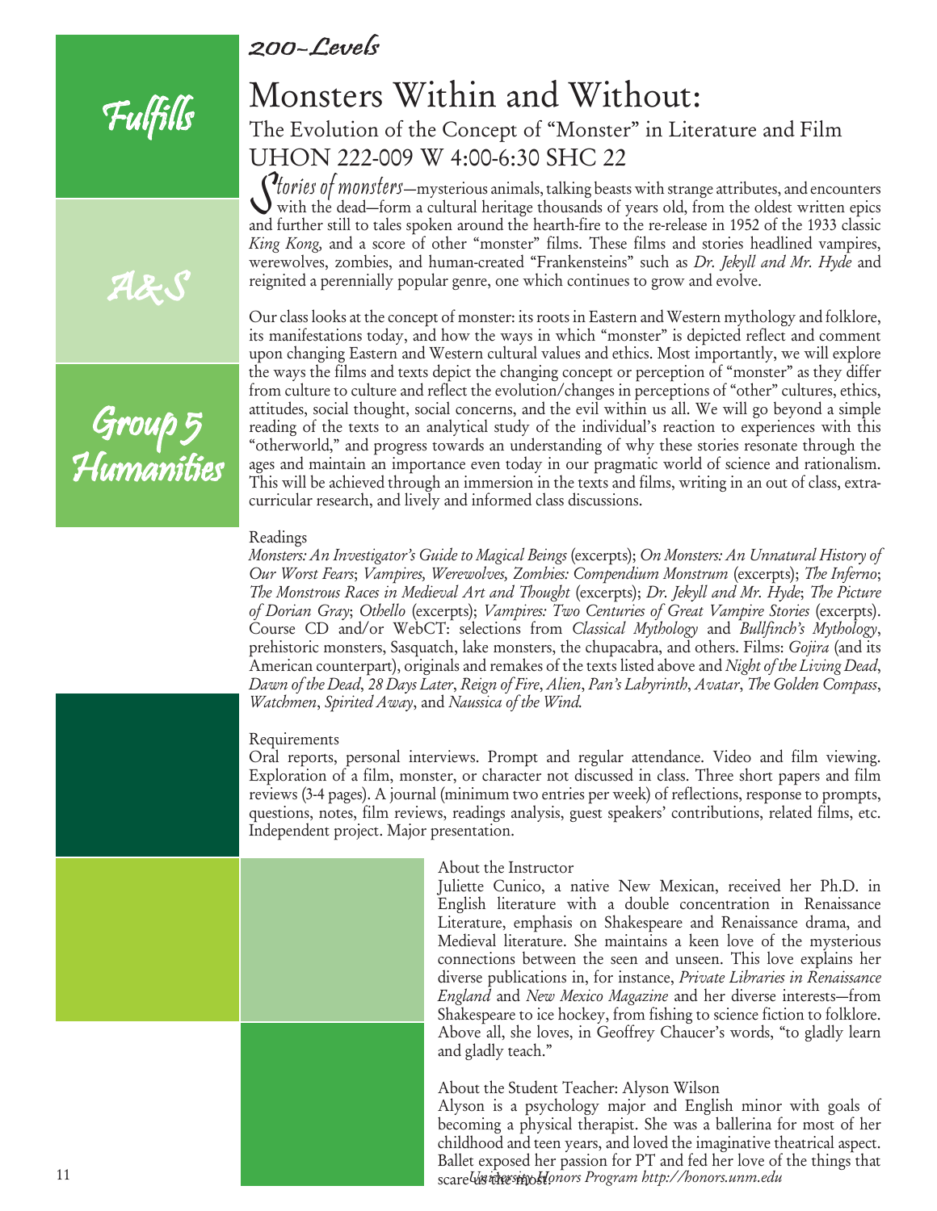*200-Levels*

*Fulfills*

*A&S*

*Group 5 Humanities*

# Monsters Within and Without:

## The Evolution of the Concept of "Monster" in Literature and Film

## UHON 222-009 W 4:00-6:30 SHC 22

*Stories of monsters*—mysterious animals, talking beasts with strange attributes, and encounters with the dead—form a cultural heritage thousands of years old, from the oldest written epics and further still to tales spoken around the hearth-fire to the re-release in 1952 of the 1933 classic *King Kong*, and a score of other "monster" films. These films and stories headlined vampires, werewolves, zombies, and human-created "Frankensteins" such as *Dr. Jekyll and Mr. Hyde* and reignited a perennially popular genre, one which continues to grow and evolve.

Our class looks at the concept of monster: its roots in Eastern and Western mythology and folklore, its manifestations today, and how the ways in which "monster" is depicted reflect and comment upon changing Eastern and Western cultural values and ethics. Most importantly, we will explore the ways the films and texts depict the changing concept or perception of "monster" as they differ from culture to culture and reflect the evolution/changes in perceptions of "other" cultures, ethics, attitudes, social thought, social concerns, and the evil within us all. We will go beyond a simple reading of the texts to an analytical study of the individual's reaction to experiences with this "otherworld," and progress towards an understanding of why these stories resonate through the ages and maintain an importance even today in our pragmatic world of science and rationalism. This will be achieved through an immersion in the texts and films, writing in an out of class, extra-curricular research, and lively and informed class discussions.

Readings

*Monsters: An Investigator's Guide to Magical Beings* (excerpts); *On Monsters: An Unnatural History of Our Worst Fears*; *Vampires, Werewolves, Zombies: Compendium Monstrum* (excerpts); *The Inferno*; *The Monstrous Races in Medieval Art and Thought* (excerpts); *Dr. Jekyll and Mr. Hyde*; *The Picture of Dorian Gray*; *Othello* (excerpts); *Vampires: Two Centuries of Great Vampire Stories* (excerpts). Course CD and/or WebCT: selections from *Classical Mythology* and *Bullfinch's Mythology*, prehistoric monsters, Sasquatch, lake monsters, the chupacabra, and others. Films: *Gojira* (and its American counterpart), originals and remakes of the texts listed above and *Night of the Living Dead*, *Dawn of the Dead*, *28 Days Later*, *Reign of Fire*, *Alien*, *Pan's Labyrinth*, *Avatar*, *The Golden Compass*, *Watchmen*, *Spirited Away*, and *Naussica of the Wind.*

Requirements

Oral reports, personal interviews. Prompt and regular attendance. Video and film viewing. Exploration of a film, monster, or character not discussed in class. Three short papers and film reviews (3-4 pages). A journal (minimum two entries per week) of reflections, response to prompts, questions, notes, film reviews, readings analysis, guest speakers' contributions, related films, etc. Independent project. Major presentation.

About the Instructor

Juliette Cunico, a native New Mexican, received her Ph.D. in English literature with a double concentration in Renaissance Literature, emphasis on Shakespeare and Renaissance drama, and Medieval literature. She maintains a keen love of the mysterious connections between the seen and unseen. This love explains her diverse publications in, for instance, *Private Libraries in Renaissance England* and *New Mexico Magazine* and her diverse interests—from Shakespeare to ice hockey, from fishing to science fiction to folklore. Above all, she loves, in Geoffrey Chaucer's words, "to gladly learn and gladly teach."

About the Student Teacher: Alyson Wilson

Alyson is a psychology major and English minor with goals of becoming a physical therapist. She was a ballerina for most of her childhood and teen years, and loved the imaginative theatrical aspect. Ballet exposed her passion for PT and fed her love of the things that scare us the most.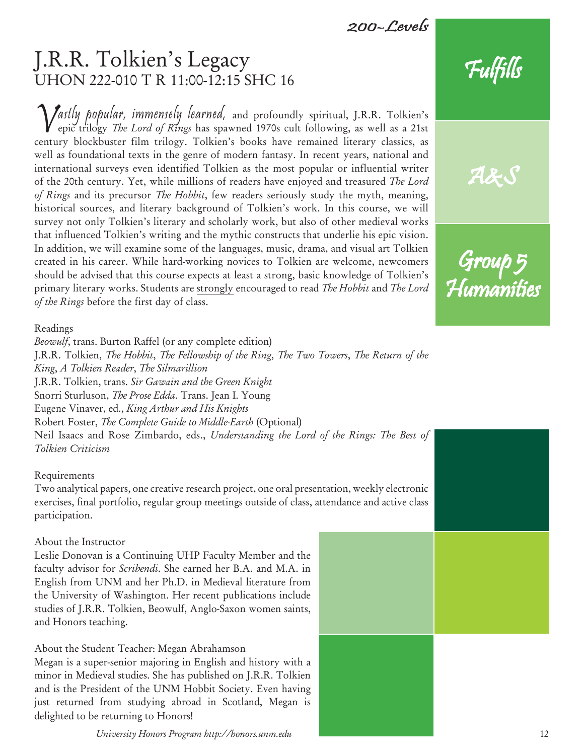200-Levels

# J.R.R. Tolkien's Legacy

## UHON 222-010 T R 11:00-12:15 SHC 16

*Vastly popular, immensely learned,* and profoundly spiritual, J.R.R. Tolkien's epic trilogy *The Lord of Rings* has spawned 1970s cult following, as well as a 21st century blockbuster film trilogy. Tolkien's books have remained literary classics, as well as foundational texts in the genre of modern fantasy. In recent years, national and international surveys even identified Tolkien as the most popular or influential writer of the 20th century. Yet, while millions of readers have enjoyed and treasured *The Lord of Rings* and its precursor *The Hobbit*, few readers seriously study the myth, meaning, historical sources, and literary background of Tolkien's work. In this course, we will survey not only Tolkien's literary and scholarly work, but also of other medieval works that influenced Tolkien's writing and the mythic constructs that underlie his epic vision. In addition, we will examine some of the languages, music, drama, and visual art Tolkien created in his career. While hard-working novices to Tolkien are welcome, newcomers should be advised that this course expects at least a strong, basic knowledge of Tolkien's primary literary works. Students are strongly encouraged to read *The Hobbit* and *The Lord of the Rings* before the first day of class.

Fulfills

A&S

Group 5 Humanities

Readings

*Beowulf*, trans. Burton Raffel (or any complete edition)
J.R.R. Tolkien, *The Hobbit*, *The Fellowship of the Ring*, *The Two Towers*, *The Return of the King*, *A Tolkien Reader*, *The Silmarillion*
J.R.R. Tolkien, trans. *Sir Gawain and the Green Knight*
Snorri Sturluson, *The Prose Edda*. Trans. Jean I. Young
Eugene Vinaver, ed., *King Arthur and His Knights*
Robert Foster, *The Complete Guide to Middle-Earth* (Optional)
Neil Isaacs and Rose Zimbardo, eds., *Understanding the Lord of the Rings: The Best of Tolkien Criticism*

Requirements

Two analytical papers, one creative research project, one oral presentation, weekly electronic exercises, final portfolio, regular group meetings outside of class, attendance and active class participation.

About the Instructor

Leslie Donovan is a Continuing UHP Faculty Member and the faculty advisor for *Scribendi*. She earned her B.A. and M.A. in English from UNM and her Ph.D. in Medieval literature from the University of Washington. Her recent publications include studies of J.R.R. Tolkien, Beowulf, Anglo-Saxon women saints, and Honors teaching.

About the Student Teacher: Megan Abrahamson

Megan is a super-senior majoring in English and history with a minor in Medieval studies. She has published on J.R.R. Tolkien and is the President of the UNM Hobbit Society. Even having just returned from studying abroad in Scotland, Megan is delighted to be returning to Honors!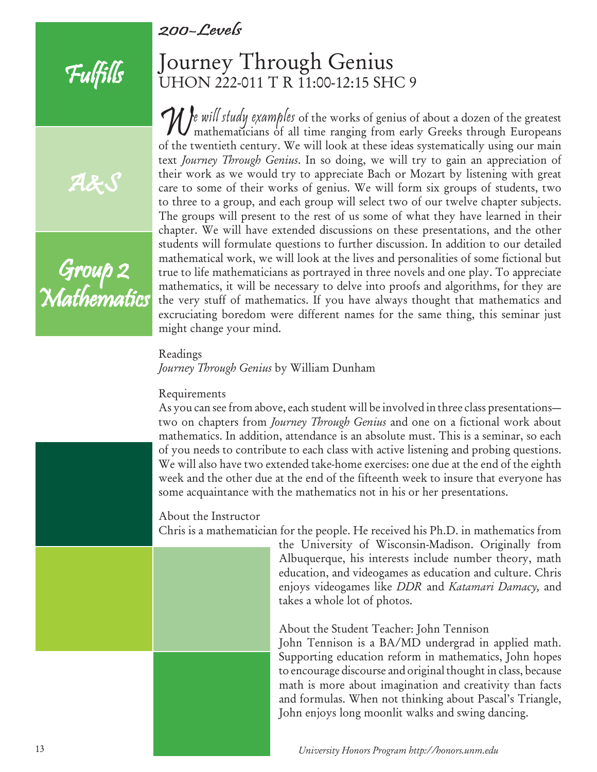*200-Levels*

Fulfills

A&S

Group 2 Mathematics

# Journey Through Genius

## UHON 222-011 T R 11:00-12:15 SHC 9

*We will study examples* of the works of genius of about a dozen of the greatest mathematicians of all time ranging from early Greeks through Europeans of the twentieth century. We will look at these ideas systematically using our main text *Journey Through Genius*. In so doing, we will try to gain an appreciation of their work as we would try to appreciate Bach or Mozart by listening with great care to some of their works of genius. We will form six groups of students, two to three to a group, and each group will select two of our twelve chapter subjects. The groups will present to the rest of us some of what they have learned in their chapter. We will have extended discussions on these presentations, and the other students will formulate questions to further discussion. In addition to our detailed mathematical work, we will look at the lives and personalities of some fictional but true to life mathematicians as portrayed in three novels and one play. To appreciate mathematics, it will be necessary to delve into proofs and algorithms, for they are the very stuff of mathematics. If you have always thought that mathematics and excruciating boredom were different names for the same thing, this seminar just might change your mind.

Readings

*Journey Through Genius* by William Dunham

Requirements

As you can see from above, each student will be involved in three class presentations—two on chapters from *Journey Through Genius* and one on a fictional work about mathematics. In addition, attendance is an absolute must. This is a seminar, so each of you needs to contribute to each class with active listening and probing questions. We will also have two extended take-home exercises: one due at the end of the eighth week and the other due at the end of the fifteenth week to insure that everyone has some acquaintance with the mathematics not in his or her presentations.

About the Instructor

Chris is a mathematician for the people. He received his Ph.D. in mathematics from the University of Wisconsin-Madison. Originally from Albuquerque, his interests include number theory, math education, and videogames as education and culture. Chris enjoys videogames like *DDR* and *Katamari Damacy,* and takes a whole lot of photos.

About the Student Teacher: John Tennison

John Tennison is a BA/MD undergrad in applied math. Supporting education reform in mathematics, John hopes to encourage discourse and original thought in class, because math is more about imagination and creativity than facts and formulas. When not thinking about Pascal's Triangle, John enjoys long moonlit walks and swing dancing.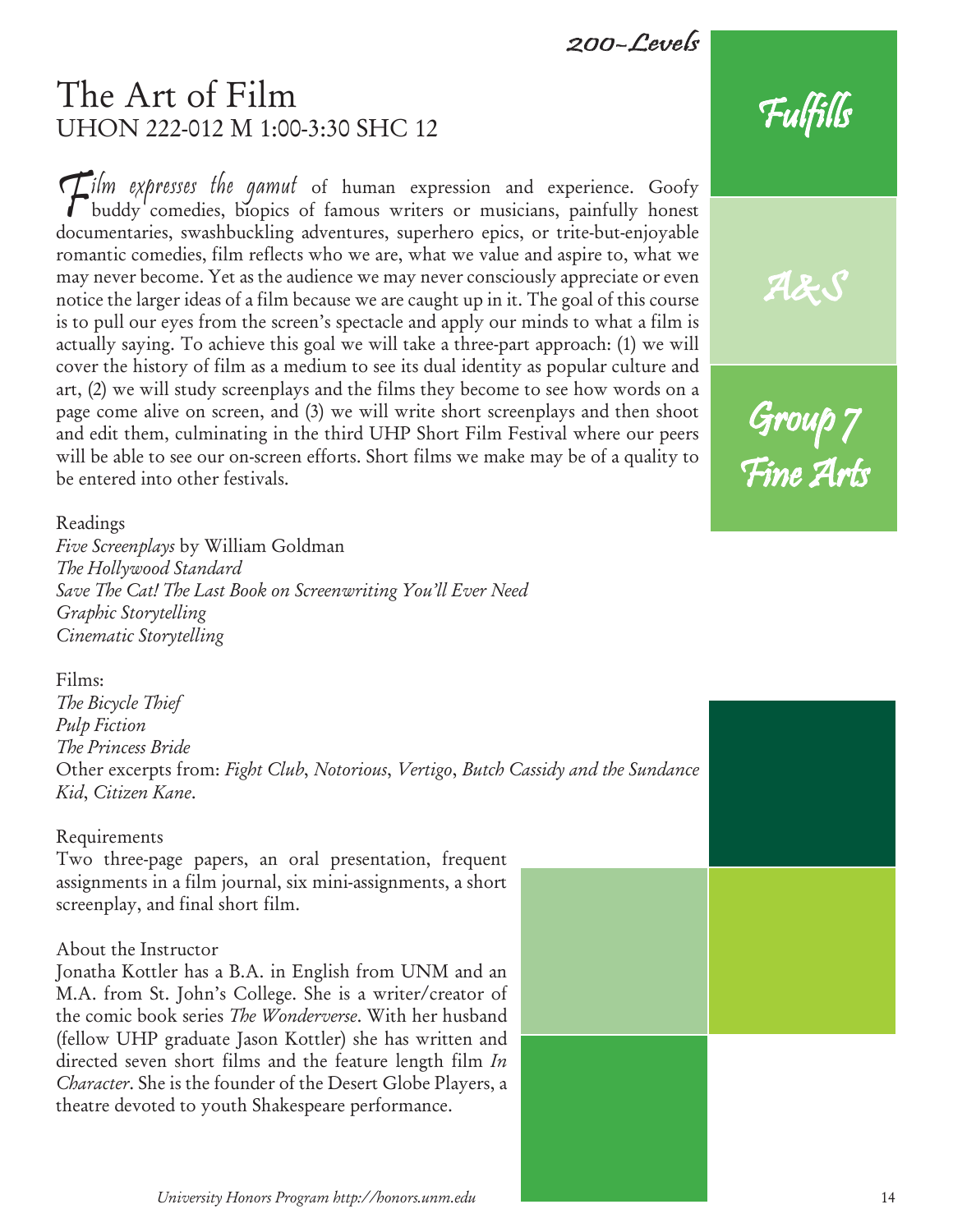# The Art of Film

## UHON 222-012 M 1:00-3:30 SHC 12

*Fulfills*

*A&S*

*Group 7 Fine Arts*

*Film expresses the gamut* of human expression and experience. Goofy buddy comedies, biopics of famous writers or musicians, painfully honest documentaries, swashbuckling adventures, superhero epics, or trite-but-enjoyable romantic comedies, film reflects who we are, what we value and aspire to, what we may never become. Yet as the audience we may never consciously appreciate or even notice the larger ideas of a film because we are caught up in it. The goal of this course is to pull our eyes from the screen's spectacle and apply our minds to what a film is actually saying. To achieve this goal we will take a three-part approach: (1) we will cover the history of film as a medium to see its dual identity as popular culture and art, (2) we will study screenplays and the films they become to see how words on a page come alive on screen, and (3) we will write short screenplays and then shoot and edit them, culminating in the third UHP Short Film Festival where our peers will be able to see our on-screen efforts. Short films we make may be of a quality to be entered into other festivals.

Readings

*Five Screenplays* by William Goldman
*The Hollywood Standard*
*Save The Cat! The Last Book on Screenwriting You'll Ever Need*
*Graphic Storytelling*
*Cinematic Storytelling*

Films:

*The Bicycle Thief*
*Pulp Fiction*
*The Princess Bride*
Other excerpts from: *Fight Club*, *Notorious*, *Vertigo*, *Butch Cassidy and the Sundance Kid*, *Citizen Kane*.

Requirements

Two three-page papers, an oral presentation, frequent assignments in a film journal, six mini-assignments, a short screenplay, and final short film.

About the Instructor

Jonatha Kottler has a B.A. in English from UNM and an M.A. from St. John's College. She is a writer/creator of the comic book series *The Wonderverse*. With her husband (fellow UHP graduate Jason Kottler) she has written and directed seven short films and the feature length film *In Character*. She is the founder of the Desert Globe Players, a theatre devoted to youth Shakespeare performance.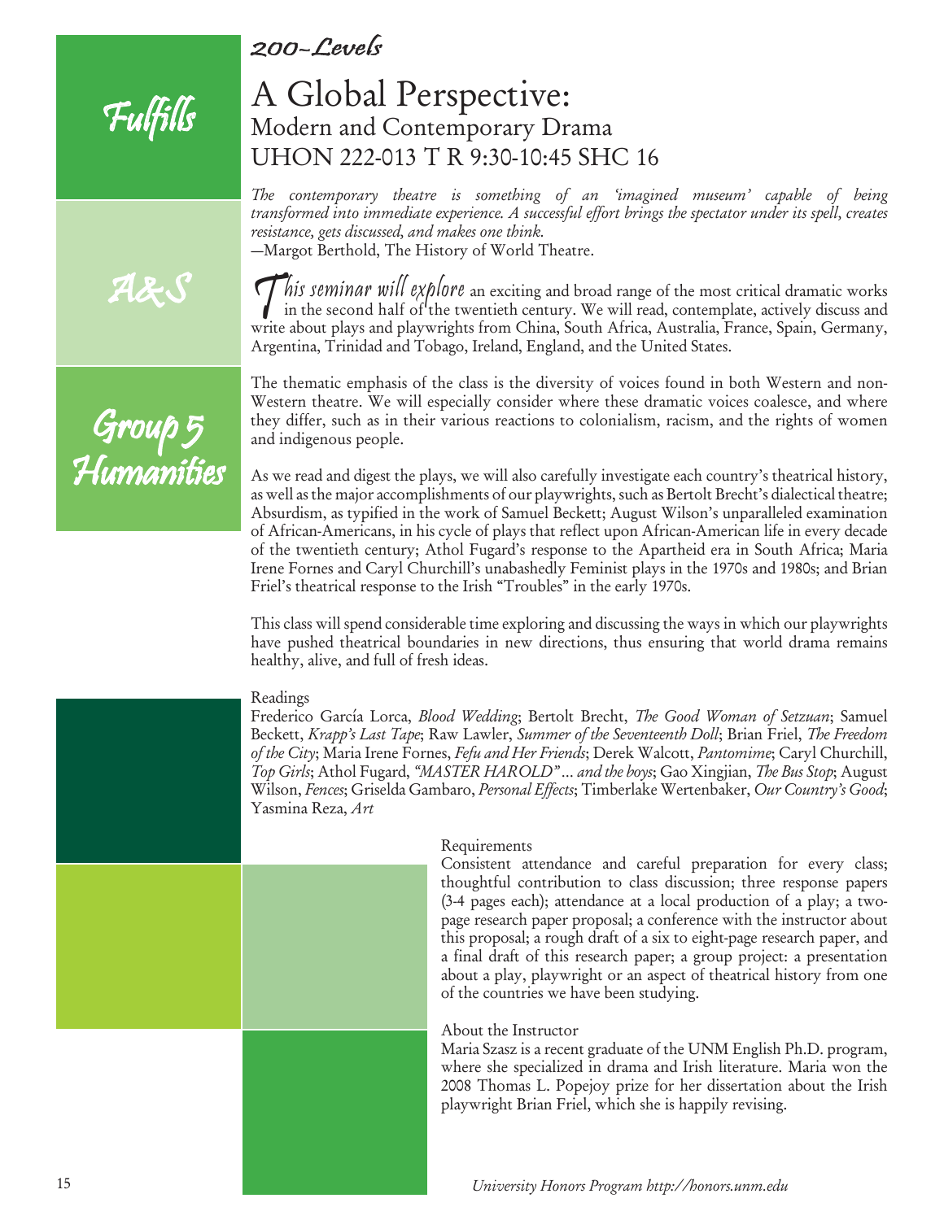*200-Levels*

Fulfills

A&S

Group 5 Humanities

# A Global Perspective:
## Modern and Contemporary Drama
## UHON 222-013 T R 9:30-10:45 SHC 16

*The contemporary theatre is something of an 'imagined museum' capable of being transformed into immediate experience. A successful effort brings the spectator under its spell, creates resistance, gets discussed, and makes one think.*
—Margot Berthold, The History of World Theatre.

*This seminar will explore* an exciting and broad range of the most critical dramatic works in the second half of the twentieth century. We will read, contemplate, actively discuss and write about plays and playwrights from China, South Africa, Australia, France, Spain, Germany, Argentina, Trinidad and Tobago, Ireland, England, and the United States.

The thematic emphasis of the class is the diversity of voices found in both Western and non-Western theatre. We will especially consider where these dramatic voices coalesce, and where they differ, such as in their various reactions to colonialism, racism, and the rights of women and indigenous people.

As we read and digest the plays, we will also carefully investigate each country's theatrical history, as well as the major accomplishments of our playwrights, such as Bertolt Brecht's dialectical theatre; Absurdism, as typified in the work of Samuel Beckett; August Wilson's unparalleled examination of African-Americans, in his cycle of plays that reflect upon African-American life in every decade of the twentieth century; Athol Fugard's response to the Apartheid era in South Africa; Maria Irene Fornes and Caryl Churchill's unabashedly Feminist plays in the 1970s and 1980s; and Brian Friel's theatrical response to the Irish "Troubles" in the early 1970s.

This class will spend considerable time exploring and discussing the ways in which our playwrights have pushed theatrical boundaries in new directions, thus ensuring that world drama remains healthy, alive, and full of fresh ideas.

### Readings

Frederico García Lorca, *Blood Wedding*; Bertolt Brecht, *The Good Woman of Setzuan*; Samuel Beckett, *Krapp's Last Tape*; Raw Lawler, *Summer of the Seventeenth Doll*; Brian Friel, *The Freedom of the City*; Maria Irene Fornes, *Fefu and Her Friends*; Derek Walcott, *Pantomime*; Caryl Churchill, *Top Girls*; Athol Fugard, *"MASTER HAROLD"… and the boys*; Gao Xingjian, *The Bus Stop*; August Wilson, *Fences*; Griselda Gambaro, *Personal Effects*; Timberlake Wertenbaker, *Our Country's Good*; Yasmina Reza, *Art*

### Requirements

Consistent attendance and careful preparation for every class; thoughtful contribution to class discussion; three response papers (3-4 pages each); attendance at a local production of a play; a two-page research paper proposal; a conference with the instructor about this proposal; a rough draft of a six to eight-page research paper, and a final draft of this research paper; a group project: a presentation about a play, playwright or an aspect of theatrical history from one of the countries we have been studying.

### About the Instructor

Maria Szasz is a recent graduate of the UNM English Ph.D. program, where she specialized in drama and Irish literature. Maria won the 2008 Thomas L. Popejoy prize for her dissertation about the Irish playwright Brian Friel, which she is happily revising.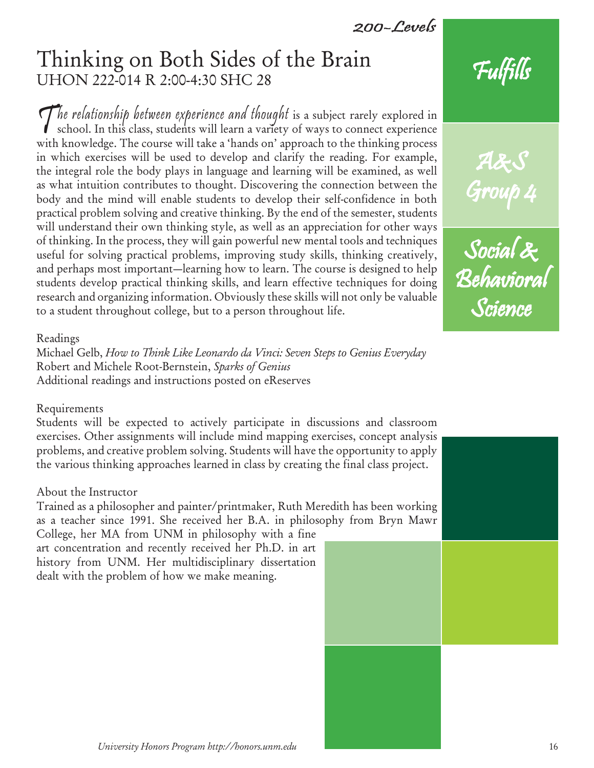200-Levels

# Thinking on Both Sides of the Brain

UHON 222-014 R 2:00-4:30 SHC 28

*The relationship between experience and thought* is a subject rarely explored in school. In this class, students will learn a variety of ways to connect experience with knowledge. The course will take a 'hands on' approach to the thinking process in which exercises will be used to develop and clarify the reading. For example, the integral role the body plays in language and learning will be examined, as well as what intuition contributes to thought. Discovering the connection between the body and the mind will enable students to develop their self-confidence in both practical problem solving and creative thinking. By the end of the semester, students will understand their own thinking style, as well as an appreciation for other ways of thinking. In the process, they will gain powerful new mental tools and techniques useful for solving practical problems, improving study skills, thinking creatively, and perhaps most important—learning how to learn. The course is designed to help students develop practical thinking skills, and learn effective techniques for doing research and organizing information. Obviously these skills will not only be valuable to a student throughout college, but to a person throughout life.

Fulfills

A&S Group 4

Social & Behavioral Science

Readings

Michael Gelb, *How to Think Like Leonardo da Vinci: Seven Steps to Genius Everyday*
Robert and Michele Root-Bernstein, *Sparks of Genius*
Additional readings and instructions posted on eReserves

Requirements

Students will be expected to actively participate in discussions and classroom exercises. Other assignments will include mind mapping exercises, concept analysis problems, and creative problem solving. Students will have the opportunity to apply the various thinking approaches learned in class by creating the final class project.

About the Instructor

Trained as a philosopher and painter/printmaker, Ruth Meredith has been working as a teacher since 1991. She received her B.A. in philosophy from Bryn Mawr College, her MA from UNM in philosophy with a fine art concentration and recently received her Ph.D. in art history from UNM. Her multidisciplinary dissertation dealt with the problem of how we make meaning.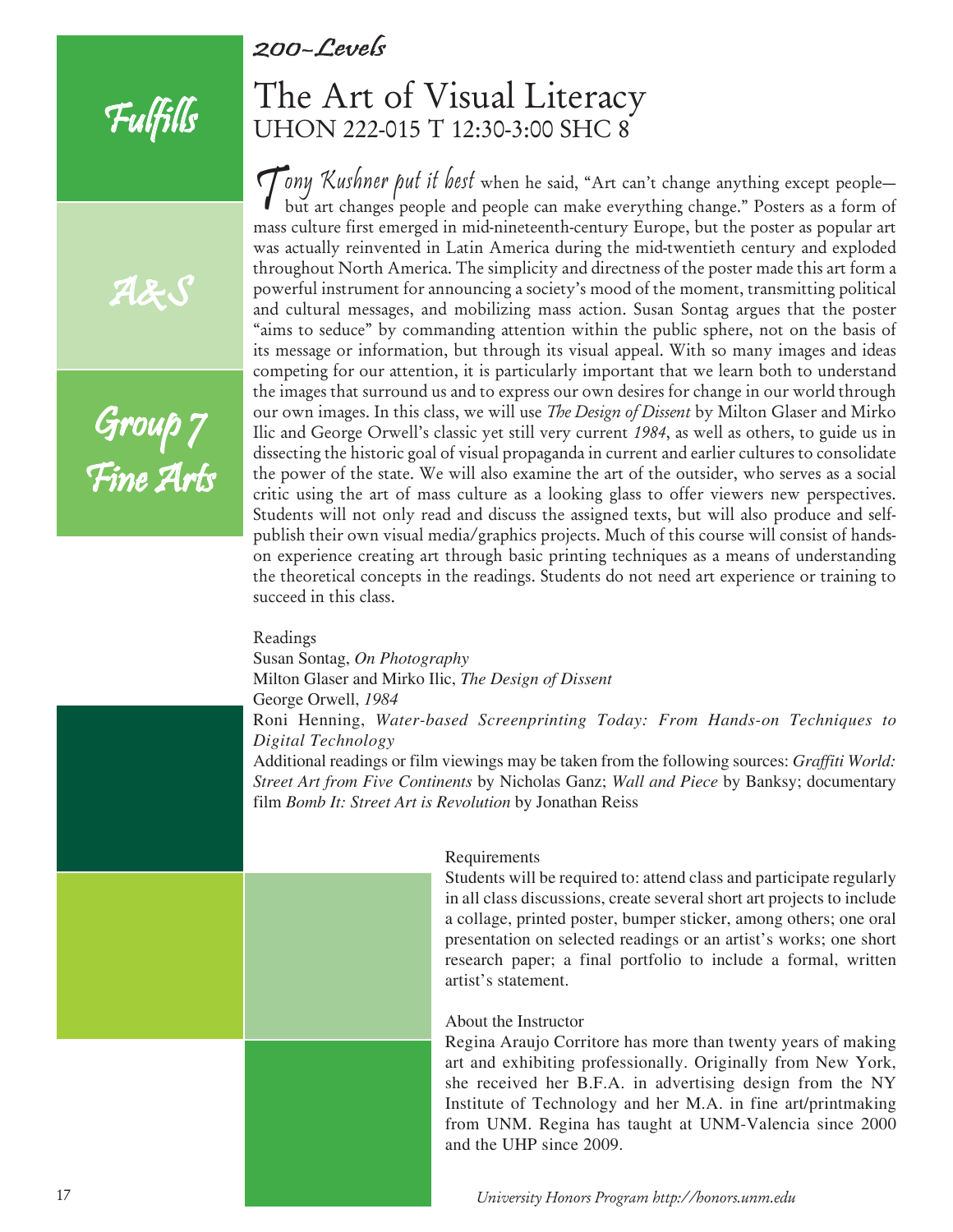*200-Levels*

Fulfills

A&S

Group 7 Fine Arts

# The Art of Visual Literacy

## UHON 222-015 T 12:30-3:00 SHC 8

*Tony Kushner put it best* when he said, "Art can't change anything except people—but art changes people and people can make everything change." Posters as a form of mass culture first emerged in mid-nineteenth-century Europe, but the poster as popular art was actually reinvented in Latin America during the mid-twentieth century and exploded throughout North America. The simplicity and directness of the poster made this art form a powerful instrument for announcing a society's mood of the moment, transmitting political and cultural messages, and mobilizing mass action. Susan Sontag argues that the poster "aims to seduce" by commanding attention within the public sphere, not on the basis of its message or information, but through its visual appeal. With so many images and ideas competing for our attention, it is particularly important that we learn both to understand the images that surround us and to express our own desires for change in our world through our own images. In this class, we will use *The Design of Dissent* by Milton Glaser and Mirko Ilic and George Orwell's classic yet still very current *1984*, as well as others, to guide us in dissecting the historic goal of visual propaganda in current and earlier cultures to consolidate the power of the state. We will also examine the art of the outsider, who serves as a social critic using the art of mass culture as a looking glass to offer viewers new perspectives. Students will not only read and discuss the assigned texts, but will also produce and self-publish their own visual media/graphics projects. Much of this course will consist of hands-on experience creating art through basic printing techniques as a means of understanding the theoretical concepts in the readings. Students do not need art experience or training to succeed in this class.

Readings

Susan Sontag, *On Photography*
Milton Glaser and Mirko Ilic, *The Design of Dissent*
George Orwell, *1984*
Roni Henning, *Water-based Screenprinting Today: From Hands-on Techniques to Digital Technology*
Additional readings or film viewings may be taken from the following sources: *Graffiti World: Street Art from Five Continents* by Nicholas Ganz; *Wall and Piece* by Banksy; documentary film *Bomb It: Street Art is Revolution* by Jonathan Reiss

Requirements

Students will be required to: attend class and participate regularly in all class discussions, create several short art projects to include a collage, printed poster, bumper sticker, among others; one oral presentation on selected readings or an artist's works; one short research paper; a final portfolio to include a formal, written artist's statement.

About the Instructor

Regina Araujo Corritore has more than twenty years of making art and exhibiting professionally. Originally from New York, she received her B.F.A. in advertising design from the NY Institute of Technology and her M.A. in fine art/printmaking from UNM. Regina has taught at UNM-Valencia since 2000 and the UHP since 2009.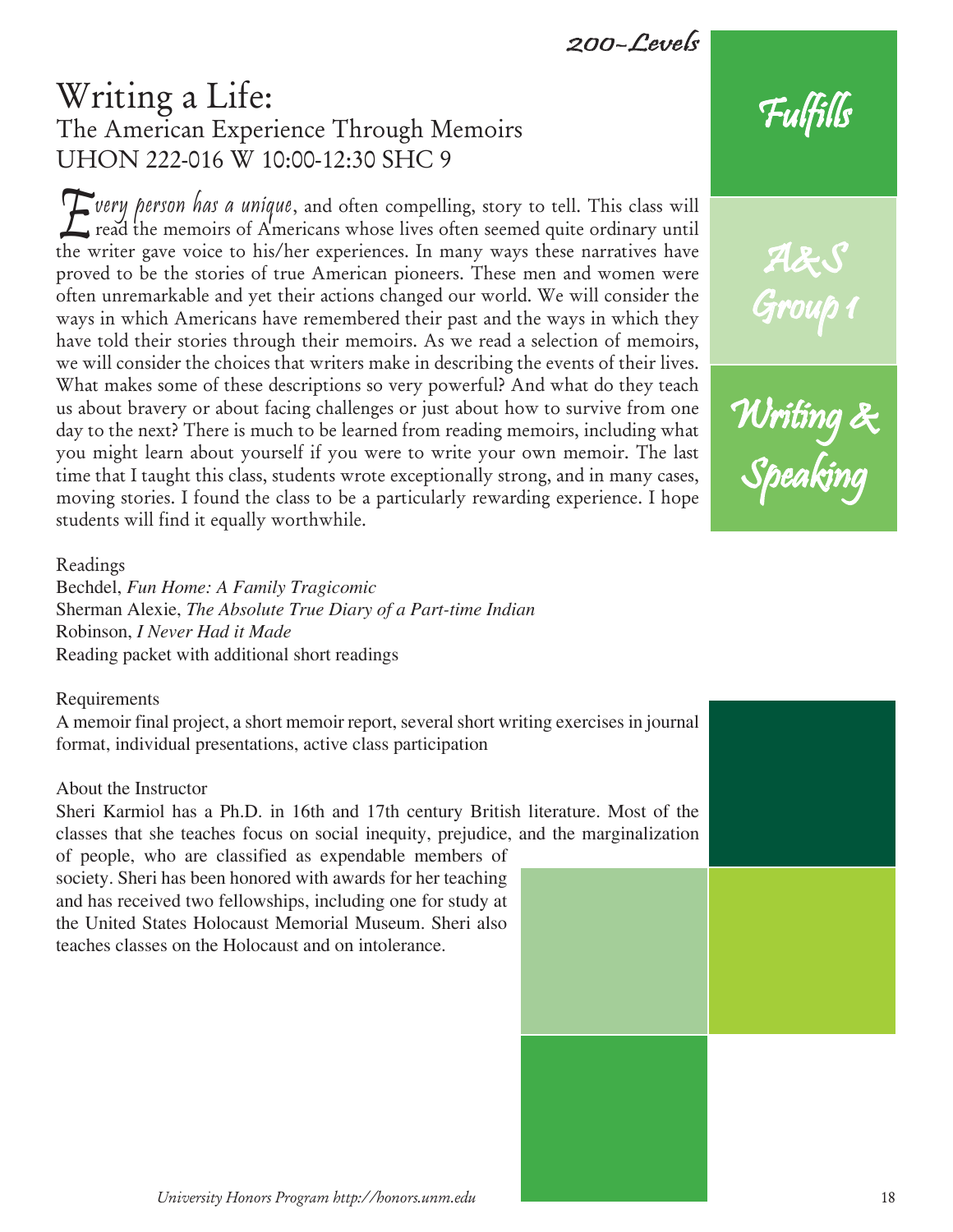200-Levels

# Writing a Life:

## The American Experience Through Memoirs

UHON 222-016 W 10:00-12:30 SHC 9

Fulfills

A&S Group 1

Writing & Speaking

*Every person has a unique*, and often compelling, story to tell. This class will read the memoirs of Americans whose lives often seemed quite ordinary until the writer gave voice to his/her experiences. In many ways these narratives have proved to be the stories of true American pioneers. These men and women were often unremarkable and yet their actions changed our world. We will consider the ways in which Americans have remembered their past and the ways in which they have told their stories through their memoirs. As we read a selection of memoirs, we will consider the choices that writers make in describing the events of their lives. What makes some of these descriptions so very powerful? And what do they teach us about bravery or about facing challenges or just about how to survive from one day to the next? There is much to be learned from reading memoirs, including what you might learn about yourself if you were to write your own memoir. The last time that I taught this class, students wrote exceptionally strong, and in many cases, moving stories. I found the class to be a particularly rewarding experience. I hope students will find it equally worthwhile.

Readings

Bechdel, *Fun Home: A Family Tragicomic*
Sherman Alexie, *The Absolute True Diary of a Part-time Indian*
Robinson, *I Never Had it Made*
Reading packet with additional short readings

Requirements

A memoir final project, a short memoir report, several short writing exercises in journal format, individual presentations, active class participation

About the Instructor

Sheri Karmiol has a Ph.D. in 16th and 17th century British literature. Most of the classes that she teaches focus on social inequity, prejudice, and the marginalization of people, who are classified as expendable members of society. Sheri has been honored with awards for her teaching and has received two fellowships, including one for study at the United States Holocaust Memorial Museum. Sheri also teaches classes on the Holocaust and on intolerance.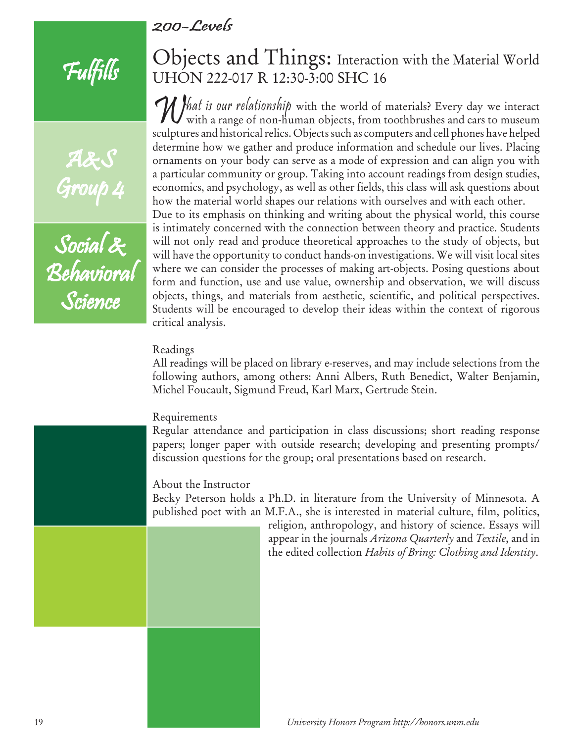*200-Levels*

Fulfills

A&S Group 4

Social & Behavioral Science

# Objects and Things: Interaction with the Material World

UHON 222-017 R 12:30-3:00 SHC 16

*What is our relationship* with the world of materials? Every day we interact with a range of non-human objects, from toothbrushes and cars to museum sculptures and historical relics. Objects such as computers and cell phones have helped determine how we gather and produce information and schedule our lives. Placing ornaments on your body can serve as a mode of expression and can align you with a particular community or group. Taking into account readings from design studies, economics, and psychology, as well as other fields, this class will ask questions about how the material world shapes our relations with ourselves and with each other.

Due to its emphasis on thinking and writing about the physical world, this course is intimately concerned with the connection between theory and practice. Students will not only read and produce theoretical approaches to the study of objects, but will have the opportunity to conduct hands-on investigations. We will visit local sites where we can consider the processes of making art-objects. Posing questions about form and function, use and use value, ownership and observation, we will discuss objects, things, and materials from aesthetic, scientific, and political perspectives. Students will be encouraged to develop their ideas within the context of rigorous critical analysis.

Readings

All readings will be placed on library e-reserves, and may include selections from the following authors, among others: Anni Albers, Ruth Benedict, Walter Benjamin, Michel Foucault, Sigmund Freud, Karl Marx, Gertrude Stein.

Requirements

Regular attendance and participation in class discussions; short reading response papers; longer paper with outside research; developing and presenting prompts/ discussion questions for the group; oral presentations based on research.

About the Instructor

Becky Peterson holds a Ph.D. in literature from the University of Minnesota. A published poet with an M.F.A., she is interested in material culture, film, politics, religion, anthropology, and history of science. Essays will appear in the journals *Arizona Quarterly* and *Textile*, and in the edited collection *Habits of Bring: Clothing and Identity*.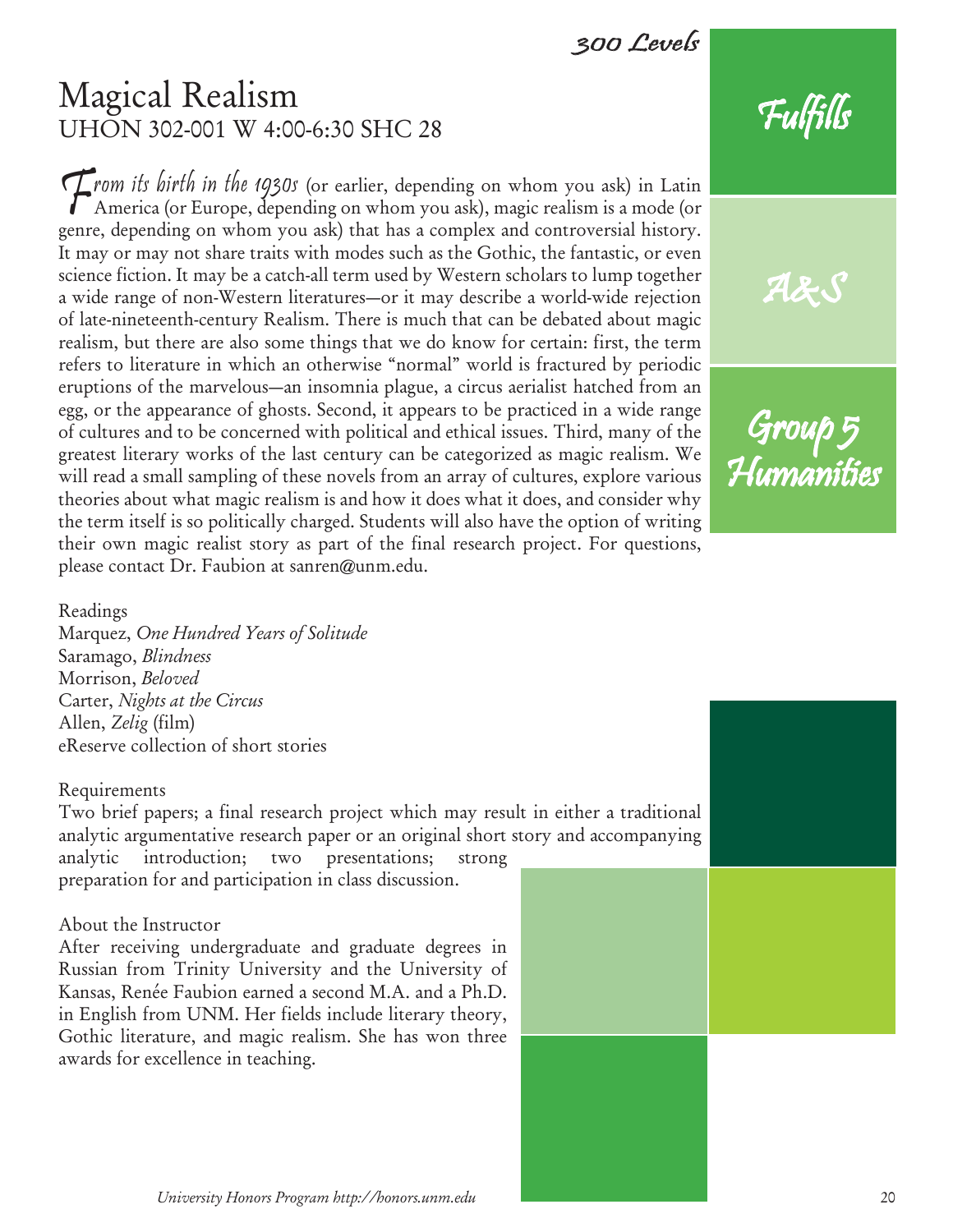# Magical Realism

## UHON 302-001 W 4:00-6:30 SHC 28

*From its birth in the 1930s* (or earlier, depending on whom you ask) in Latin America (or Europe, depending on whom you ask), magic realism is a mode (or genre, depending on whom you ask) that has a complex and controversial history. It may or may not share traits with modes such as the Gothic, the fantastic, or even science fiction. It may be a catch-all term used by Western scholars to lump together a wide range of non-Western literatures—or it may describe a world-wide rejection of late-nineteenth-century Realism. There is much that can be debated about magic realism, but there are also some things that we do know for certain: first, the term refers to literature in which an otherwise "normal" world is fractured by periodic eruptions of the marvelous—an insomnia plague, a circus aerialist hatched from an egg, or the appearance of ghosts. Second, it appears to be practiced in a wide range of cultures and to be concerned with political and ethical issues. Third, many of the greatest literary works of the last century can be categorized as magic realism. We will read a small sampling of these novels from an array of cultures, explore various theories about what magic realism is and how it does what it does, and consider why the term itself is so politically charged. Students will also have the option of writing their own magic realist story as part of the final research project. For questions, please contact Dr. Faubion at sanren@unm.edu.

Fulfills

A&S

Group 5 Humanities

Readings
Marquez, *One Hundred Years of Solitude*
Saramago, *Blindness*
Morrison, *Beloved*
Carter, *Nights at the Circus*
Allen, *Zelig* (film)
eReserve collection of short stories

Requirements
Two brief papers; a final research project which may result in either a traditional analytic argumentative research paper or an original short story and accompanying analytic introduction; two presentations; strong preparation for and participation in class discussion.

About the Instructor
After receiving undergraduate and graduate degrees in Russian from Trinity University and the University of Kansas, Renée Faubion earned a second M.A. and a Ph.D. in English from UNM. Her fields include literary theory, Gothic literature, and magic realism. She has won three awards for excellence in teaching.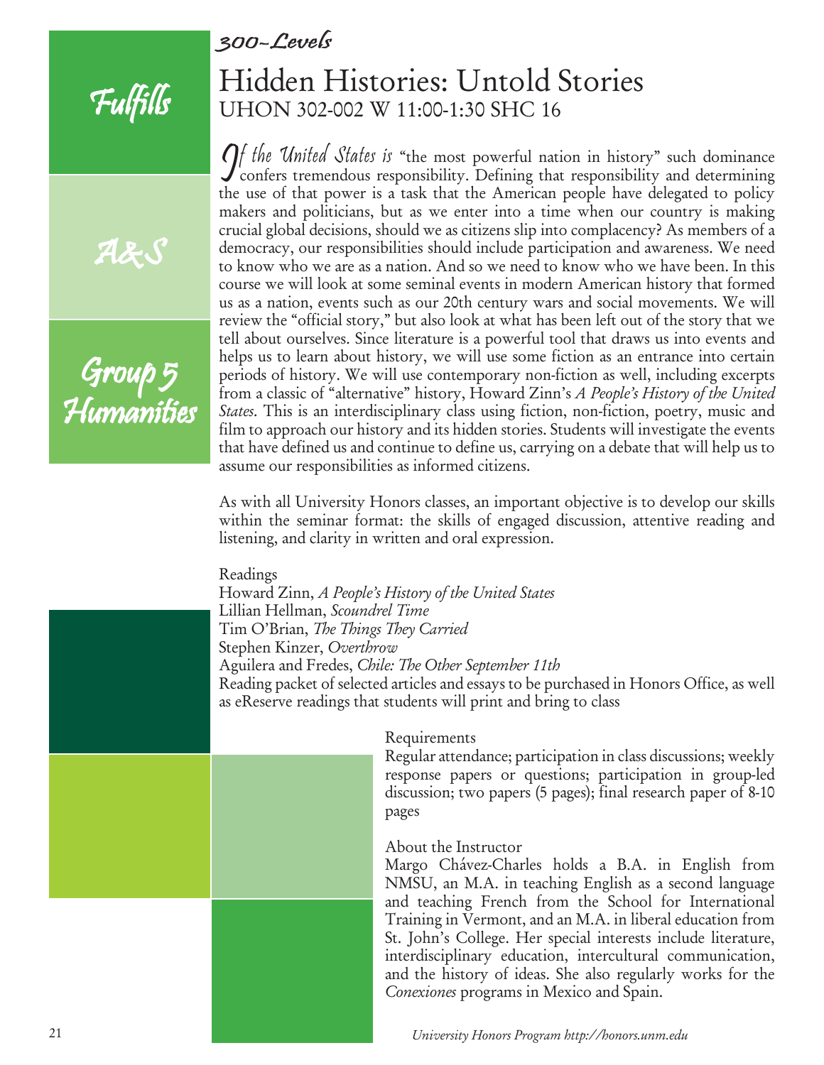Fulfills

A&S

Group 5 Humanities

*300-Levels*

# Hidden Histories: Untold Stories

UHON 302-002 W 11:00-1:30 SHC 16

If the United States is "the most powerful nation in history" such dominance confers tremendous responsibility. Defining that responsibility and determining the use of that power is a task that the American people have delegated to policy makers and politicians, but as we enter into a time when our country is making crucial global decisions, should we as citizens slip into complacency? As members of a democracy, our responsibilities should include participation and awareness. We need to know who we are as a nation. And so we need to know who we have been. In this course we will look at some seminal events in modern American history that formed us as a nation, events such as our 20th century wars and social movements. We will review the "official story," but also look at what has been left out of the story that we tell about ourselves. Since literature is a powerful tool that draws us into events and helps us to learn about history, we will use some fiction as an entrance into certain periods of history. We will use contemporary non-fiction as well, including excerpts from a classic of "alternative" history, Howard Zinn's *A People's History of the United States*. This is an interdisciplinary class using fiction, non-fiction, poetry, music and film to approach our history and its hidden stories. Students will investigate the events that have defined us and continue to define us, carrying on a debate that will help us to assume our responsibilities as informed citizens.

As with all University Honors classes, an important objective is to develop our skills within the seminar format: the skills of engaged discussion, attentive reading and listening, and clarity in written and oral expression.

Readings
Howard Zinn, *A People's History of the United States*
Lillian Hellman, *Scoundrel Time*
Tim O'Brian, *The Things They Carried*
Stephen Kinzer, *Overthrow*
Aguilera and Fredes, *Chile: The Other September 11th*
Reading packet of selected articles and essays to be purchased in Honors Office, as well as eReserve readings that students will print and bring to class

Requirements
Regular attendance; participation in class discussions; weekly response papers or questions; participation in group-led discussion; two papers (5 pages); final research paper of 8-10 pages

About the Instructor
Margo Chávez-Charles holds a B.A. in English from NMSU, an M.A. in teaching English as a second language and teaching French from the School for International Training in Vermont, and an M.A. in liberal education from St. John's College. Her special interests include literature, interdisciplinary education, intercultural communication, and the history of ideas. She also regularly works for the *Conexiones* programs in Mexico and Spain.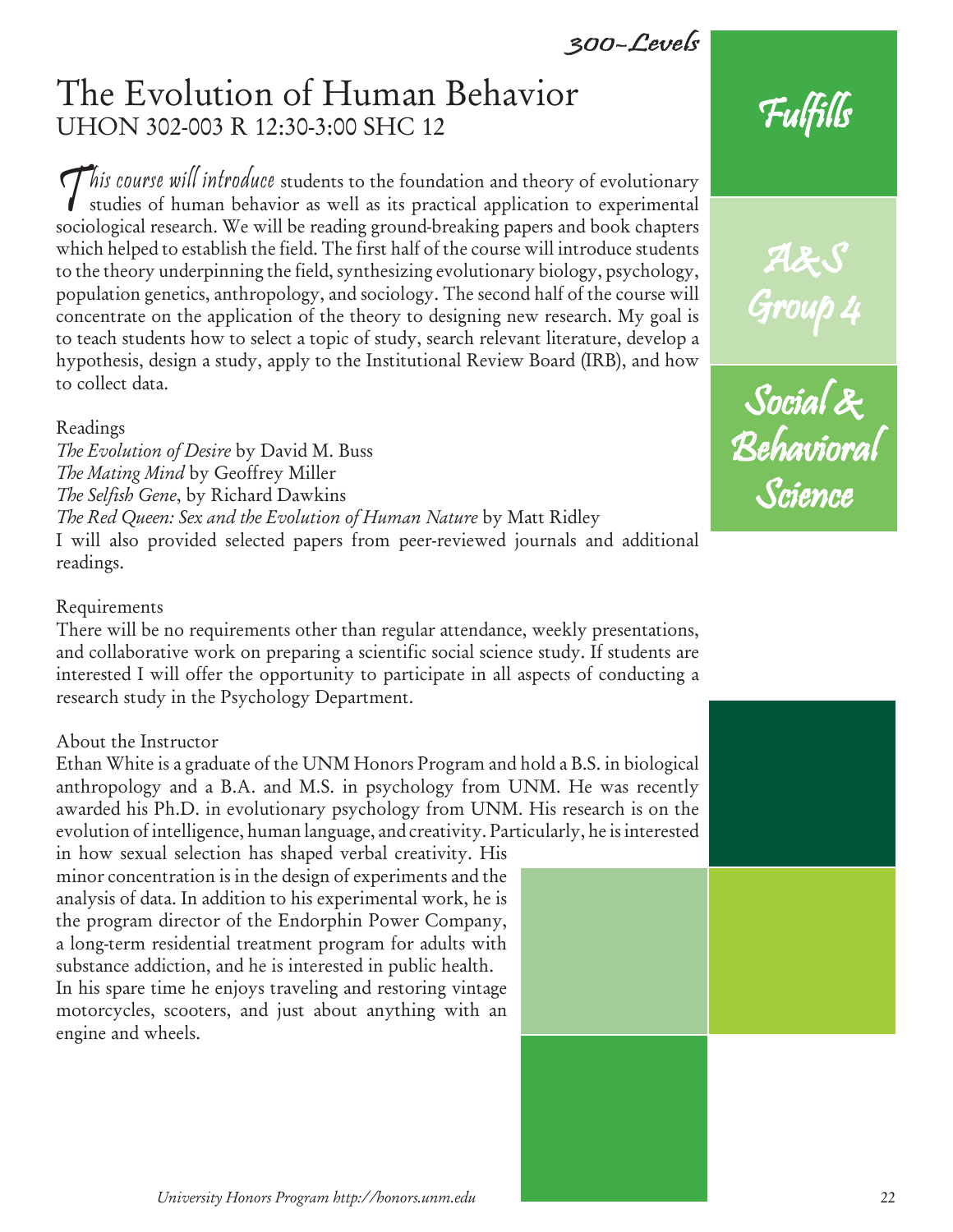# The Evolution of Human Behavior

## UHON 302-003 R 12:30-3:00 SHC 12

*This course will introduce* students to the foundation and theory of evolutionary studies of human behavior as well as its practical application to experimental sociological research. We will be reading ground-breaking papers and book chapters which helped to establish the field. The first half of the course will introduce students to the theory underpinning the field, synthesizing evolutionary biology, psychology, population genetics, anthropology, and sociology. The second half of the course will concentrate on the application of the theory to designing new research. My goal is to teach students how to select a topic of study, search relevant literature, develop a hypothesis, design a study, apply to the Institutional Review Board (IRB), and how to collect data.

Readings

*The Evolution of Desire* by David M. Buss
*The Mating Mind* by Geoffrey Miller
*The Selfish Gene*, by Richard Dawkins
*The Red Queen: Sex and the Evolution of Human Nature* by Matt Ridley
I will also provided selected papers from peer-reviewed journals and additional readings.

Requirements

There will be no requirements other than regular attendance, weekly presentations, and collaborative work on preparing a scientific social science study. If students are interested I will offer the opportunity to participate in all aspects of conducting a research study in the Psychology Department.

About the Instructor

Ethan White is a graduate of the UNM Honors Program and hold a B.S. in biological anthropology and a B.A. and M.S. in psychology from UNM. He was recently awarded his Ph.D. in evolutionary psychology from UNM. His research is on the evolution of intelligence, human language, and creativity. Particularly, he is interested in how sexual selection has shaped verbal creativity. His minor concentration is in the design of experiments and the analysis of data. In addition to his experimental work, he is the program director of the Endorphin Power Company, a long-term residential treatment program for adults with substance addiction, and he is interested in public health. In his spare time he enjoys traveling and restoring vintage motorcycles, scooters, and just about anything with an engine and wheels.

Fulfills

A&S Group 4

Social & Behavioral Science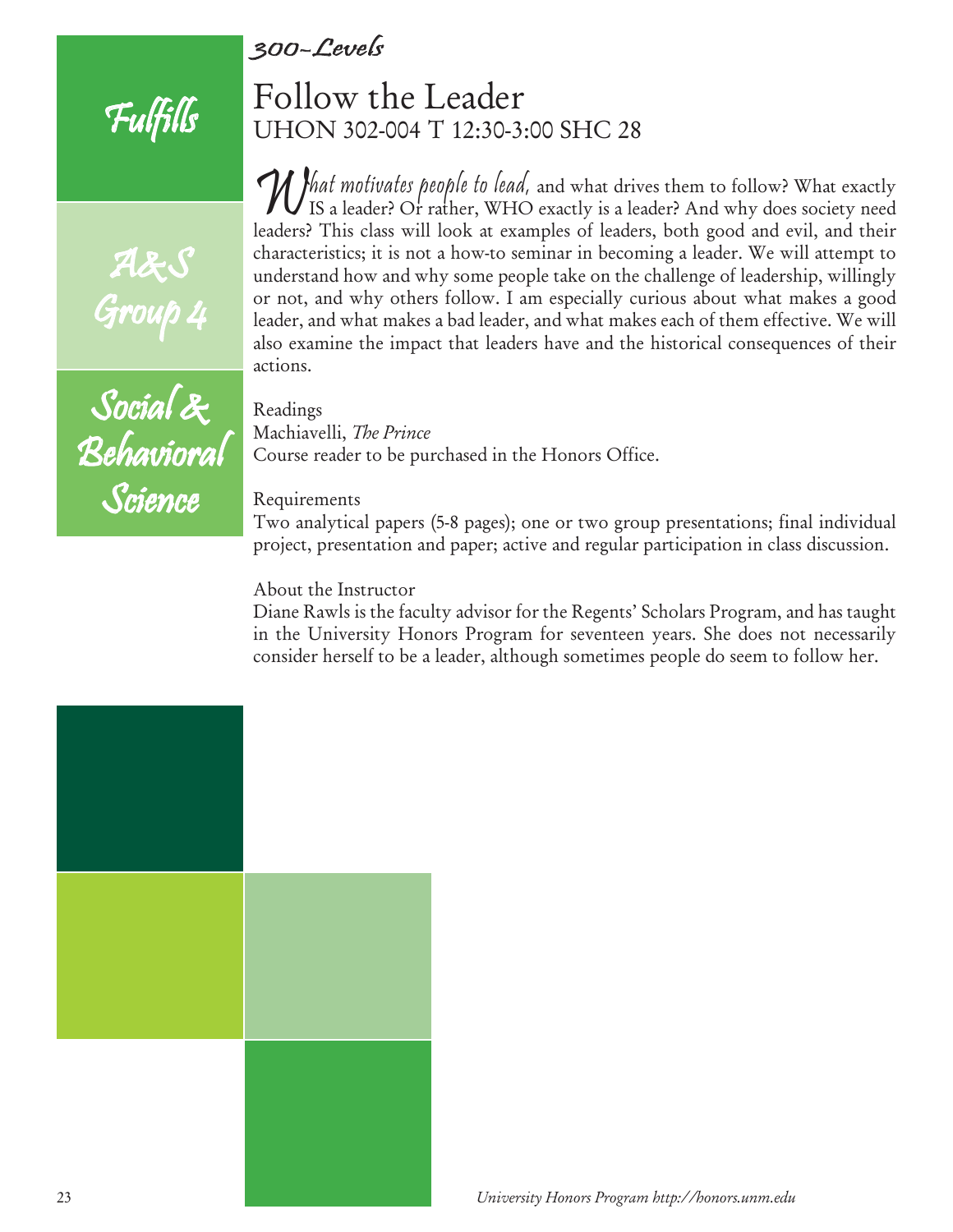*300-Levels*

# Follow the Leader

UHON 302-004 T 12:30-3:00 SHC 28

Fulfills

A&S Group 4

Social & Behavioral Science

*What motivates people to lead,* and what drives them to follow? What exactly IS a leader? Or rather, WHO exactly is a leader? And why does society need leaders? This class will look at examples of leaders, both good and evil, and their characteristics; it is not a how-to seminar in becoming a leader. We will attempt to understand how and why some people take on the challenge of leadership, willingly or not, and why others follow. I am especially curious about what makes a good leader, and what makes a bad leader, and what makes each of them effective. We will also examine the impact that leaders have and the historical consequences of their actions.

Readings

Machiavelli, *The Prince*

Course reader to be purchased in the Honors Office.

Requirements

Two analytical papers (5-8 pages); one or two group presentations; final individual project, presentation and paper; active and regular participation in class discussion.

About the Instructor

Diane Rawls is the faculty advisor for the Regents' Scholars Program, and has taught in the University Honors Program for seventeen years. She does not necessarily consider herself to be a leader, although sometimes people do seem to follow her.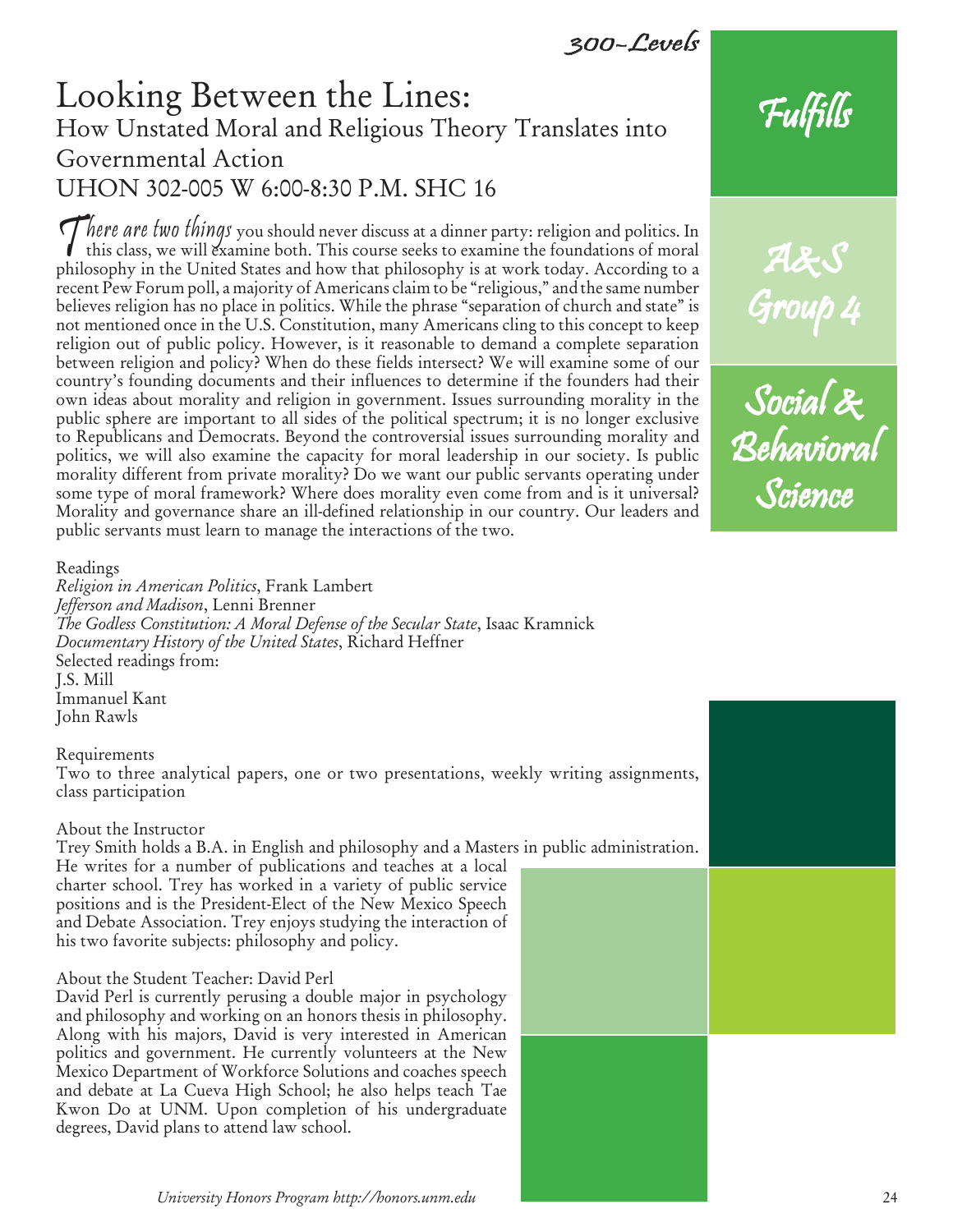300-Levels

# Looking Between the Lines:

## How Unstated Moral and Religious Theory Translates into Governmental Action

## UHON 302-005 W 6:00-8:30 P.M. SHC 16

Fulfills

A&S Group 4

Social & Behavioral Science

*There are two things* you should never discuss at a dinner party: religion and politics. In this class, we will examine both. This course seeks to examine the foundations of moral philosophy in the United States and how that philosophy is at work today. According to a recent Pew Forum poll, a majority of Americans claim to be "religious," and the same number believes religion has no place in politics. While the phrase "separation of church and state" is not mentioned once in the U.S. Constitution, many Americans cling to this concept to keep religion out of public policy. However, is it reasonable to demand a complete separation between religion and policy? When do these fields intersect? We will examine some of our country's founding documents and their influences to determine if the founders had their own ideas about morality and religion in government. Issues surrounding morality in the public sphere are important to all sides of the political spectrum; it is no longer exclusive to Republicans and Democrats. Beyond the controversial issues surrounding morality and politics, we will also examine the capacity for moral leadership in our society. Is public morality different from private morality? Do we want our public servants operating under some type of moral framework? Where does morality even come from and is it universal? Morality and governance share an ill-defined relationship in our country. Our leaders and public servants must learn to manage the interactions of the two.

Readings
*Religion in American Politics*, Frank Lambert
*Jefferson and Madison*, Lenni Brenner
*The Godless Constitution: A Moral Defense of the Secular State*, Isaac Kramnick
*Documentary History of the United States*, Richard Heffner
Selected readings from:
J.S. Mill
Immanuel Kant
John Rawls

Requirements
Two to three analytical papers, one or two presentations, weekly writing assignments, class participation

About the Instructor
Trey Smith holds a B.A. in English and philosophy and a Masters in public administration. He writes for a number of publications and teaches at a local charter school. Trey has worked in a variety of public service positions and is the President-Elect of the New Mexico Speech and Debate Association. Trey enjoys studying the interaction of his two favorite subjects: philosophy and policy.

About the Student Teacher: David Perl
David Perl is currently perusing a double major in psychology and philosophy and working on an honors thesis in philosophy. Along with his majors, David is very interested in American politics and government. He currently volunteers at the New Mexico Department of Workforce Solutions and coaches speech and debate at La Cueva High School; he also helps teach Tae Kwon Do at UNM. Upon completion of his undergraduate degrees, David plans to attend law school.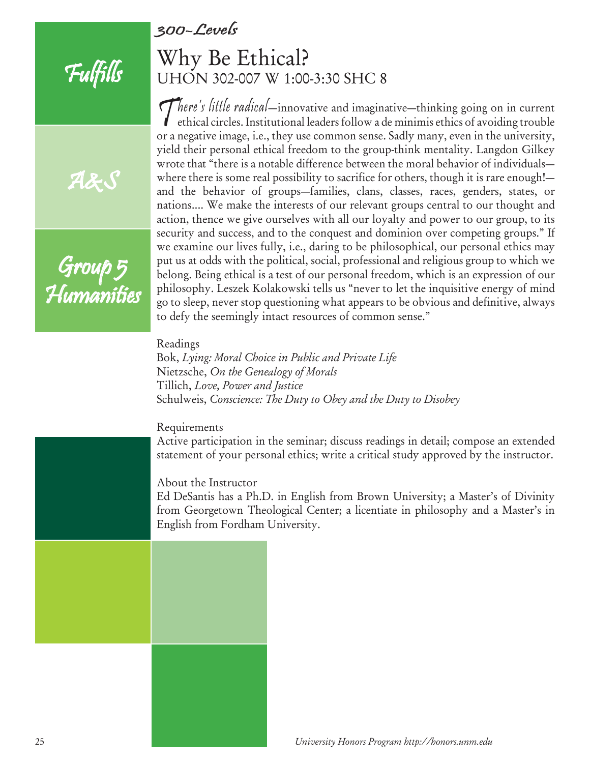*300-Levels*

Fulfills

A&S

Group 5 Humanities

# Why Be Ethical?

## UHON 302-007 W 1:00-3:30 SHC 8

*There's little radical*—innovative and imaginative—thinking going on in current ethical circles. Institutional leaders follow a de minimis ethics of avoiding trouble or a negative image, i.e., they use common sense. Sadly many, even in the university, yield their personal ethical freedom to the group-think mentality. Langdon Gilkey wrote that "there is a notable difference between the moral behavior of individuals—where there is some real possibility to sacrifice for others, though it is rare enough!—and the behavior of groups—families, clans, classes, races, genders, states, or nations.... We make the interests of our relevant groups central to our thought and action, thence we give ourselves with all our loyalty and power to our group, to its security and success, and to the conquest and dominion over competing groups." If we examine our lives fully, i.e., daring to be philosophical, our personal ethics may put us at odds with the political, social, professional and religious group to which we belong. Being ethical is a test of our personal freedom, which is an expression of our philosophy. Leszek Kolakowski tells us "never to let the inquisitive energy of mind go to sleep, never stop questioning what appears to be obvious and definitive, always to defy the seemingly intact resources of common sense."

Readings

Bok, *Lying: Moral Choice in Public and Private Life*
Nietzsche, *On the Genealogy of Morals*
Tillich, *Love, Power and Justice*
Schulweis, *Conscience: The Duty to Obey and the Duty to Disobey*

Requirements

Active participation in the seminar; discuss readings in detail; compose an extended statement of your personal ethics; write a critical study approved by the instructor.

About the Instructor

Ed DeSantis has a Ph.D. in English from Brown University; a Master's of Divinity from Georgetown Theological Center; a licentiate in philosophy and a Master's in English from Fordham University.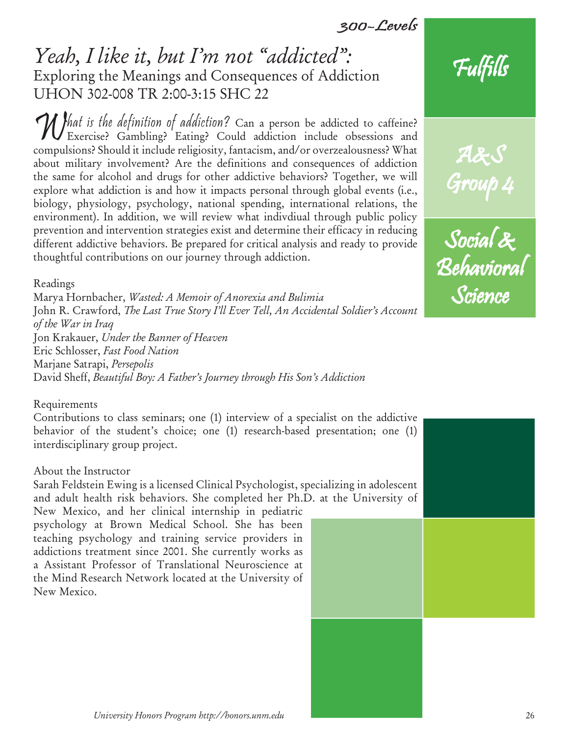# *Yeah, I like it, but I'm not "addicted":*

## Exploring the Meanings and Consequences of Addiction
## UHON 302-008 TR 2:00-3:15 SHC 22

Fulfills

A&S Group 4

Social & Behavioral Science

*What is the definition of addiction?* Can a person be addicted to caffeine? Exercise? Gambling? Eating? Could addiction include obsessions and compulsions? Should it include religiosity, fantacism, and/or overzealousness? What about military involvement? Are the definitions and consequences of addiction the same for alcohol and drugs for other addictive behaviors? Together, we will explore what addiction is and how it impacts personal through global events (i.e., biology, physiology, psychology, national spending, international relations, the environment). In addition, we will review what indivdiual through public policy prevention and intervention strategies exist and determine their efficacy in reducing different addictive behaviors. Be prepared for critical analysis and ready to provide thoughtful contributions on our journey through addiction.

Readings

Marya Hornbacher, *Wasted: A Memoir of Anorexia and Bulimia*
John R. Crawford, *The Last True Story I'll Ever Tell, An Accidental Soldier's Account of the War in Iraq*
Jon Krakauer, *Under the Banner of Heaven*
Eric Schlosser, *Fast Food Nation*
Marjane Satrapi, *Persepolis*
David Sheff, *Beautiful Boy: A Father's Journey through His Son's Addiction*

Requirements

Contributions to class seminars; one (1) interview of a specialist on the addictive behavior of the student's choice; one (1) research-based presentation; one (1) interdisciplinary group project.

About the Instructor

Sarah Feldstein Ewing is a licensed Clinical Psychologist, specializing in adolescent and adult health risk behaviors. She completed her Ph.D. at the University of New Mexico, and her clinical internship in pediatric psychology at Brown Medical School. She has been teaching psychology and training service providers in addictions treatment since 2001. She currently works as a Assistant Professor of Translational Neuroscience at the Mind Research Network located at the University of New Mexico.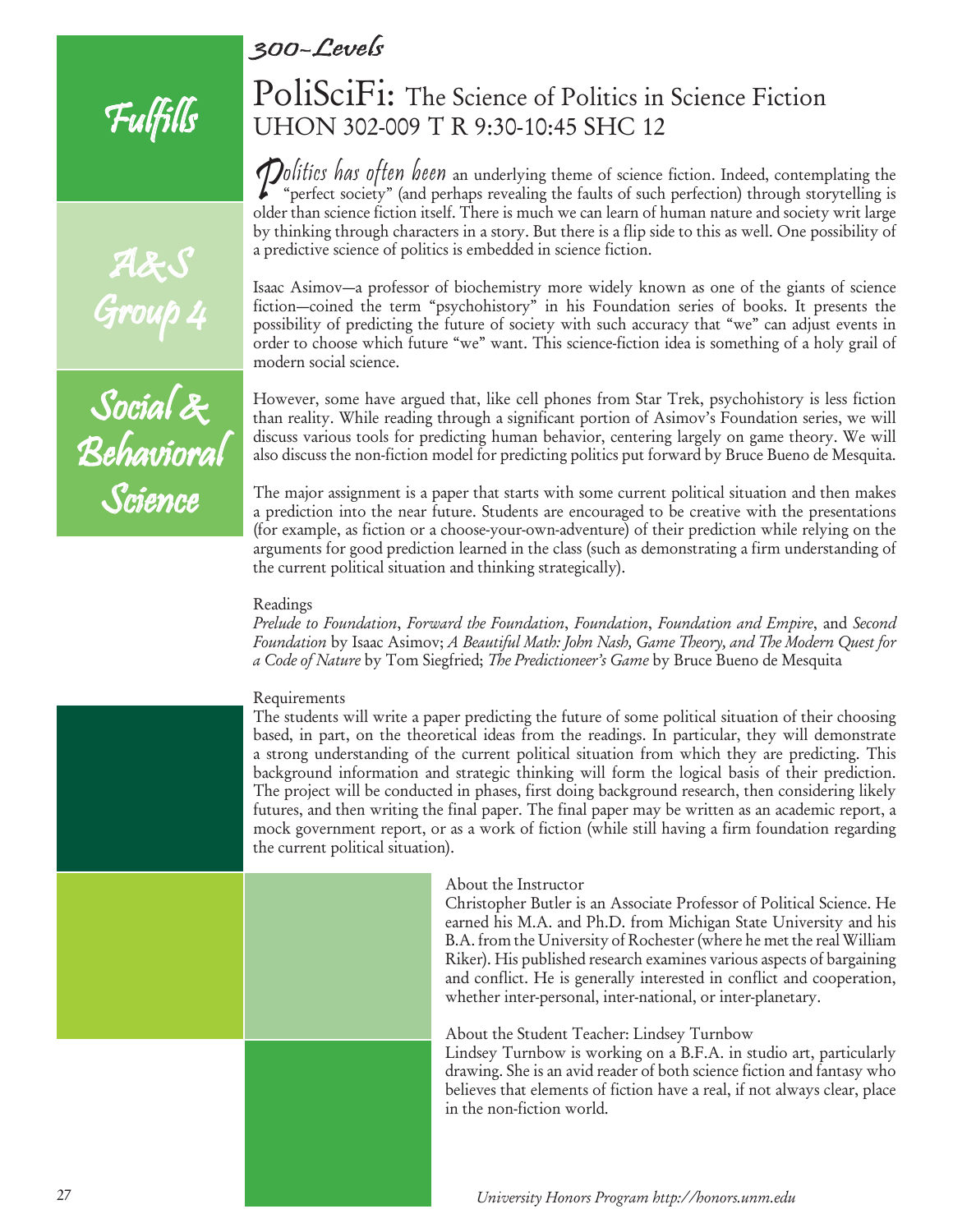*300-Levels*

Fulfills

A&S Group 4

Social & Behavioral Science

# PoliSciFi: The Science of Politics in Science Fiction

## UHON 302-009 T R 9:30-10:45 SHC 12

*Politics has often been* an underlying theme of science fiction. Indeed, contemplating the "perfect society" (and perhaps revealing the faults of such perfection) through storytelling is older than science fiction itself. There is much we can learn of human nature and society writ large by thinking through characters in a story. But there is a flip side to this as well. One possibility of a predictive science of politics is embedded in science fiction.

Isaac Asimov—a professor of biochemistry more widely known as one of the giants of science fiction—coined the term "psychohistory" in his Foundation series of books. It presents the possibility of predicting the future of society with such accuracy that "we" can adjust events in order to choose which future "we" want. This science-fiction idea is something of a holy grail of modern social science.

However, some have argued that, like cell phones from Star Trek, psychohistory is less fiction than reality. While reading through a significant portion of Asimov's Foundation series, we will discuss various tools for predicting human behavior, centering largely on game theory. We will also discuss the non-fiction model for predicting politics put forward by Bruce Bueno de Mesquita.

The major assignment is a paper that starts with some current political situation and then makes a prediction into the near future. Students are encouraged to be creative with the presentations (for example, as fiction or a choose-your-own-adventure) of their prediction while relying on the arguments for good prediction learned in the class (such as demonstrating a firm understanding of the current political situation and thinking strategically).

Readings

*Prelude to Foundation*, *Forward the Foundation*, *Foundation*, *Foundation and Empire*, and *Second Foundation* by Isaac Asimov; *A Beautiful Math: John Nash, Game Theory, and The Modern Quest for a Code of Nature* by Tom Siegfried; *The Predictioneer's Game* by Bruce Bueno de Mesquita

Requirements

The students will write a paper predicting the future of some political situation of their choosing based, in part, on the theoretical ideas from the readings. In particular, they will demonstrate a strong understanding of the current political situation from which they are predicting. This background information and strategic thinking will form the logical basis of their prediction. The project will be conducted in phases, first doing background research, then considering likely futures, and then writing the final paper. The final paper may be written as an academic report, a mock government report, or as a work of fiction (while still having a firm foundation regarding the current political situation).

About the Instructor

Christopher Butler is an Associate Professor of Political Science. He earned his M.A. and Ph.D. from Michigan State University and his B.A. from the University of Rochester (where he met the real William Riker). His published research examines various aspects of bargaining and conflict. He is generally interested in conflict and cooperation, whether inter-personal, inter-national, or inter-planetary.

About the Student Teacher: Lindsey Turnbow

Lindsey Turnbow is working on a B.F.A. in studio art, particularly drawing. She is an avid reader of both science fiction and fantasy who believes that elements of fiction have a real, if not always clear, place in the non-fiction world.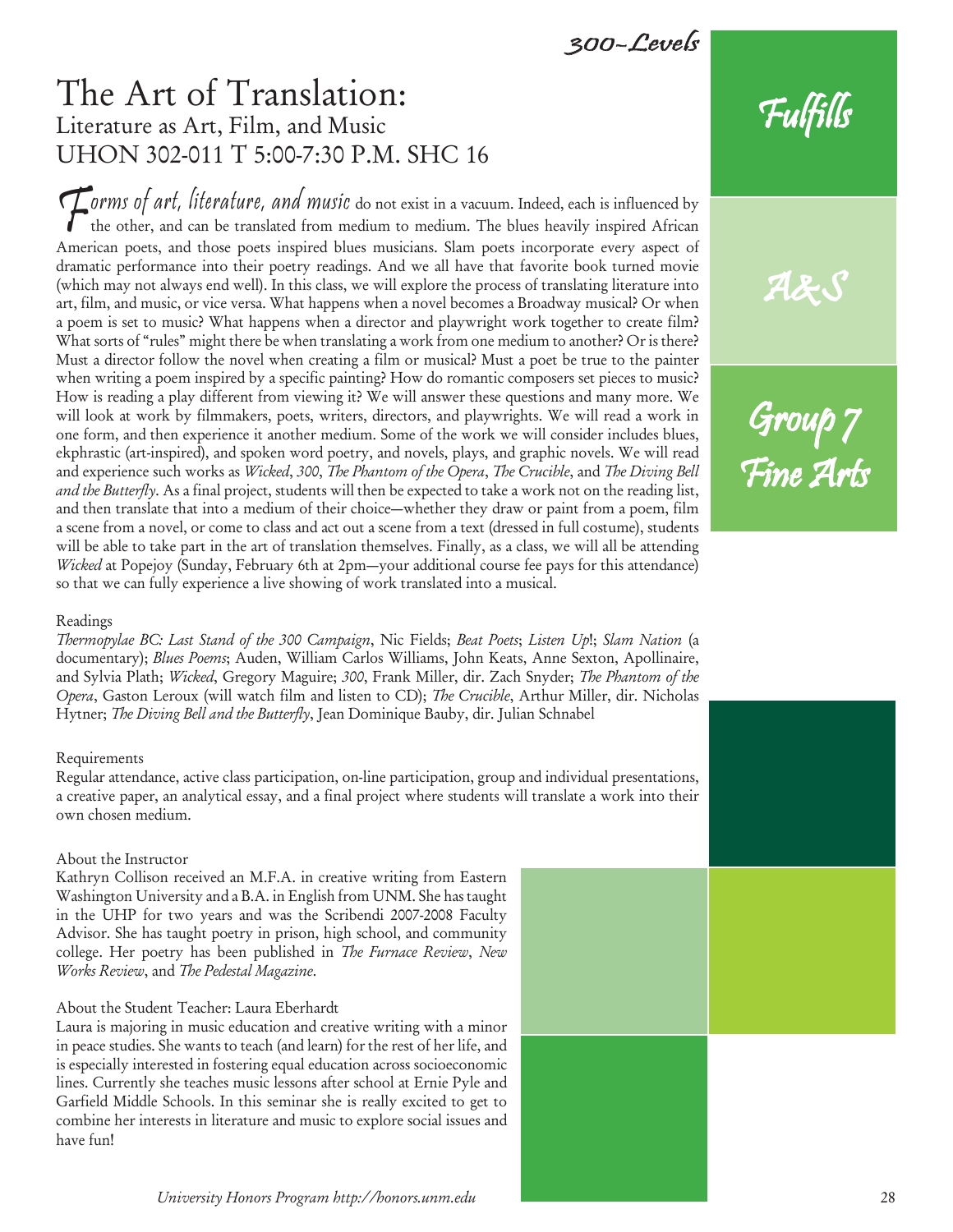300-Levels

# The Art of Translation:

## Literature as Art, Film, and Music
## UHON 302-011 T 5:00-7:30 P.M. SHC 16

Fulfills

A&S

Group 7 Fine Arts

*Forms of art, literature, and music* do not exist in a vacuum. Indeed, each is influenced by the other, and can be translated from medium to medium. The blues heavily inspired African American poets, and those poets inspired blues musicians. Slam poets incorporate every aspect of dramatic performance into their poetry readings. And we all have that favorite book turned movie (which may not always end well). In this class, we will explore the process of translating literature into art, film, and music, or vice versa. What happens when a novel becomes a Broadway musical? Or when a poem is set to music? What happens when a director and playwright work together to create film? What sorts of "rules" might there be when translating a work from one medium to another? Or is there? Must a director follow the novel when creating a film or musical? Must a poet be true to the painter when writing a poem inspired by a specific painting? How do romantic composers set pieces to music? How is reading a play different from viewing it? We will answer these questions and many more. We will look at work by filmmakers, poets, writers, directors, and playwrights. We will read a work in one form, and then experience it another medium. Some of the work we will consider includes blues, ekphrastic (art-inspired), and spoken word poetry, and novels, plays, and graphic novels. We will read and experience such works as *Wicked*, *300*, *The Phantom of the Opera*, *The Crucible*, and *The Diving Bell and the Butterfly*. As a final project, students will then be expected to take a work not on the reading list, and then translate that into a medium of their choice—whether they draw or paint from a poem, film a scene from a novel, or come to class and act out a scene from a text (dressed in full costume), students will be able to take part in the art of translation themselves. Finally, as a class, we will all be attending *Wicked* at Popejoy (Sunday, February 6th at 2pm—your additional course fee pays for this attendance) so that we can fully experience a live showing of work translated into a musical.

Readings

*Thermopylae BC: Last Stand of the 300 Campaign*, Nic Fields; *Beat Poets*; *Listen Up*!; *Slam Nation* (a documentary); *Blues Poems*; Auden, William Carlos Williams, John Keats, Anne Sexton, Apollinaire, and Sylvia Plath; *Wicked*, Gregory Maguire; *300*, Frank Miller, dir. Zach Snyder; *The Phantom of the Opera*, Gaston Leroux (will watch film and listen to CD); *The Crucible*, Arthur Miller, dir. Nicholas Hytner; *The Diving Bell and the Butterfly*, Jean Dominique Bauby, dir. Julian Schnabel

Requirements

Regular attendance, active class participation, on-line participation, group and individual presentations, a creative paper, an analytical essay, and a final project where students will translate a work into their own chosen medium.

About the Instructor

Kathryn Collison received an M.F.A. in creative writing from Eastern Washington University and a B.A. in English from UNM. She has taught in the UHP for two years and was the Scribendi 2007-2008 Faculty Advisor. She has taught poetry in prison, high school, and community college. Her poetry has been published in *The Furnace Review*, *New Works Review*, and *The Pedestal Magazine*.

About the Student Teacher: Laura Eberhardt

Laura is majoring in music education and creative writing with a minor in peace studies. She wants to teach (and learn) for the rest of her life, and is especially interested in fostering equal education across socioeconomic lines. Currently she teaches music lessons after school at Ernie Pyle and Garfield Middle Schools. In this seminar she is really excited to get to combine her interests in literature and music to explore social issues and have fun!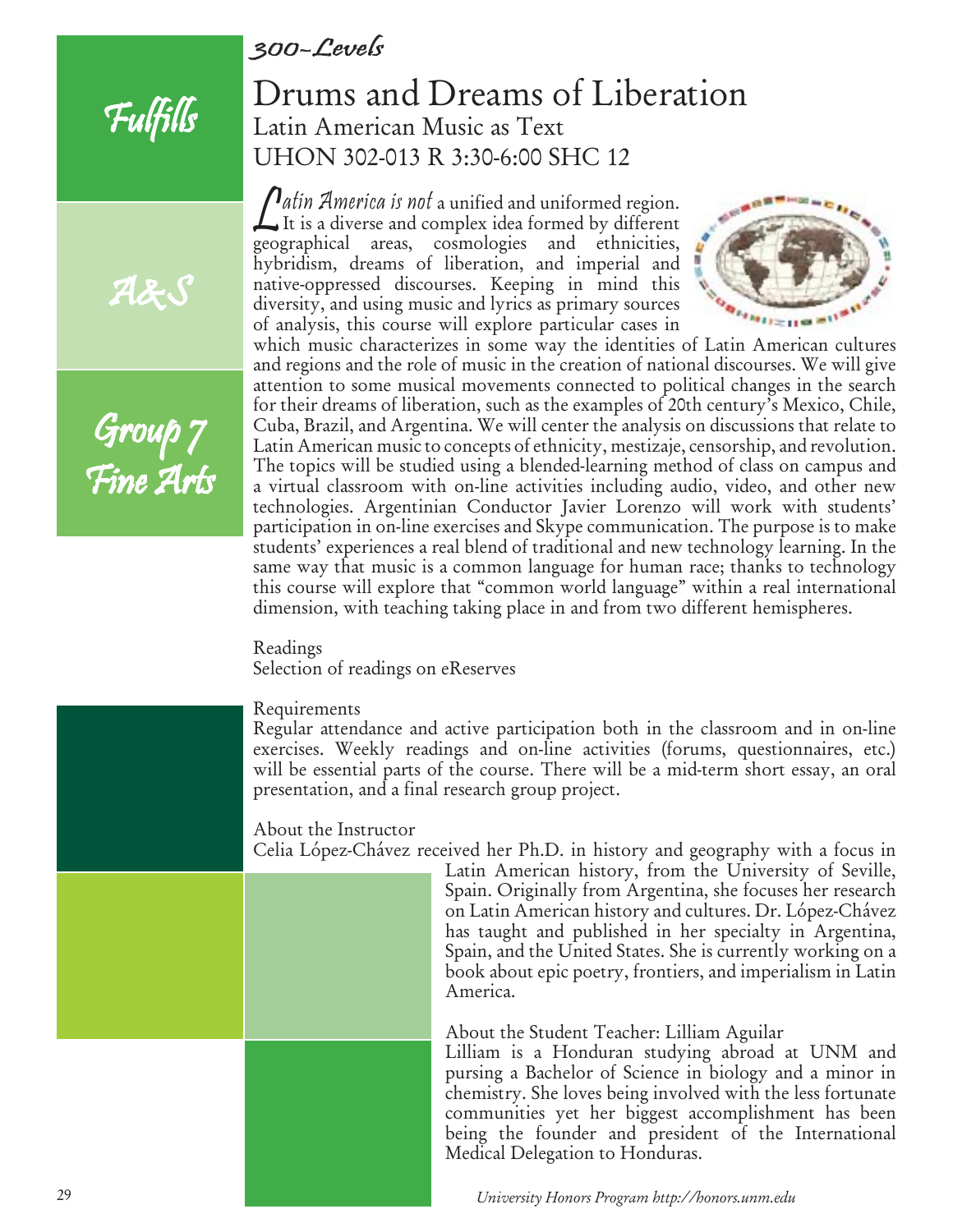*300-Levels*

*Fulfills*

*A&S*

*Group 7 Fine Arts*

# Drums and Dreams of Liberation

## Latin American Music as Text

## UHON 302-013 R 3:30-6:00 SHC 12

*Latin America is not* a unified and uniformed region. It is a diverse and complex idea formed by different geographical areas, cosmologies and ethnicities, hybridism, dreams of liberation, and imperial and native-oppressed discourses. Keeping in mind this diversity, and using music and lyrics as primary sources of analysis, this course will explore particular cases in which music characterizes in some way the identities of Latin American cultures and regions and the role of music in the creation of national discourses. We will give attention to some musical movements connected to political changes in the search for their dreams of liberation, such as the examples of 20th century's Mexico, Chile, Cuba, Brazil, and Argentina. We will center the analysis on discussions that relate to Latin American music to concepts of ethnicity, mestizaje, censorship, and revolution. The topics will be studied using a blended-learning method of class on campus and a virtual classroom with on-line activities including audio, video, and other new technologies. Argentinian Conductor Javier Lorenzo will work with students' participation in on-line exercises and Skype communication. The purpose is to make students' experiences a real blend of traditional and new technology learning. In the same way that music is a common language for human race; thanks to technology this course will explore that "common world language" within a real international dimension, with teaching taking place in and from two different hemispheres.

Readings

Selection of readings on eReserves

Requirements

Regular attendance and active participation both in the classroom and in on-line exercises. Weekly readings and on-line activities (forums, questionnaires, etc.) will be essential parts of the course. There will be a mid-term short essay, an oral presentation, and a final research group project.

About the Instructor

Celia López-Chávez received her Ph.D. in history and geography with a focus in Latin American history, from the University of Seville, Spain. Originally from Argentina, she focuses her research on Latin American history and cultures. Dr. López-Chávez has taught and published in her specialty in Argentina, Spain, and the United States. She is currently working on a book about epic poetry, frontiers, and imperialism in Latin America.

About the Student Teacher: Lilliam Aguilar

Lilliam is a Honduran studying abroad at UNM and pursing a Bachelor of Science in biology and a minor in chemistry. She loves being involved with the less fortunate communities yet her biggest accomplishment has been being the founder and president of the International Medical Delegation to Honduras.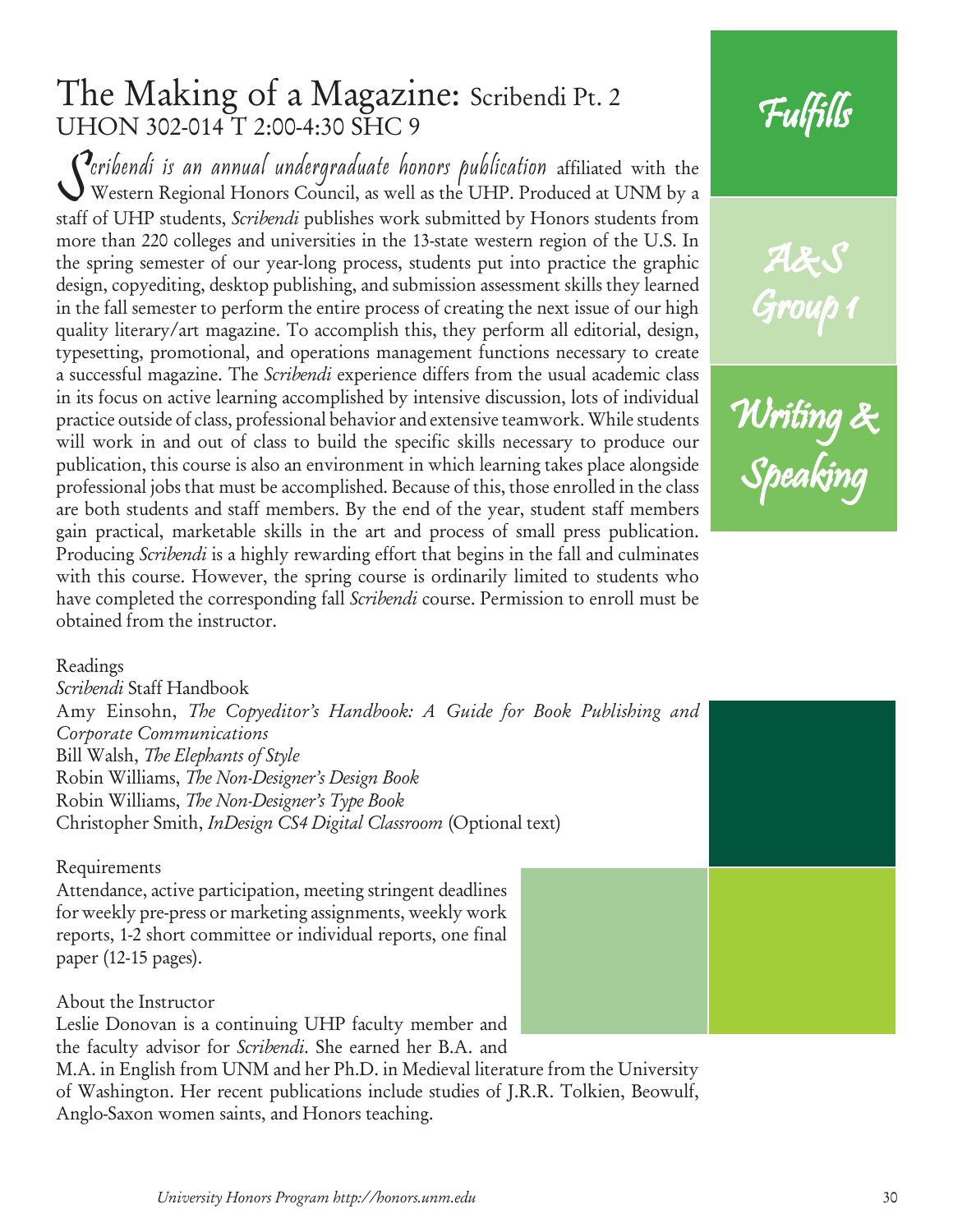# The Making of a Magazine: Scribendi Pt. 2

UHON 302-014 T 2:00-4:30 SHC 9

*Scribendi is an annual undergraduate honors publication* affiliated with the Western Regional Honors Council, as well as the UHP. Produced at UNM by a staff of UHP students, *Scribendi* publishes work submitted by Honors students from more than 220 colleges and universities in the 13-state western region of the U.S. In the spring semester of our year-long process, students put into practice the graphic design, copyediting, desktop publishing, and submission assessment skills they learned in the fall semester to perform the entire process of creating the next issue of our high quality literary/art magazine. To accomplish this, they perform all editorial, design, typesetting, promotional, and operations management functions necessary to create a successful magazine. The *Scribendi* experience differs from the usual academic class in its focus on active learning accomplished by intensive discussion, lots of individual practice outside of class, professional behavior and extensive teamwork. While students will work in and out of class to build the specific skills necessary to produce our publication, this course is also an environment in which learning takes place alongside professional jobs that must be accomplished. Because of this, those enrolled in the class are both students and staff members. By the end of the year, student staff members gain practical, marketable skills in the art and process of small press publication. Producing *Scribendi* is a highly rewarding effort that begins in the fall and culminates with this course. However, the spring course is ordinarily limited to students who have completed the corresponding fall *Scribendi* course. Permission to enroll must be obtained from the instructor.

Fulfills

A&S Group 1

Writing & Speaking

Readings

*Scribendi* Staff Handbook

Amy Einsohn, *The Copyeditor's Handbook: A Guide for Book Publishing and Corporate Communications*

Bill Walsh, *The Elephants of Style*

Robin Williams, *The Non-Designer's Design Book*

Robin Williams, *The Non-Designer's Type Book*

Christopher Smith, *InDesign CS4 Digital Classroom* (Optional text)

Requirements

Attendance, active participation, meeting stringent deadlines for weekly pre-press or marketing assignments, weekly work reports, 1-2 short committee or individual reports, one final paper (12-15 pages).

About the Instructor

Leslie Donovan is a continuing UHP faculty member and the faculty advisor for *Scribendi*. She earned her B.A. and M.A. in English from UNM and her Ph.D. in Medieval literature from the University of Washington. Her recent publications include studies of J.R.R. Tolkien, Beowulf, Anglo-Saxon women saints, and Honors teaching.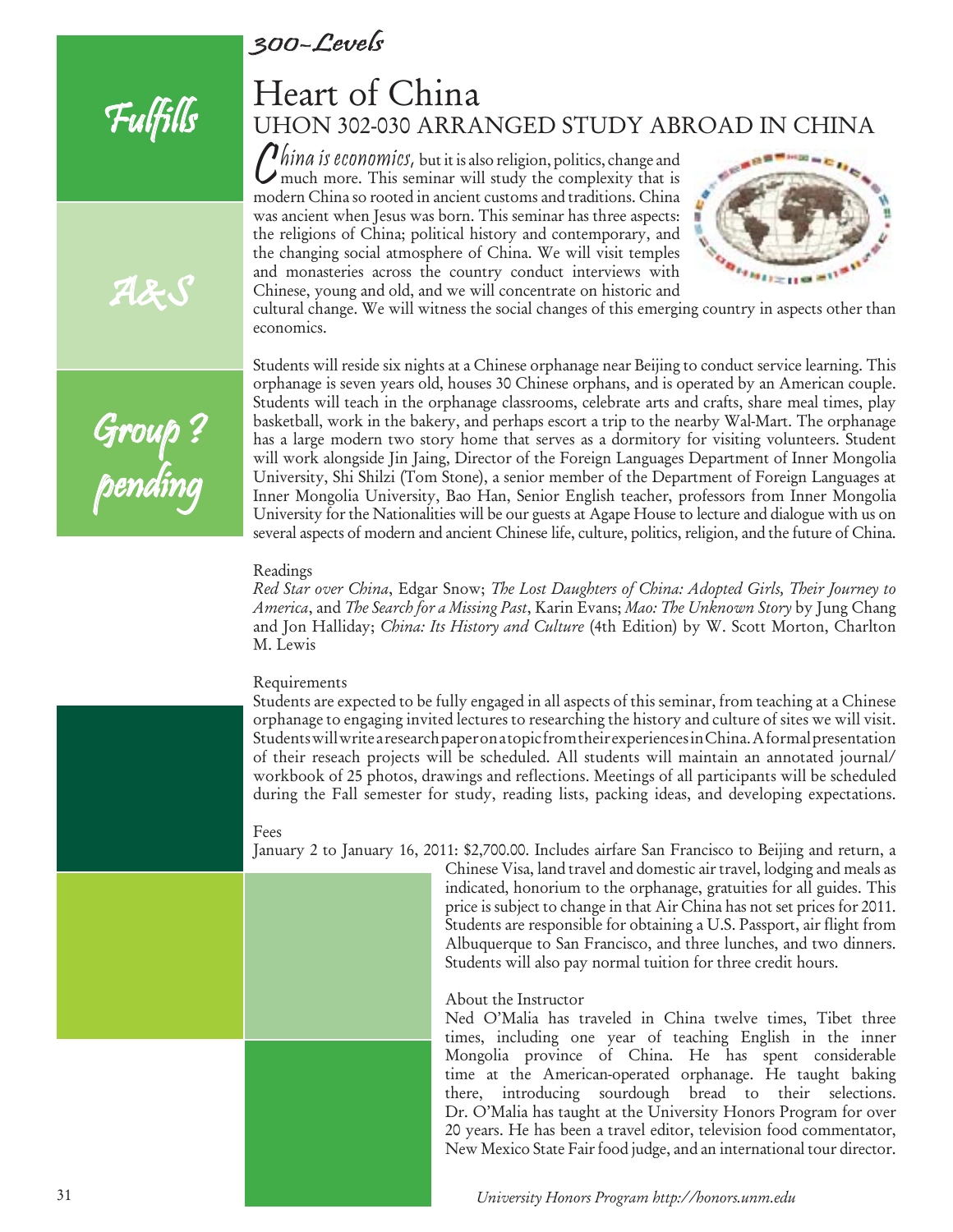*300-Levels*

Fulfills

A&S

Group ? pending

# Heart of China

## UHON 302-030 ARRANGED STUDY ABROAD IN CHINA

*China is economics*, but it is also religion, politics, change and much more. This seminar will study the complexity that is modern China so rooted in ancient customs and traditions. China was ancient when Jesus was born. This seminar has three aspects: the religions of China; political history and contemporary, and the changing social atmosphere of China. We will visit temples and monasteries across the country conduct interviews with Chinese, young and old, and we will concentrate on historic and cultural change. We will witness the social changes of this emerging country in aspects other than economics.

Students will reside six nights at a Chinese orphanage near Beijing to conduct service learning. This orphanage is seven years old, houses 30 Chinese orphans, and is operated by an American couple. Students will teach in the orphanage classrooms, celebrate arts and crafts, share meal times, play basketball, work in the bakery, and perhaps escort a trip to the nearby Wal-Mart. The orphanage has a large modern two story home that serves as a dormitory for visiting volunteers. Student will work alongside Jin Jaing, Director of the Foreign Languages Department of Inner Mongolia University, Shi Shilzi (Tom Stone), a senior member of the Department of Foreign Languages at Inner Mongolia University, Bao Han, Senior English teacher, professors from Inner Mongolia University for the Nationalities will be our guests at Agape House to lecture and dialogue with us on several aspects of modern and ancient Chinese life, culture, politics, religion, and the future of China.

Readings

*Red Star over China*, Edgar Snow; *The Lost Daughters of China: Adopted Girls, Their Journey to America*, and *The Search for a Missing Past*, Karin Evans; *Mao: The Unknown Story* by Jung Chang and Jon Halliday; *China: Its History and Culture* (4th Edition) by W. Scott Morton, Charlton M. Lewis

Requirements

Students are expected to be fully engaged in all aspects of this seminar, from teaching at a Chinese orphanage to engaging invited lectures to researching the history and culture of sites we will visit. Students will write a research paper on a topic from their experiences in China. A formal presentation of their reseach projects will be scheduled. All students will maintain an annotated journal/workbook of 25 photos, drawings and reflections. Meetings of all participants will be scheduled during the Fall semester for study, reading lists, packing ideas, and developing expectations.

Fees

January 2 to January 16, 2011: $2,700.00. Includes airfare San Francisco to Beijing and return, a Chinese Visa, land travel and domestic air travel, lodging and meals as indicated, honorium to the orphanage, gratuities for all guides. This price is subject to change in that Air China has not set prices for 2011. Students are responsible for obtaining a U.S. Passport, air flight from Albuquerque to San Francisco, and three lunches, and two dinners. Students will also pay normal tuition for three credit hours.

About the Instructor

Ned O'Malia has traveled in China twelve times, Tibet three times, including one year of teaching English in the inner Mongolia province of China. He has spent considerable time at the American-operated orphanage. He taught baking there, introducing sourdough bread to their selections. Dr. O'Malia has taught at the University Honors Program for over 20 years. He has been a travel editor, television food commentator, New Mexico State Fair food judge, and an international tour director.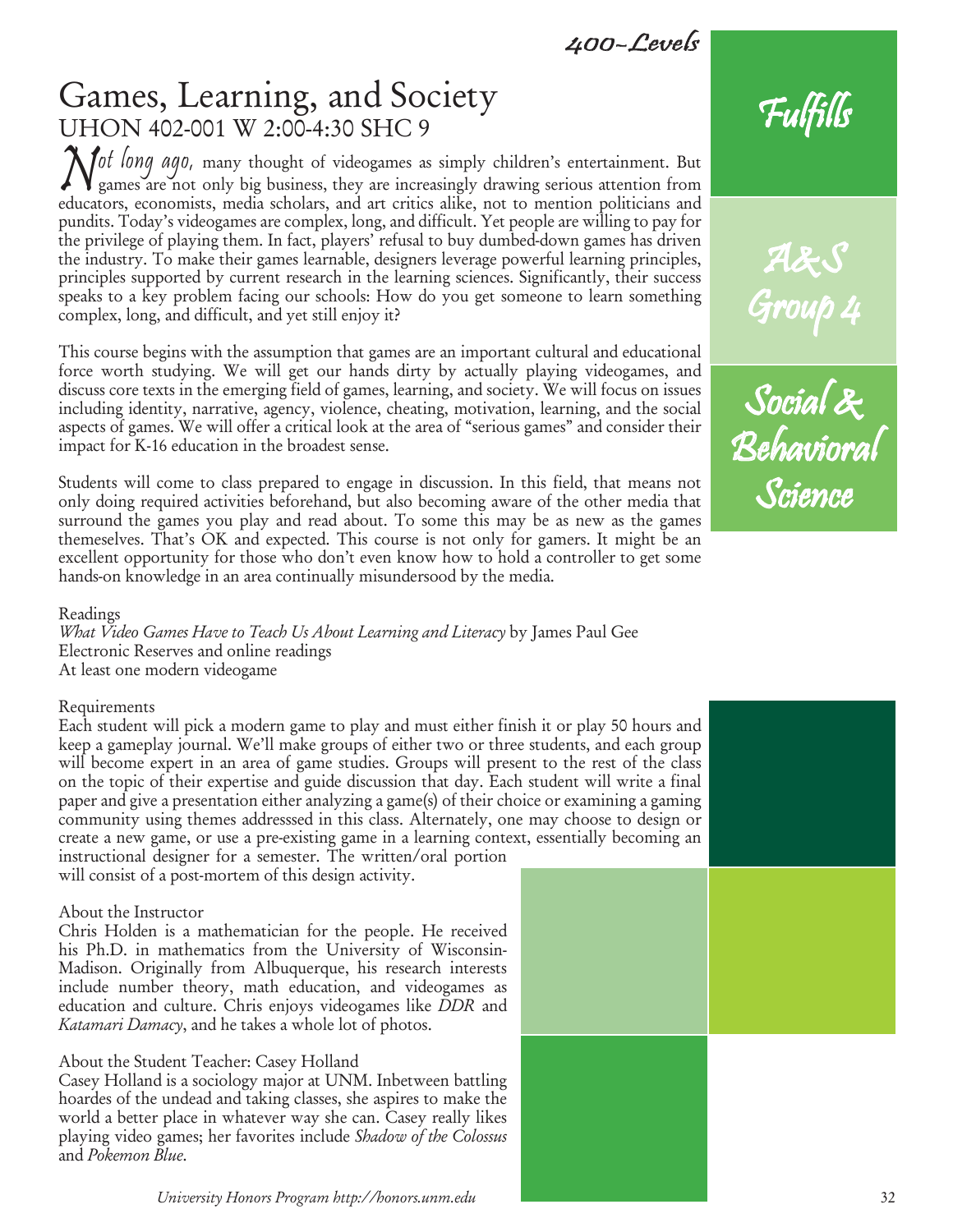# Games, Learning, and Society

UHON 402-001 W 2:00-4:30 SHC 9

*Not long ago,* many thought of videogames as simply children's entertainment. But games are not only big business, they are increasingly drawing serious attention from educators, economists, media scholars, and art critics alike, not to mention politicians and pundits. Today's videogames are complex, long, and difficult. Yet people are willing to pay for the privilege of playing them. In fact, players' refusal to buy dumbed-down games has driven the industry. To make their games learnable, designers leverage powerful learning principles, principles supported by current research in the learning sciences. Significantly, their success speaks to a key problem facing our schools: How do you get someone to learn something complex, long, and difficult, and yet still enjoy it?

This course begins with the assumption that games are an important cultural and educational force worth studying. We will get our hands dirty by actually playing videogames, and discuss core texts in the emerging field of games, learning, and society. We will focus on issues including identity, narrative, agency, violence, cheating, motivation, learning, and the social aspects of games. We will offer a critical look at the area of "serious games" and consider their impact for K-16 education in the broadest sense.

Students will come to class prepared to engage in discussion. In this field, that means not only doing required activities beforehand, but also becoming aware of the other media that surround the games you play and read about. To some this may be as new as the games themeselves. That's OK and expected. This course is not only for gamers. It might be an excellent opportunity for those who don't even know how to hold a controller to get some hands-on knowledge in an area continually misundersood by the media.

Fulfills: A&S Group 4 — Social & Behavioral Science

Readings
*What Video Games Have to Teach Us About Learning and Literacy* by James Paul Gee
Electronic Reserves and online readings
At least one modern videogame

Requirements
Each student will pick a modern game to play and must either finish it or play 50 hours and keep a gameplay journal. We'll make groups of either two or three students, and each group will become expert in an area of game studies. Groups will present to the rest of the class on the topic of their expertise and guide discussion that day. Each student will write a final paper and give a presentation either analyzing a game(s) of their choice or examining a gaming community using themes addresssed in this class. Alternately, one may choose to design or create a new game, or use a pre-existing game in a learning context, essentially becoming an instructional designer for a semester. The written/oral portion will consist of a post-mortem of this design activity.

About the Instructor
Chris Holden is a mathematician for the people. He received his Ph.D. in mathematics from the University of Wisconsin-Madison. Originally from Albuquerque, his research interests include number theory, math education, and videogames as education and culture. Chris enjoys videogames like *DDR* and *Katamari Damacy*, and he takes a whole lot of photos.

About the Student Teacher: Casey Holland
Casey Holland is a sociology major at UNM. Inbetween battling hoardes of the undead and taking classes, she aspires to make the world a better place in whatever way she can. Casey really likes playing video games; her favorites include *Shadow of the Colossus* and *Pokemon Blue*.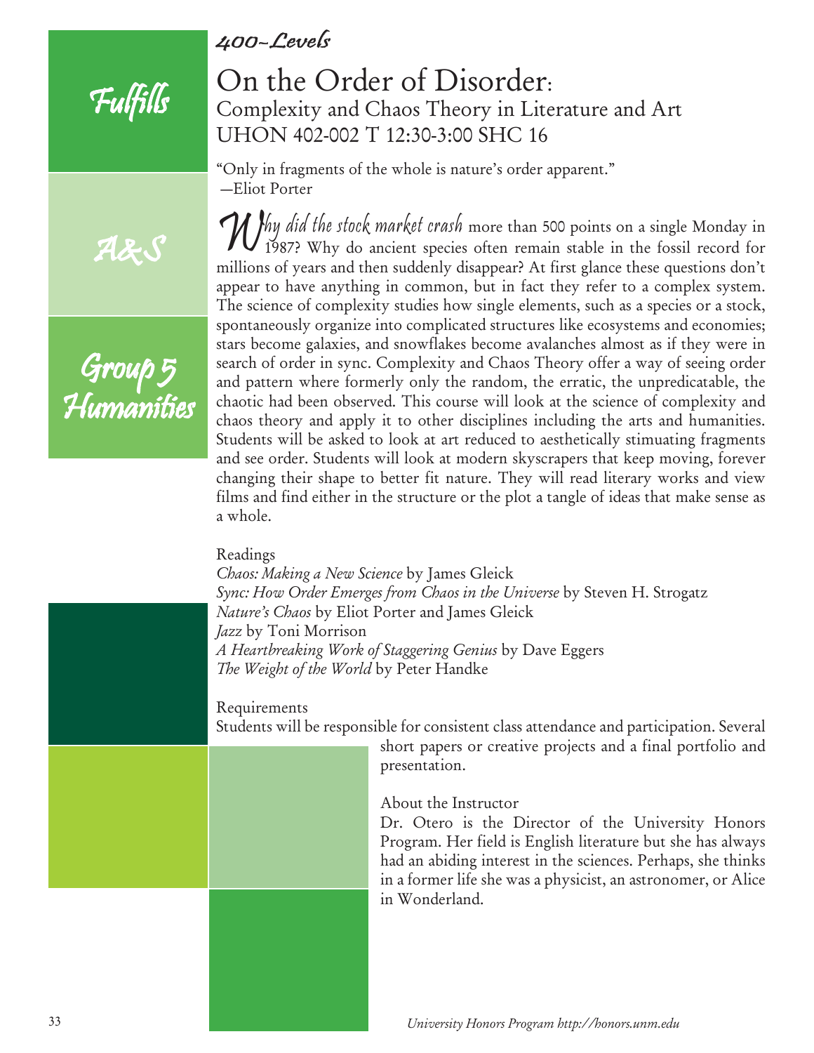*400-Levels*

Fulfills

A&S

Group 5 Humanities

# On the Order of Disorder:

## Complexity and Chaos Theory in Literature and Art

## UHON 402-002 T 12:30-3:00 SHC 16

"Only in fragments of the whole is nature's order apparent."
—Eliot Porter

*Why did the stock market crash* more than 500 points on a single Monday in 1987? Why do ancient species often remain stable in the fossil record for millions of years and then suddenly disappear? At first glance these questions don't appear to have anything in common, but in fact they refer to a complex system. The science of complexity studies how single elements, such as a species or a stock, spontaneously organize into complicated structures like ecosystems and economies; stars become galaxies, and snowflakes become avalanches almost as if they were in search of order in sync. Complexity and Chaos Theory offer a way of seeing order and pattern where formerly only the random, the erratic, the unpredicatable, the chaotic had been observed. This course will look at the science of complexity and chaos theory and apply it to other disciplines including the arts and humanities. Students will be asked to look at art reduced to aesthetically stimuating fragments and see order. Students will look at modern skyscrapers that keep moving, forever changing their shape to better fit nature. They will read literary works and view films and find either in the structure or the plot a tangle of ideas that make sense as a whole.

Readings
*Chaos: Making a New Science* by James Gleick
*Sync: How Order Emerges from Chaos in the Universe* by Steven H. Strogatz
*Nature's Chaos* by Eliot Porter and James Gleick
*Jazz* by Toni Morrison
*A Heartbreaking Work of Staggering Genius* by Dave Eggers
*The Weight of the World* by Peter Handke

Requirements
Students will be responsible for consistent class attendance and participation. Several short papers or creative projects and a final portfolio and presentation.

About the Instructor
Dr. Otero is the Director of the University Honors Program. Her field is English literature but she has always had an abiding interest in the sciences. Perhaps, she thinks in a former life she was a physicist, an astronomer, or Alice in Wonderland.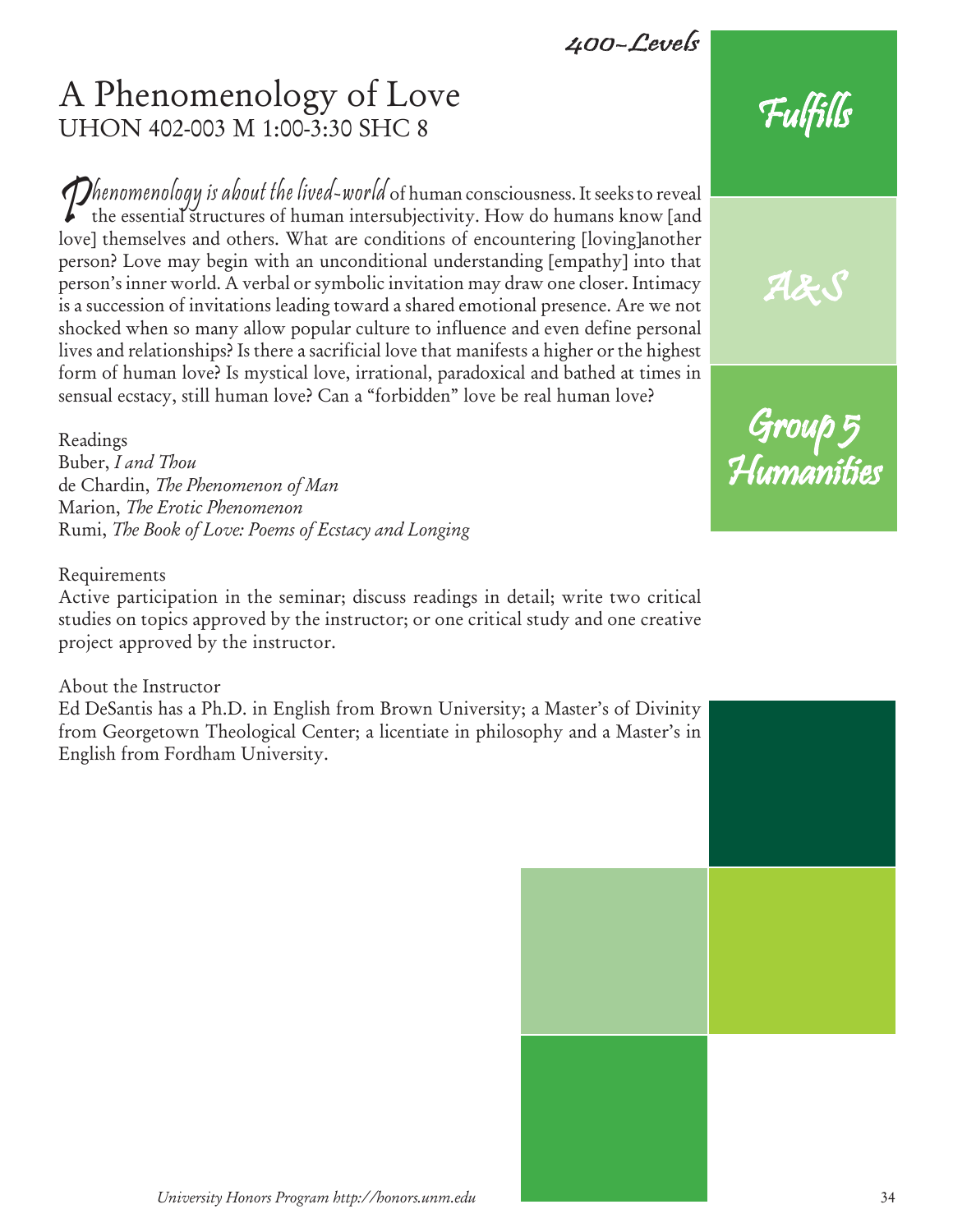400-Levels

# A Phenomenology of Love

## UHON 402-003 M 1:00-3:30 SHC 8

*Phenomenology is about the lived-world* of human consciousness. It seeks to reveal the essential structures of human intersubjectivity. How do humans know [and love] themselves and others. What are conditions of encountering [loving]another person? Love may begin with an unconditional understanding [empathy] into that person's inner world. A verbal or symbolic invitation may draw one closer. Intimacy is a succession of invitations leading toward a shared emotional presence. Are we not shocked when so many allow popular culture to influence and even define personal lives and relationships? Is there a sacrificial love that manifests a higher or the highest form of human love? Is mystical love, irrational, paradoxical and bathed at times in sensual ecstacy, still human love? Can a "forbidden" love be real human love?

Readings
Buber, *I and Thou*
de Chardin, *The Phenomenon of Man*
Marion, *The Erotic Phenomenon*
Rumi, *The Book of Love: Poems of Ecstacy and Longing*

Requirements
Active participation in the seminar; discuss readings in detail; write two critical studies on topics approved by the instructor; or one critical study and one creative project approved by the instructor.

About the Instructor
Ed DeSantis has a Ph.D. in English from Brown University; a Master's of Divinity from Georgetown Theological Center; a licentiate in philosophy and a Master's in English from Fordham University.

Fulfills

A&S

Group 5 Humanities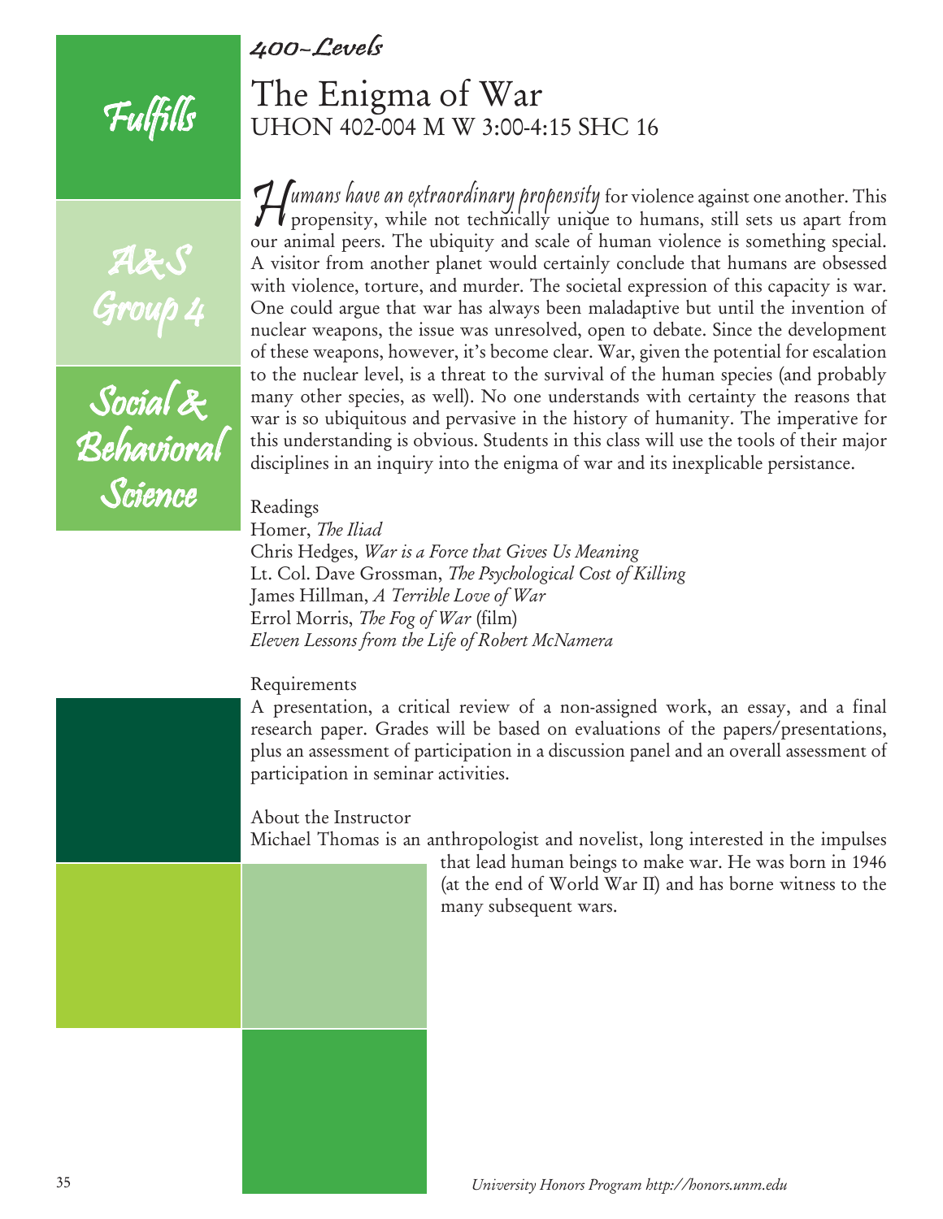*400-Levels*

Fulfills

A&S Group 4

Social & Behavioral Science

# The Enigma of War

## UHON 402-004 M W 3:00-4:15 SHC 16

*Humans have an extraordinary propensity* for violence against one another. This propensity, while not technically unique to humans, still sets us apart from our animal peers. The ubiquity and scale of human violence is something special. A visitor from another planet would certainly conclude that humans are obsessed with violence, torture, and murder. The societal expression of this capacity is war. One could argue that war has always been maladaptive but until the invention of nuclear weapons, the issue was unresolved, open to debate. Since the development of these weapons, however, it's become clear. War, given the potential for escalation to the nuclear level, is a threat to the survival of the human species (and probably many other species, as well). No one understands with certainty the reasons that war is so ubiquitous and pervasive in the history of humanity. The imperative for this understanding is obvious. Students in this class will use the tools of their major disciplines in an inquiry into the enigma of war and its inexplicable persistance.

Readings

Homer, *The Iliad*
Chris Hedges, *War is a Force that Gives Us Meaning*
Lt. Col. Dave Grossman, *The Psychological Cost of Killing*
James Hillman, *A Terrible Love of War*
Errol Morris, *The Fog of War* (film)
*Eleven Lessons from the Life of Robert McNamera*

Requirements

A presentation, a critical review of a non-assigned work, an essay, and a final research paper. Grades will be based on evaluations of the papers/presentations, plus an assessment of participation in a discussion panel and an overall assessment of participation in seminar activities.

About the Instructor

Michael Thomas is an anthropologist and novelist, long interested in the impulses that lead human beings to make war. He was born in 1946 (at the end of World War II) and has borne witness to the many subsequent wars.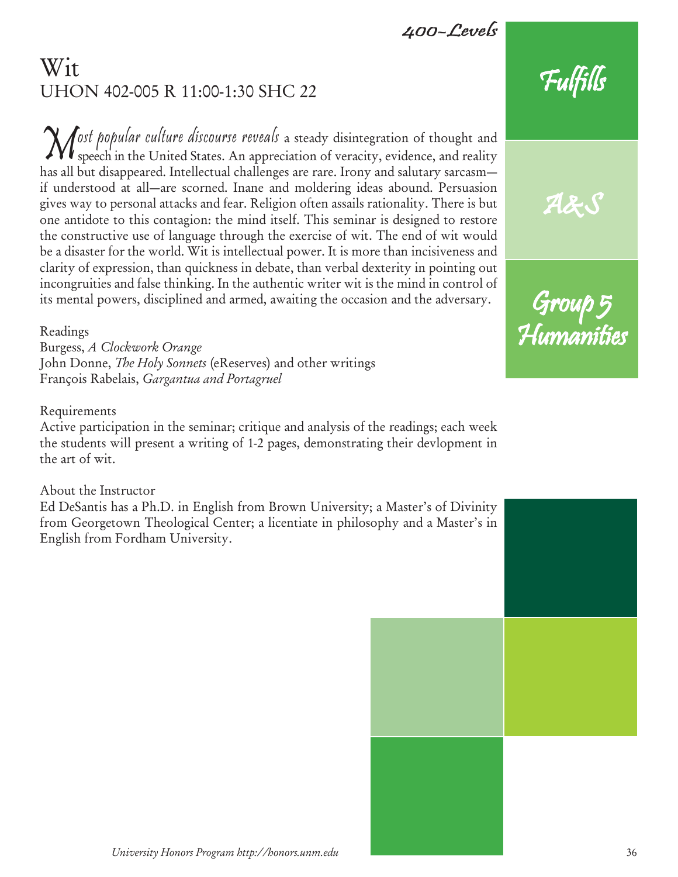400-Levels

# Wit

## UHON 402-005 R 11:00-1:30 SHC 22

*Most popular culture discourse reveals* a steady disintegration of thought and speech in the United States. An appreciation of veracity, evidence, and reality has all but disappeared. Intellectual challenges are rare. Irony and salutary sarcasm—if understood at all—are scorned. Inane and moldering ideas abound. Persuasion gives way to personal attacks and fear. Religion often assails rationality. There is but one antidote to this contagion: the mind itself. This seminar is designed to restore the constructive use of language through the exercise of wit. The end of wit would be a disaster for the world. Wit is intellectual power. It is more than incisiveness and clarity of expression, than quickness in debate, than verbal dexterity in pointing out incongruities and false thinking. In the authentic writer wit is the mind in control of its mental powers, disciplined and armed, awaiting the occasion and the adversary.

Readings
Burgess, *A Clockwork Orange*
John Donne, *The Holy Sonnets* (eReserves) and other writings
François Rabelais, *Gargantua and Portagruel*

Requirements
Active participation in the seminar; critique and analysis of the readings; each week the students will present a writing of 1-2 pages, demonstrating their devlopment in the art of wit.

About the Instructor
Ed DeSantis has a Ph.D. in English from Brown University; a Master's of Divinity from Georgetown Theological Center; a licentiate in philosophy and a Master's in English from Fordham University.

Fulfills

A&S

Group 5 Humanities

*University Honors Program http://honors.unm.edu*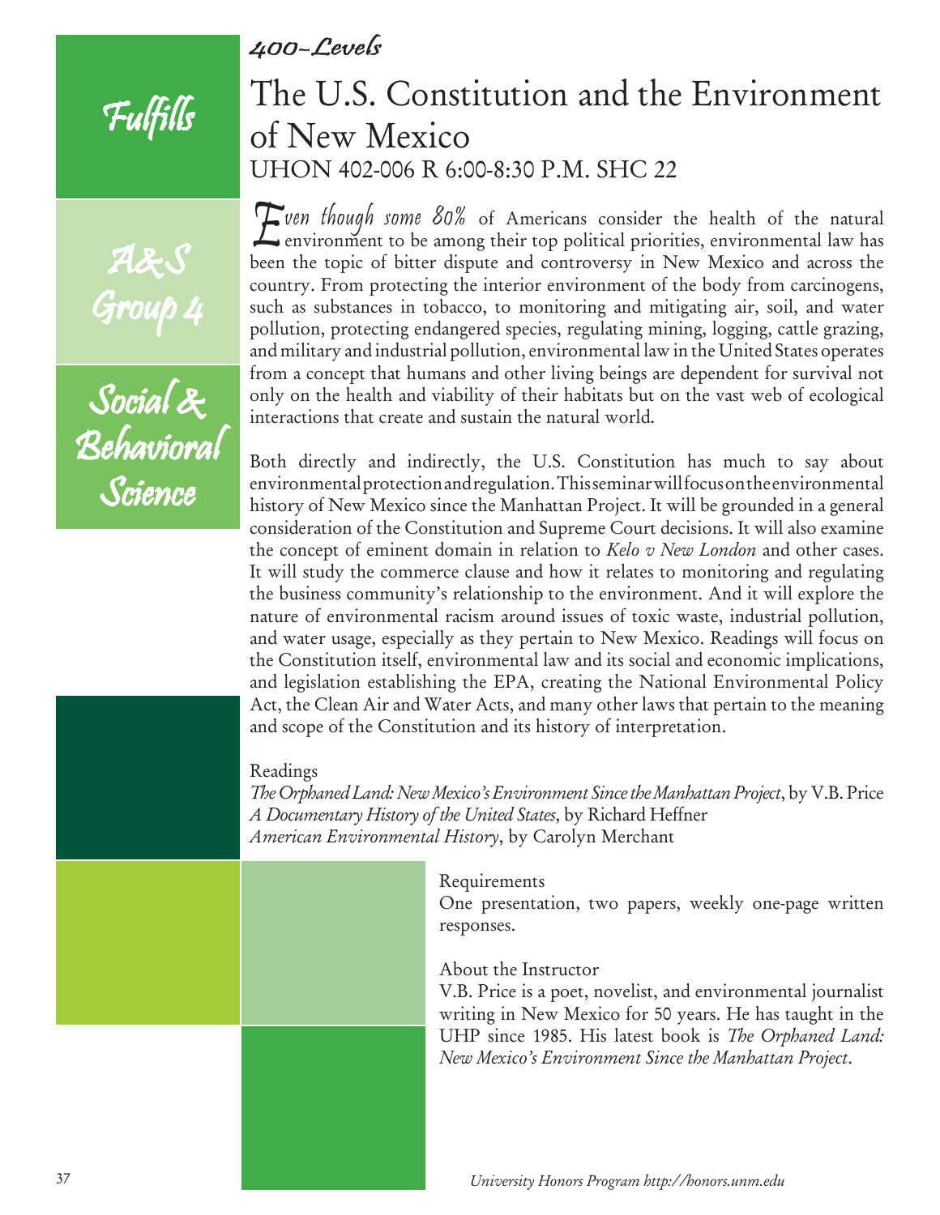*400-Levels*

Fulfills

A&S Group 4

Social & Behavioral Science

# The U.S. Constitution and the Environment of New Mexico

UHON 402-006 R 6:00-8:30 P.M. SHC 22

Even though some 80% of Americans consider the health of the natural environment to be among their top political priorities, environmental law has been the topic of bitter dispute and controversy in New Mexico and across the country. From protecting the interior environment of the body from carcinogens, such as substances in tobacco, to monitoring and mitigating air, soil, and water pollution, protecting endangered species, regulating mining, logging, cattle grazing, and military and industrial pollution, environmental law in the United States operates from a concept that humans and other living beings are dependent for survival not only on the health and viability of their habitats but on the vast web of ecological interactions that create and sustain the natural world.

Both directly and indirectly, the U.S. Constitution has much to say about environmental protection and regulation. This seminar will focus on the environmental history of New Mexico since the Manhattan Project. It will be grounded in a general consideration of the Constitution and Supreme Court decisions. It will also examine the concept of eminent domain in relation to *Kelo v New London* and other cases. It will study the commerce clause and how it relates to monitoring and regulating the business community's relationship to the environment. And it will explore the nature of environmental racism around issues of toxic waste, industrial pollution, and water usage, especially as they pertain to New Mexico. Readings will focus on the Constitution itself, environmental law and its social and economic implications, and legislation establishing the EPA, creating the National Environmental Policy Act, the Clean Air and Water Acts, and many other laws that pertain to the meaning and scope of the Constitution and its history of interpretation.

Readings

*The Orphaned Land: New Mexico's Environment Since the Manhattan Project*, by V.B. Price
*A Documentary History of the United States*, by Richard Heffner
*American Environmental History*, by Carolyn Merchant

Requirements

One presentation, two papers, weekly one-page written responses.

About the Instructor

V.B. Price is a poet, novelist, and environmental journalist writing in New Mexico for 50 years. He has taught in the UHP since 1985. His latest book is *The Orphaned Land: New Mexico's Environment Since the Manhattan Project*.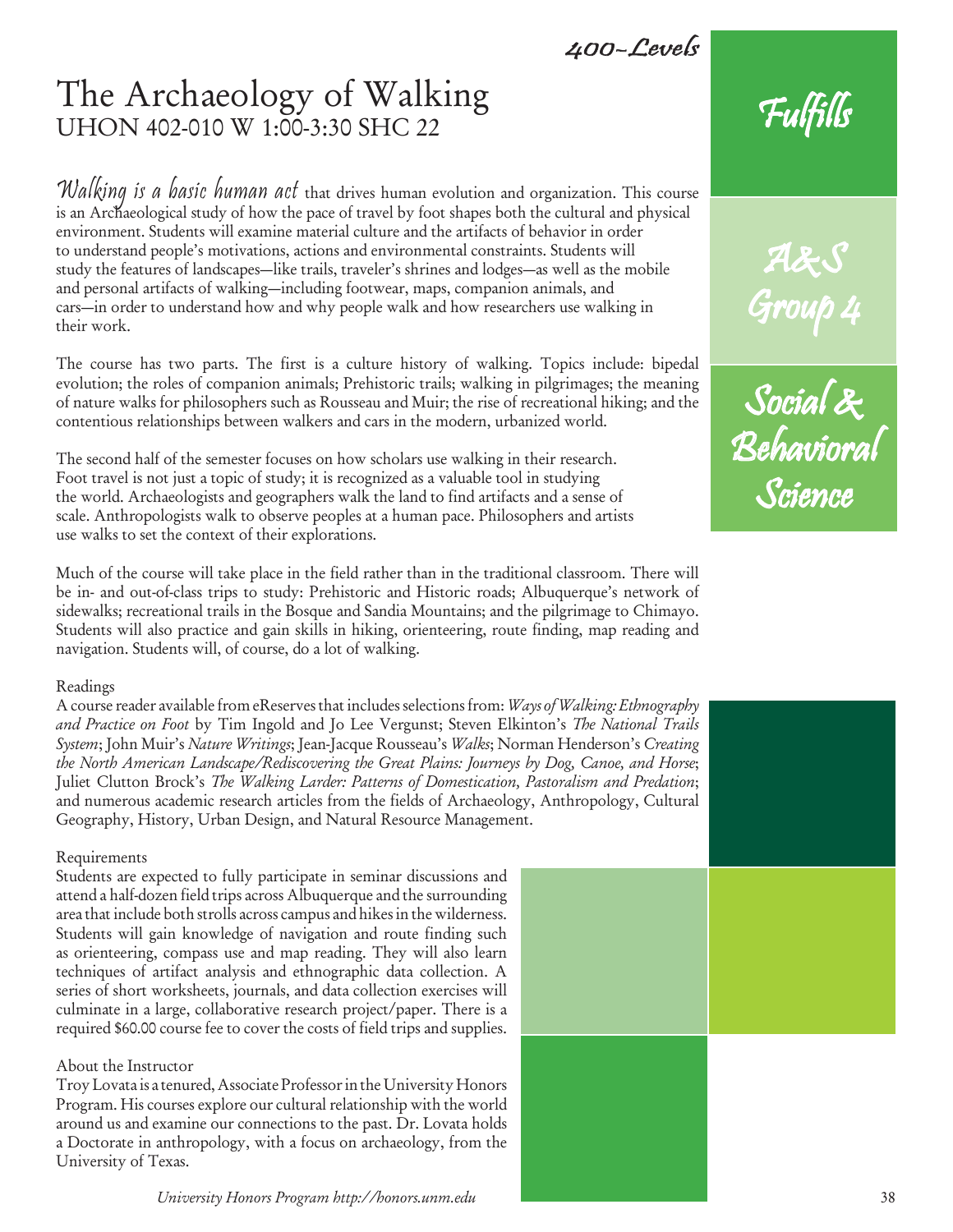400-Levels

# The Archaeology of Walking

## UHON 402-010 W 1:00-3:30 SHC 22

**Fulfills**

**A&S Group 4**

**Social & Behavioral Science**

*Walking is a basic human act* that drives human evolution and organization. This course is an Archaeological study of how the pace of travel by foot shapes both the cultural and physical environment. Students will examine material culture and the artifacts of behavior in order to understand people's motivations, actions and environmental constraints. Students will study the features of landscapes—like trails, traveler's shrines and lodges—as well as the mobile and personal artifacts of walking—including footwear, maps, companion animals, and cars—in order to understand how and why people walk and how researchers use walking in their work.

The course has two parts. The first is a culture history of walking. Topics include: bipedal evolution; the roles of companion animals; Prehistoric trails; walking in pilgrimages; the meaning of nature walks for philosophers such as Rousseau and Muir; the rise of recreational hiking; and the contentious relationships between walkers and cars in the modern, urbanized world.

The second half of the semester focuses on how scholars use walking in their research. Foot travel is not just a topic of study; it is recognized as a valuable tool in studying the world. Archaeologists and geographers walk the land to find artifacts and a sense of scale. Anthropologists walk to observe peoples at a human pace. Philosophers and artists use walks to set the context of their explorations.

Much of the course will take place in the field rather than in the traditional classroom. There will be in- and out-of-class trips to study: Prehistoric and Historic roads; Albuquerque's network of sidewalks; recreational trails in the Bosque and Sandia Mountains; and the pilgrimage to Chimayo. Students will also practice and gain skills in hiking, orienteering, route finding, map reading and navigation. Students will, of course, do a lot of walking.

### Readings

A course reader available from eReserves that includes selections from: *Ways of Walking: Ethnography and Practice on Foot* by Tim Ingold and Jo Lee Vergunst; Steven Elkinton's *The National Trails System*; John Muir's *Nature Writings*; Jean-Jacque Rousseau's *Walks*; Norman Henderson's *Creating the North American Landscape/Rediscovering the Great Plains: Journeys by Dog, Canoe, and Horse*; Juliet Clutton Brock's *The Walking Larder: Patterns of Domestication, Pastoralism and Predation*; and numerous academic research articles from the fields of Archaeology, Anthropology, Cultural Geography, History, Urban Design, and Natural Resource Management.

### Requirements

Students are expected to fully participate in seminar discussions and attend a half-dozen field trips across Albuquerque and the surrounding area that include both strolls across campus and hikes in the wilderness. Students will gain knowledge of navigation and route finding such as orienteering, compass use and map reading. They will also learn techniques of artifact analysis and ethnographic data collection. A series of short worksheets, journals, and data collection exercises will culminate in a large, collaborative research project/paper. There is a required $60.00 course fee to cover the costs of field trips and supplies.

### About the Instructor

Troy Lovata is a tenured, Associate Professor in the University Honors Program. His courses explore our cultural relationship with the world around us and examine our connections to the past. Dr. Lovata holds a Doctorate in anthropology, with a focus on archaeology, from the University of Texas.

*University Honors Program http://honors.unm.edu*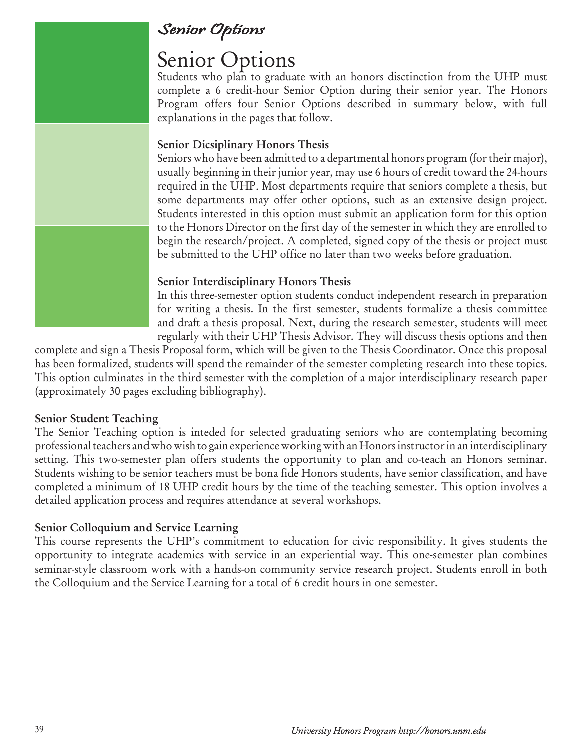# Senior Options

Students who plan to graduate with an honors disctinction from the UHP must complete a 6 credit-hour Senior Option during their senior year. The Honors Program offers four Senior Options described in summary below, with full explanations in the pages that follow.

### Senior Dicsiplinary Honors Thesis

Seniors who have been admitted to a departmental honors program (for their major), usually beginning in their junior year, may use 6 hours of credit toward the 24-hours required in the UHP. Most departments require that seniors complete a thesis, but some departments may offer other options, such as an extensive design project. Students interested in this option must submit an application form for this option to the Honors Director on the first day of the semester in which they are enrolled to begin the research/project. A completed, signed copy of the thesis or project must be submitted to the UHP office no later than two weeks before graduation.

### Senior Interdisciplinary Honors Thesis

In this three-semester option students conduct independent research in preparation for writing a thesis. In the first semester, students formalize a thesis committee and draft a thesis proposal. Next, during the research semester, students will meet regularly with their UHP Thesis Advisor. They will discuss thesis options and then complete and sign a Thesis Proposal form, which will be given to the Thesis Coordinator. Once this proposal has been formalized, students will spend the remainder of the semester completing research into these topics. This option culminates in the third semester with the completion of a major interdisciplinary research paper (approximately 30 pages excluding bibliography).

### Senior Student Teaching

The Senior Teaching option is inteded for selected graduating seniors who are contemplating becoming professional teachers and who wish to gain experience working with an Honors instructor in an interdisciplinary setting. This two-semester plan offers students the opportunity to plan and co-teach an Honors seminar. Students wishing to be senior teachers must be bona fide Honors students, have senior classification, and have completed a minimum of 18 UHP credit hours by the time of the teaching semester. This option involves a detailed application process and requires attendance at several workshops.

### Senior Colloquium and Service Learning

This course represents the UHP's commitment to education for civic responsibility. It gives students the opportunity to integrate academics with service in an experiential way. This one-semester plan combines seminar-style classroom work with a hands-on community service research project. Students enroll in both the Colloquium and the Service Learning for a total of 6 credit hours in one semester.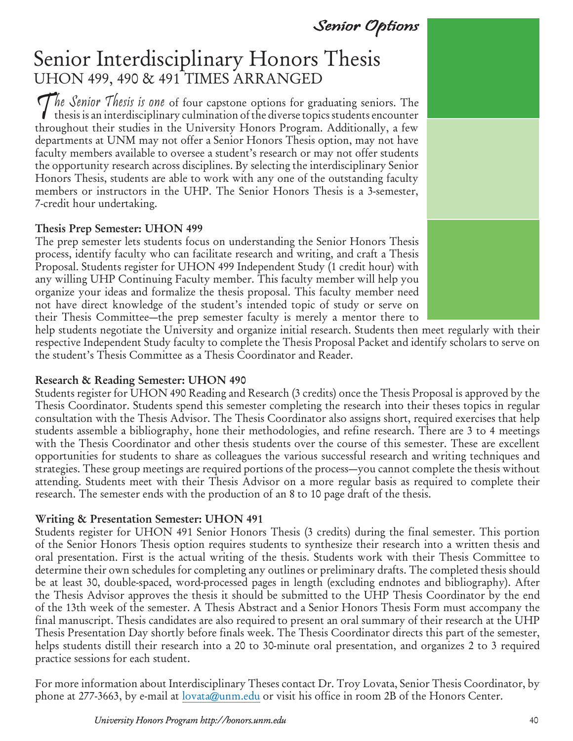# Senior Interdisciplinary Honors Thesis

## UHON 499, 490 & 491 TIMES ARRANGED

*The Senior Thesis is one* of four capstone options for graduating seniors. The thesis is an interdisciplinary culmination of the diverse topics students encounter throughout their studies in the University Honors Program. Additionally, a few departments at UNM may not offer a Senior Honors Thesis option, may not have faculty members available to oversee a student's research or may not offer students the opportunity research across disciplines. By selecting the interdisciplinary Senior Honors Thesis, students are able to work with any one of the outstanding faculty members or instructors in the UHP. The Senior Honors Thesis is a 3-semester, 7-credit hour undertaking.

**Thesis Prep Semester: UHON 499**

The prep semester lets students focus on understanding the Senior Honors Thesis process, identify faculty who can facilitate research and writing, and craft a Thesis Proposal. Students register for UHON 499 Independent Study (1 credit hour) with any willing UHP Continuing Faculty member. This faculty member will help you organize your ideas and formalize the thesis proposal. This faculty member need not have direct knowledge of the student's intended topic of study or serve on their Thesis Committee—the prep semester faculty is merely a mentor there to help students negotiate the University and organize initial research. Students then meet regularly with their respective Independent Study faculty to complete the Thesis Proposal Packet and identify scholars to serve on the student's Thesis Committee as a Thesis Coordinator and Reader.

**Research & Reading Semester: UHON 490**

Students register for UHON 490 Reading and Research (3 credits) once the Thesis Proposal is approved by the Thesis Coordinator. Students spend this semester completing the research into their theses topics in regular consultation with the Thesis Advisor. The Thesis Coordinator also assigns short, required exercises that help students assemble a bibliography, hone their methodologies, and refine research. There are 3 to 4 meetings with the Thesis Coordinator and other thesis students over the course of this semester. These are excellent opportunities for students to share as colleagues the various successful research and writing techniques and strategies. These group meetings are required portions of the process—you cannot complete the thesis without attending. Students meet with their Thesis Advisor on a more regular basis as required to complete their research. The semester ends with the production of an 8 to 10 page draft of the thesis.

**Writing & Presentation Semester: UHON 491**

Students register for UHON 491 Senior Honors Thesis (3 credits) during the final semester. This portion of the Senior Honors Thesis option requires students to synthesize their research into a written thesis and oral presentation. First is the actual writing of the thesis. Students work with their Thesis Committee to determine their own schedules for completing any outlines or preliminary drafts. The completed thesis should be at least 30, double-spaced, word-processed pages in length (excluding endnotes and bibliography). After the Thesis Advisor approves the thesis it should be submitted to the UHP Thesis Coordinator by the end of the 13th week of the semester. A Thesis Abstract and a Senior Honors Thesis Form must accompany the final manuscript. Thesis candidates are also required to present an oral summary of their research at the UHP Thesis Presentation Day shortly before finals week. The Thesis Coordinator directs this part of the semester, helps students distill their research into a 20 to 30-minute oral presentation, and organizes 2 to 3 required practice sessions for each student.

For more information about Interdisciplinary Theses contact Dr. Troy Lovata, Senior Thesis Coordinator, by phone at 277-3663, by e-mail at lovata@unm.edu or visit his office in room 2B of the Honors Center.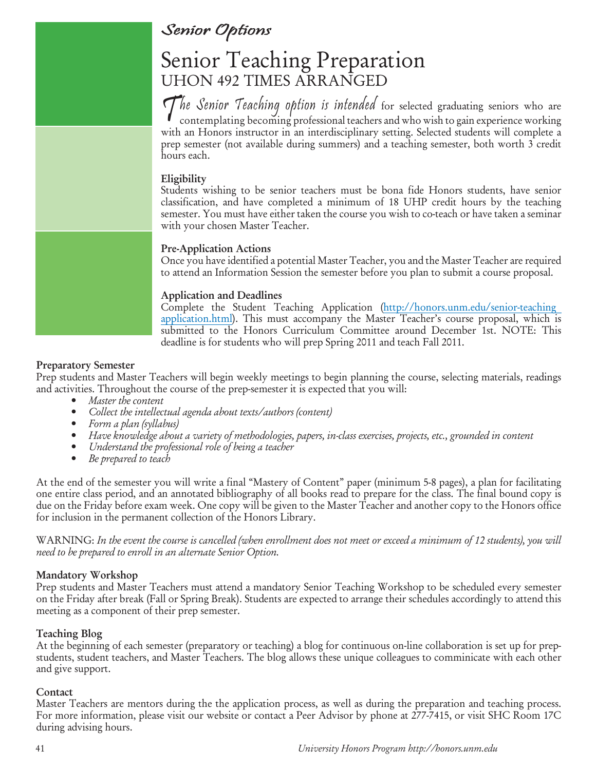*Senior Options*

# Senior Teaching Preparation

## UHON 492 TIMES ARRANGED

*The Senior Teaching option is intended* for selected graduating seniors who are contemplating becoming professional teachers and who wish to gain experience working with an Honors instructor in an interdisciplinary setting. Selected students will complete a prep semester (not available during summers) and a teaching semester, both worth 3 credit hours each.

**Eligibility**
Students wishing to be senior teachers must be bona fide Honors students, have senior classification, and have completed a minimum of 18 UHP credit hours by the teaching semester. You must have either taken the course you wish to co-teach or have taken a seminar with your chosen Master Teacher.

**Pre-Application Actions**
Once you have identified a potential Master Teacher, you and the Master Teacher are required to attend an Information Session the semester before you plan to submit a course proposal.

**Application and Deadlines**
Complete the Student Teaching Application (http://honors.unm.edu/senior-teaching application.html). This must accompany the Master Teacher's course proposal, which is submitted to the Honors Curriculum Committee around December 1st. NOTE: This deadline is for students who will prep Spring 2011 and teach Fall 2011.

**Preparatory Semester**
Prep students and Master Teachers will begin weekly meetings to begin planning the course, selecting materials, readings and activities. Throughout the course of the prep-semester it is expected that you will:

- *Master the content*
- *Collect the intellectual agenda about texts/authors (content)*
- *Form a plan (syllabus)*
- *Have knowledge about a variety of methodologies, papers, in-class exercises, projects, etc., grounded in content*
- *Understand the professional role of being a teacher*
- *Be prepared to teach*

At the end of the semester you will write a final "Mastery of Content" paper (minimum 5-8 pages), a plan for facilitating one entire class period, and an annotated bibliography of all books read to prepare for the class. The final bound copy is due on the Friday before exam week. One copy will be given to the Master Teacher and another copy to the Honors office for inclusion in the permanent collection of the Honors Library.

WARNING: *In the event the course is cancelled (when enrollment does not meet or exceed a minimum of 12 students), you will need to be prepared to enroll in an alternate Senior Option.*

**Mandatory Workshop**
Prep students and Master Teachers must attend a mandatory Senior Teaching Workshop to be scheduled every semester on the Friday after break (Fall or Spring Break). Students are expected to arrange their schedules accordingly to attend this meeting as a component of their prep semester.

**Teaching Blog**
At the beginning of each semester (preparatory or teaching) a blog for continuous on-line collaboration is set up for prep-students, student teachers, and Master Teachers. The blog allows these unique colleagues to comminicate with each other and give support.

**Contact**
Master Teachers are mentors during the the application process, as well as during the preparation and teaching process. For more information, please visit our website or contact a Peer Advisor by phone at 277-7415, or visit SHC Room 17C during advising hours.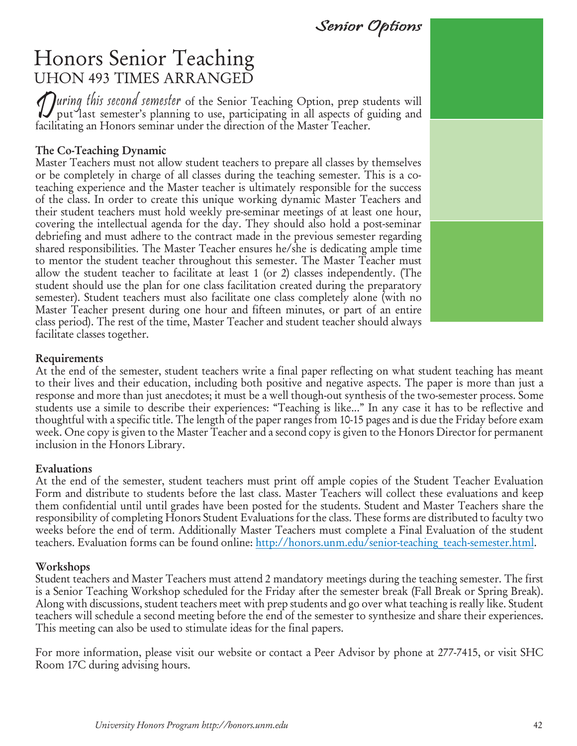# Honors Senior Teaching

## UHON 493 TIMES ARRANGED

*During this second semester* of the Senior Teaching Option, prep students will put last semester's planning to use, participating in all aspects of guiding and facilitating an Honors seminar under the direction of the Master Teacher.

**The Co-Teaching Dynamic**

Master Teachers must not allow student teachers to prepare all classes by themselves or be completely in charge of all classes during the teaching semester. This is a co-teaching experience and the Master teacher is ultimately responsible for the success of the class. In order to create this unique working dynamic Master Teachers and their student teachers must hold weekly pre-seminar meetings of at least one hour, covering the intellectual agenda for the day. They should also hold a post-seminar debriefing and must adhere to the contract made in the previous semester regarding shared responsibilities. The Master Teacher ensures he/she is dedicating ample time to mentor the student teacher throughout this semester. The Master Teacher must allow the student teacher to facilitate at least 1 (or 2) classes independently. (The student should use the plan for one class facilitation created during the preparatory semester). Student teachers must also facilitate one class completely alone (with no Master Teacher present during one hour and fifteen minutes, or part of an entire class period). The rest of the time, Master Teacher and student teacher should always facilitate classes together.

**Requirements**

At the end of the semester, student teachers write a final paper reflecting on what student teaching has meant to their lives and their education, including both positive and negative aspects. The paper is more than just a response and more than just anecdotes; it must be a well though-out synthesis of the two-semester process. Some students use a simile to describe their experiences: "Teaching is like..." In any case it has to be reflective and thoughtful with a specific title. The length of the paper ranges from 10-15 pages and is due the Friday before exam week. One copy is given to the Master Teacher and a second copy is given to the Honors Director for permanent inclusion in the Honors Library.

**Evaluations**

At the end of the semester, student teachers must print off ample copies of the Student Teacher Evaluation Form and distribute to students before the last class. Master Teachers will collect these evaluations and keep them confidential until until grades have been posted for the students. Student and Master Teachers share the responsibility of completing Honors Student Evaluations for the class. These forms are distributed to faculty two weeks before the end of term. Additionally Master Teachers must complete a Final Evaluation of the student teachers. Evaluation forms can be found online: http://honors.unm.edu/senior-teaching_teach-semester.html.

**Workshops**

Student teachers and Master Teachers must attend 2 mandatory meetings during the teaching semester. The first is a Senior Teaching Workshop scheduled for the Friday after the semester break (Fall Break or Spring Break). Along with discussions, student teachers meet with prep students and go over what teaching is really like. Student teachers will schedule a second meeting before the end of the semester to synthesize and share their experiences. This meeting can also be used to stimulate ideas for the final papers.

For more information, please visit our website or contact a Peer Advisor by phone at 277-7415, or visit SHC Room 17C during advising hours.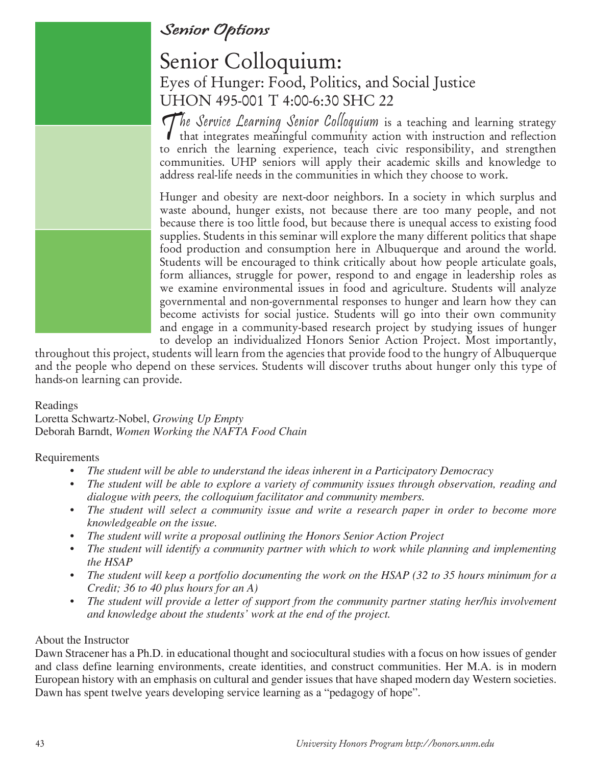*Senior Options*

# Senior Colloquium:

## Eyes of Hunger: Food, Politics, and Social Justice

## UHON 495-001 T 4:00-6:30 SHC 22

*The Service Learning Senior Colloquium* is a teaching and learning strategy that integrates meaningful community action with instruction and reflection to enrich the learning experience, teach civic responsibility, and strengthen communities. UHP seniors will apply their academic skills and knowledge to address real-life needs in the communities in which they choose to work.

Hunger and obesity are next-door neighbors. In a society in which surplus and waste abound, hunger exists, not because there are too many people, and not because there is too little food, but because there is unequal access to existing food supplies. Students in this seminar will explore the many different politics that shape food production and consumption here in Albuquerque and around the world. Students will be encouraged to think critically about how people articulate goals, form alliances, struggle for power, respond to and engage in leadership roles as we examine environmental issues in food and agriculture. Students will analyze governmental and non-governmental responses to hunger and learn how they can become activists for social justice. Students will go into their own community and engage in a community-based research project by studying issues of hunger to develop an individualized Honors Senior Action Project. Most importantly, throughout this project, students will learn from the agencies that provide food to the hungry of Albuquerque and the people who depend on these services. Students will discover truths about hunger only this type of hands-on learning can provide.

Readings
Loretta Schwartz-Nobel, *Growing Up Empty*
Deborah Barndt, *Women Working the NAFTA Food Chain*

Requirements

- *The student will be able to understand the ideas inherent in a Participatory Democracy*
- *The student will be able to explore a variety of community issues through observation, reading and dialogue with peers, the colloquium facilitator and community members.*
- *The student will select a community issue and write a research paper in order to become more knowledgeable on the issue.*
- *The student will write a proposal outlining the Honors Senior Action Project*
- *The student will identify a community partner with which to work while planning and implementing the HSAP*
- *The student will keep a portfolio documenting the work on the HSAP (32 to 35 hours minimum for a Credit; 36 to 40 plus hours for an A)*
- *The student will provide a letter of support from the community partner stating her/his involvement and knowledge about the students' work at the end of the project.*

About the Instructor
Dawn Stracener has a Ph.D. in educational thought and sociocultural studies with a focus on how issues of gender and class define learning environments, create identities, and construct communities. Her M.A. is in modern European history with an emphasis on cultural and gender issues that have shaped modern day Western societies. Dawn has spent twelve years developing service learning as a "pedagogy of hope".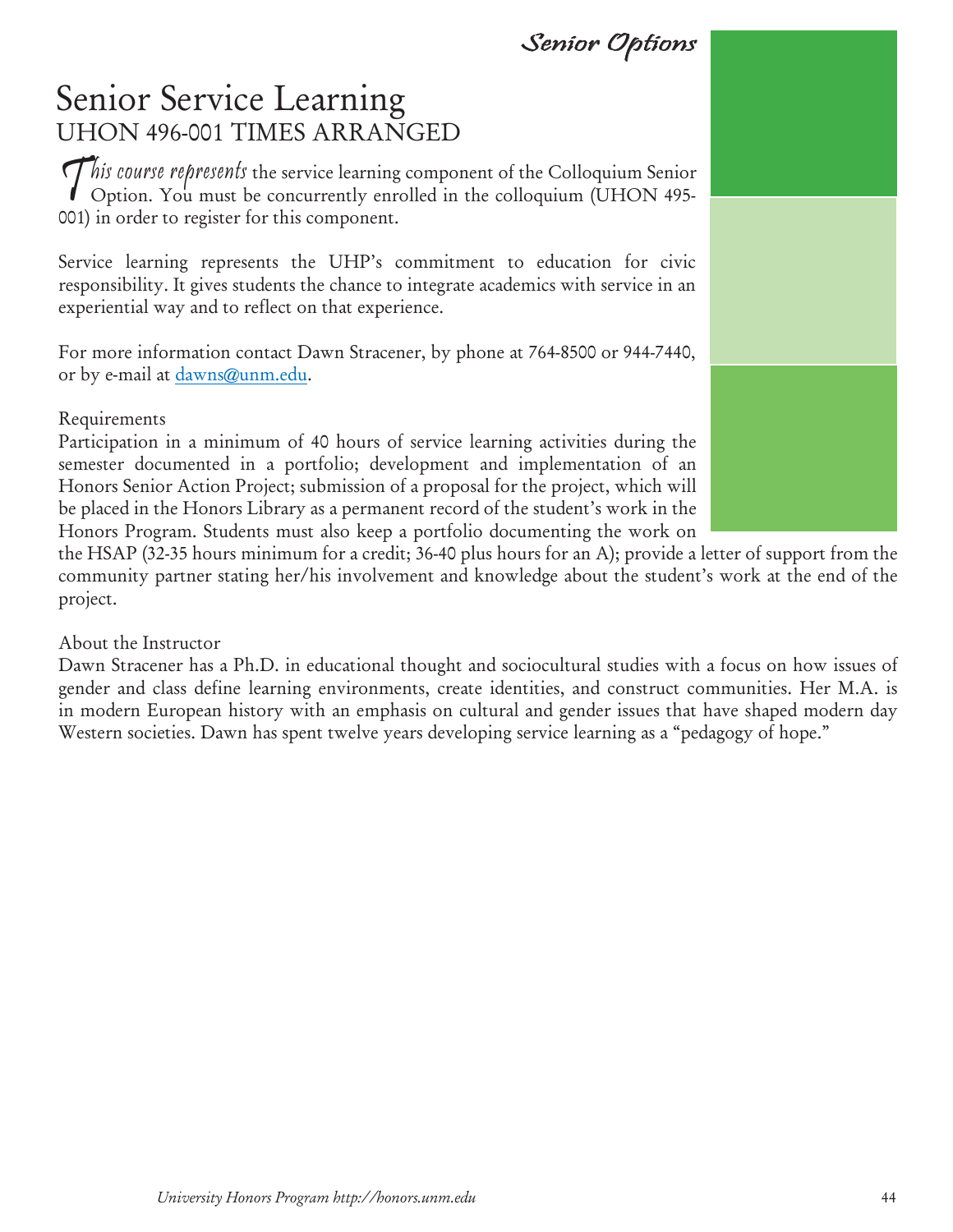# Senior Service Learning

## UHON 496-001 TIMES ARRANGED

*This course represents* the service learning component of the Colloquium Senior Option. You must be concurrently enrolled in the colloquium (UHON 495-001) in order to register for this component.

Service learning represents the UHP's commitment to education for civic responsibility. It gives students the chance to integrate academics with service in an experiential way and to reflect on that experience.

For more information contact Dawn Stracener, by phone at 764-8500 or 944-7440, or by e-mail at dawns@unm.edu.

Requirements

Participation in a minimum of 40 hours of service learning activities during the semester documented in a portfolio; development and implementation of an Honors Senior Action Project; submission of a proposal for the project, which will be placed in the Honors Library as a permanent record of the student's work in the Honors Program. Students must also keep a portfolio documenting the work on the HSAP (32-35 hours minimum for a credit; 36-40 plus hours for an A); provide a letter of support from the community partner stating her/his involvement and knowledge about the student's work at the end of the project.

About the Instructor

Dawn Stracener has a Ph.D. in educational thought and sociocultural studies with a focus on how issues of gender and class define learning environments, create identities, and construct communities. Her M.A. is in modern European history with an emphasis on cultural and gender issues that have shaped modern day Western societies. Dawn has spent twelve years developing service learning as a "pedagogy of hope."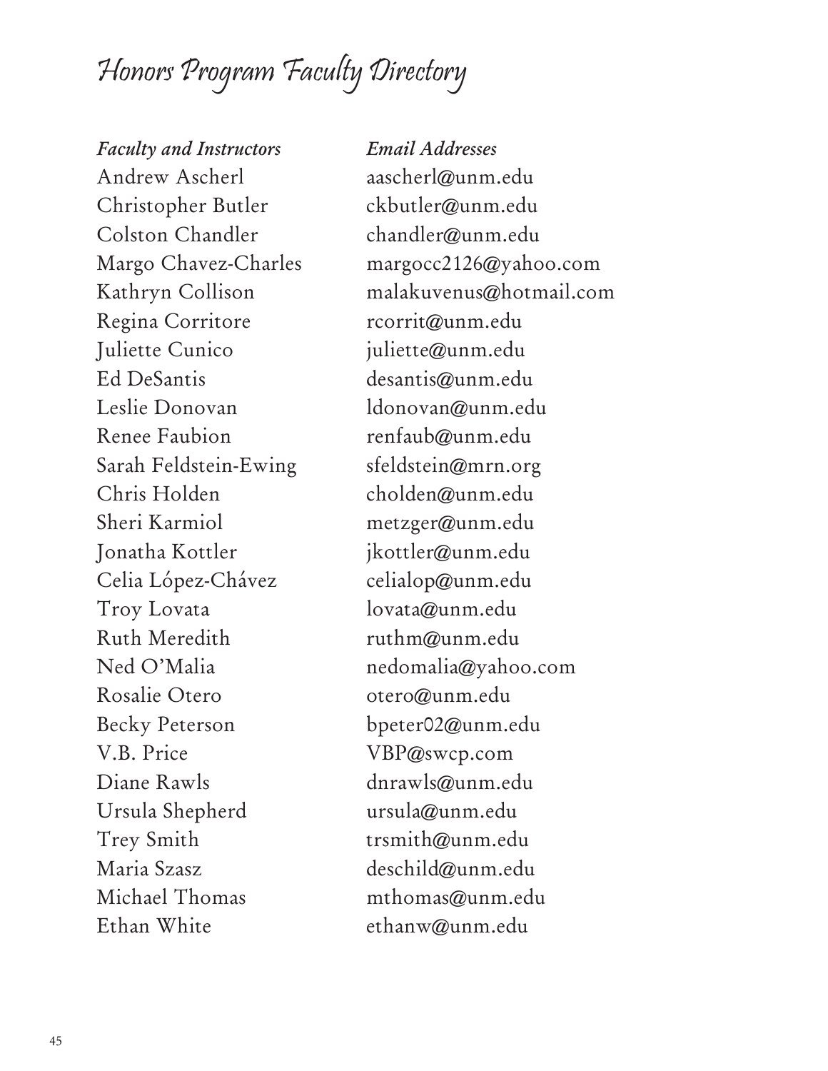# Honors Program Faculty Directory

| *Faculty and Instructors* | *Email Addresses* |
| --- | --- |
| Andrew Ascherl | aascherl@unm.edu |
| Christopher Butler | ckbutler@unm.edu |
| Colston Chandler | chandler@unm.edu |
| Margo Chavez-Charles | margocc2126@yahoo.com |
| Kathryn Collison | malakuvenus@hotmail.com |
| Regina Corritore | rcorrit@unm.edu |
| Juliette Cunico | juliette@unm.edu |
| Ed DeSantis | desantis@unm.edu |
| Leslie Donovan | ldonovan@unm.edu |
| Renee Faubion | renfaub@unm.edu |
| Sarah Feldstein-Ewing | sfeldstein@mrn.org |
| Chris Holden | cholden@unm.edu |
| Sheri Karmiol | metzger@unm.edu |
| Jonatha Kottler | jkottler@unm.edu |
| Celia López-Chávez | celialop@unm.edu |
| Troy Lovata | lovata@unm.edu |
| Ruth Meredith | ruthm@unm.edu |
| Ned O'Malia | nedomalia@yahoo.com |
| Rosalie Otero | otero@unm.edu |
| Becky Peterson | bpeter02@unm.edu |
| V.B. Price | VBP@swcp.com |
| Diane Rawls | dnrawls@unm.edu |
| Ursula Shepherd | ursula@unm.edu |
| Trey Smith | trsmith@unm.edu |
| Maria Szasz | deschild@unm.edu |
| Michael Thomas | mthomas@unm.edu |
| Ethan White | ethanw@unm.edu |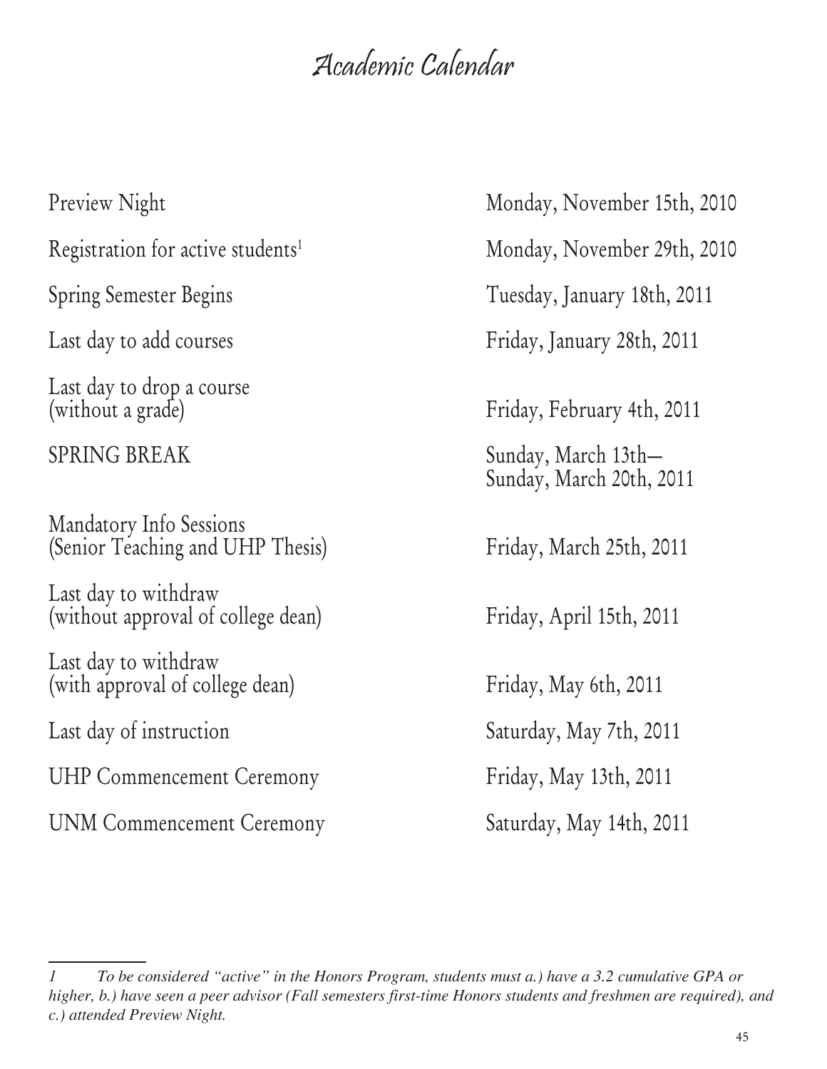# Academic Calendar

| | |
|---|---|
| Preview Night | Monday, November 15th, 2010 |
| Registration for active students[1] | Monday, November 29th, 2010 |
| Spring Semester Begins | Tuesday, January 18th, 2011 |
| Last day to add courses | Friday, January 28th, 2011 |
| Last day to drop a course (without a grade) | Friday, February 4th, 2011 |
| SPRING BREAK | Sunday, March 13th—Sunday, March 20th, 2011 |
| Mandatory Info Sessions (Senior Teaching and UHP Thesis) | Friday, March 25th, 2011 |
| Last day to withdraw (without approval of college dean) | Friday, April 15th, 2011 |
| Last day to withdraw (with approval of college dean) | Friday, May 6th, 2011 |
| Last day of instruction | Saturday, May 7th, 2011 |
| UHP Commencement Ceremony | Friday, May 13th, 2011 |
| UNM Commencement Ceremony | Saturday, May 14th, 2011 |

---

*1 To be considered "active" in the Honors Program, students must a.) have a 3.2 cumulative GPA or higher, b.) have seen a peer advisor (Fall semesters first-time Honors students and freshmen are required), and c.) attended Preview Night.*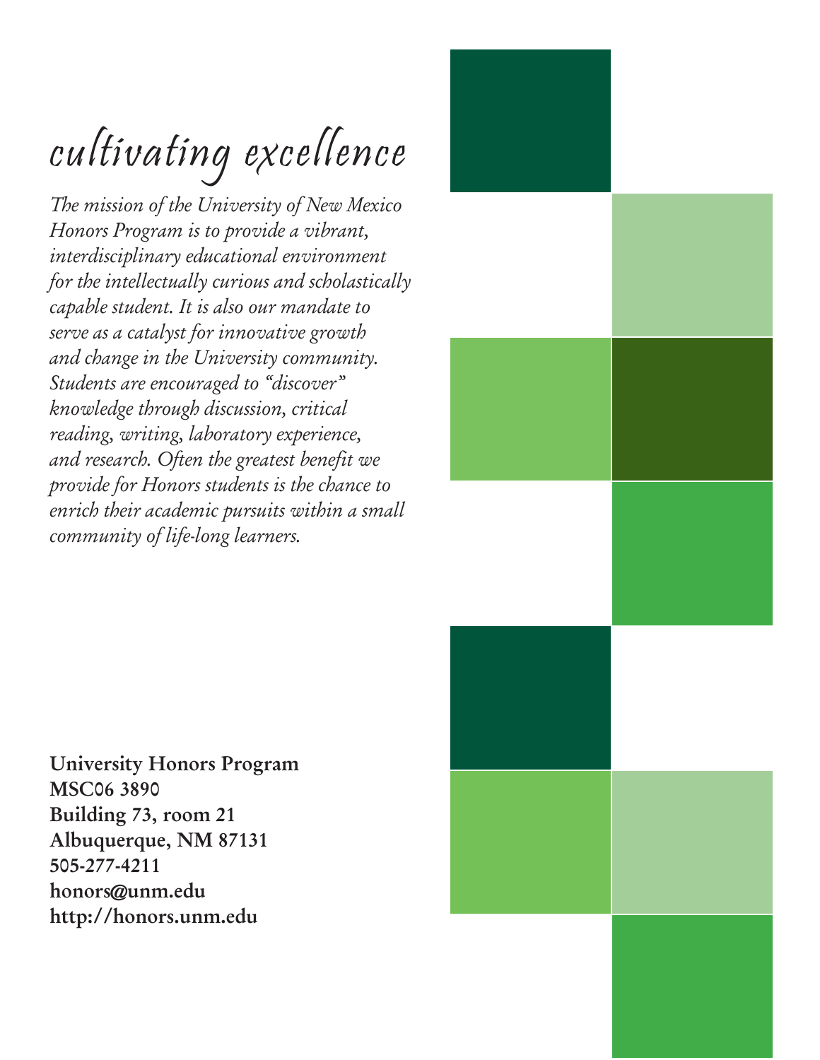# cultivating excellence

*The mission of the University of New Mexico Honors Program is to provide a vibrant, interdisciplinary educational environment for the intellectually curious and scholastically capable student. It is also our mandate to serve as a catalyst for innovative growth and change in the University community. Students are encouraged to "discover" knowledge through discussion, critical reading, writing, laboratory experience, and research. Often the greatest benefit we provide for Honors students is the chance to enrich their academic pursuits within a small community of life-long learners.*

**University Honors Program**
**MSC06 3890**
**Building 73, room 21**
**Albuquerque, NM 87131**
**505-277-4211**
**honors@unm.edu**
**http://honors.unm.edu**